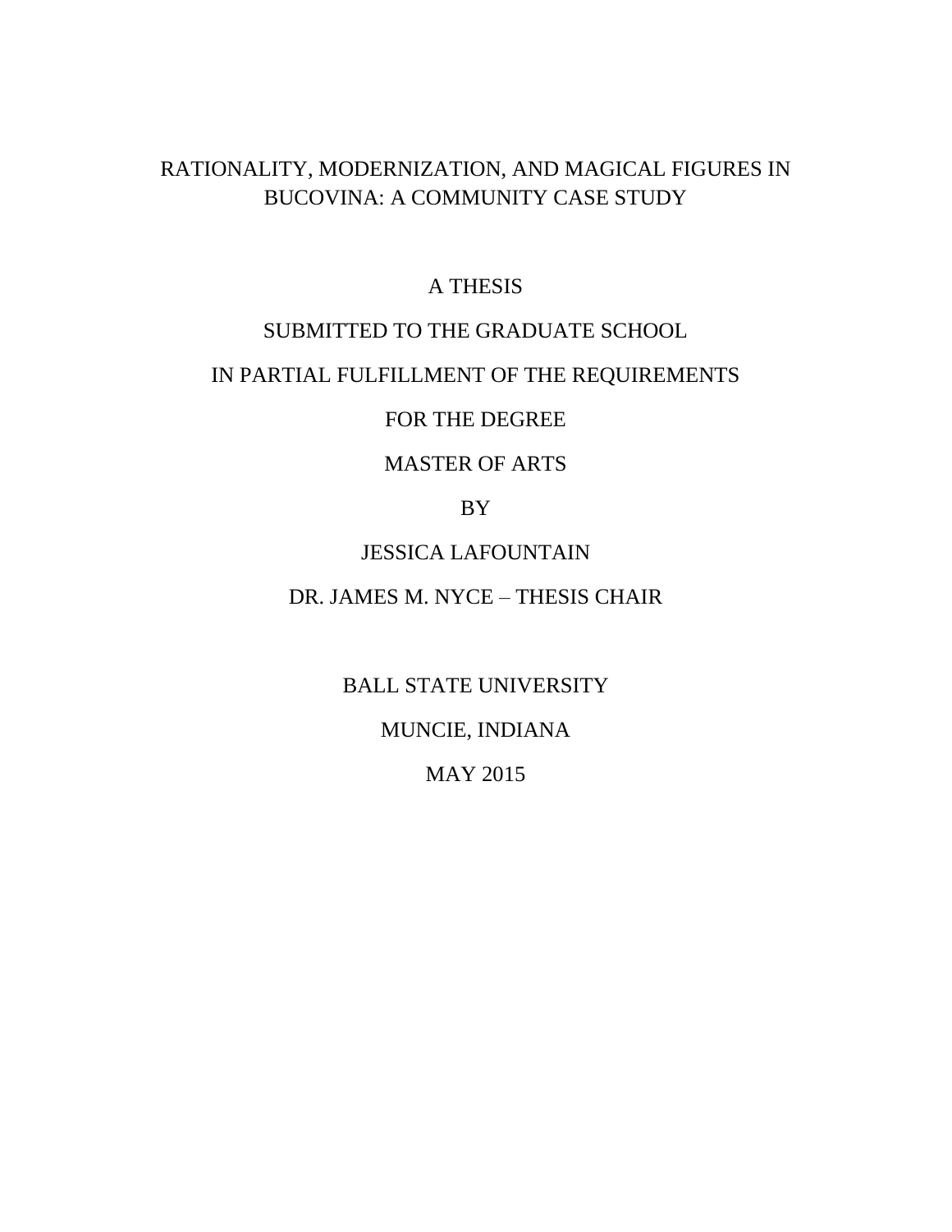# RATIONALITY, MODERNIZATION, AND MAGICAL FIGURES IN BUCOVINA: A COMMUNITY CASE STUDY

A THESIS

SUBMITTED TO THE GRADUATE SCHOOL

IN PARTIAL FULFILLMENT OF THE REQUIREMENTS

FOR THE DEGREE

MASTER OF ARTS

BY

JESSICA LAFOUNTAIN

DR. JAMES M. NYCE – THESIS CHAIR

BALL STATE UNIVERSITY

MUNCIE, INDIANA

MAY 2015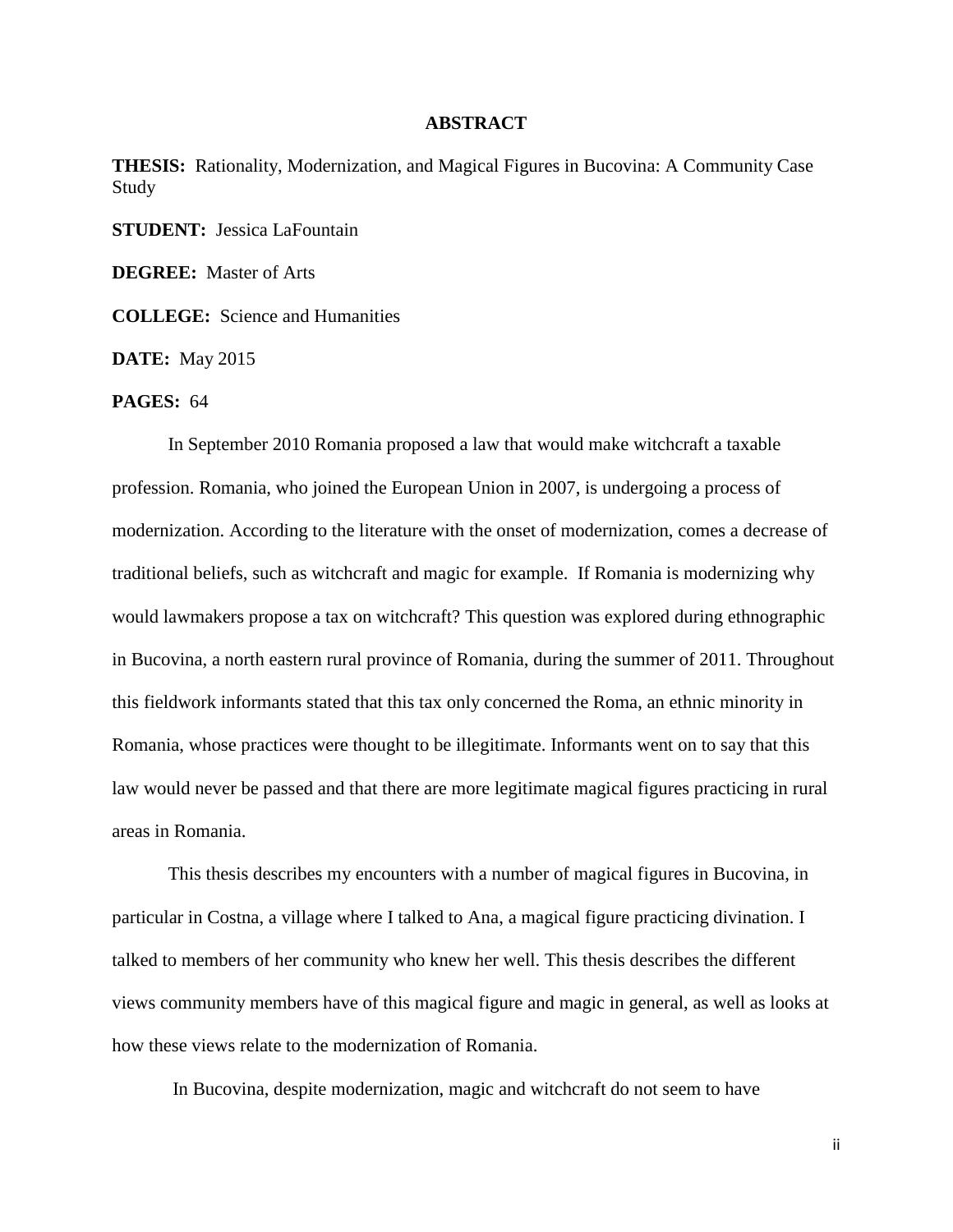## ABSTRACT

**THESIS:** Rationality, Modernization, and Magical Figures in Bucovina: A Community Case Study

**STUDENT:** Jessica LaFountain

**DEGREE:** Master of Arts

**COLLEGE:** Science and Humanities

**DATE:** May 2015

**PAGES:** 64

In September 2010 Romania proposed a law that would make witchcraft a taxable profession. Romania, who joined the European Union in 2007, is undergoing a process of modernization. According to the literature with the onset of modernization, comes a decrease of traditional beliefs, such as witchcraft and magic for example. If Romania is modernizing why would lawmakers propose a tax on witchcraft? This question was explored during ethnographic in Bucovina, a north eastern rural province of Romania, during the summer of 2011. Throughout this fieldwork informants stated that this tax only concerned the Roma, an ethnic minority in Romania, whose practices were thought to be illegitimate. Informants went on to say that this law would never be passed and that there are more legitimate magical figures practicing in rural areas in Romania.

This thesis describes my encounters with a number of magical figures in Bucovina, in particular in Costna, a village where I talked to Ana, a magical figure practicing divination. I talked to members of her community who knew her well. This thesis describes the different views community members have of this magical figure and magic in general, as well as looks at how these views relate to the modernization of Romania.

In Bucovina, despite modernization, magic and witchcraft do not seem to have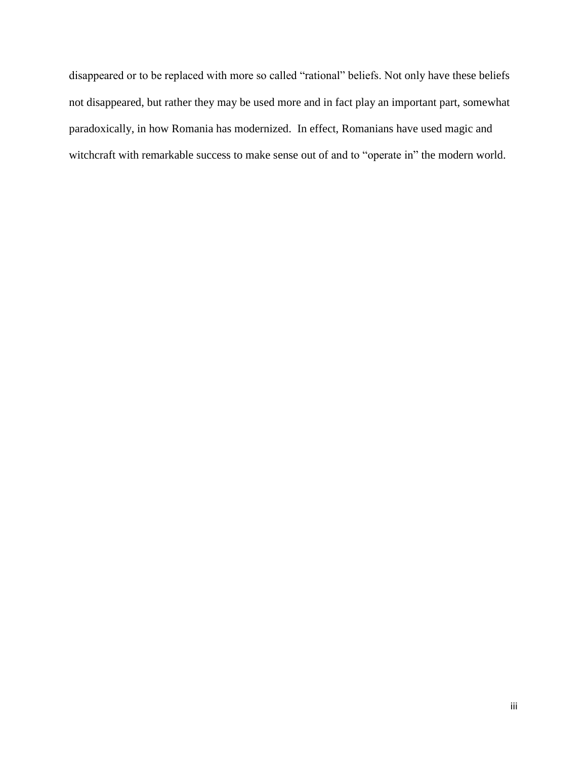disappeared or to be replaced with more so called "rational" beliefs. Not only have these beliefs not disappeared, but rather they may be used more and in fact play an important part, somewhat paradoxically, in how Romania has modernized. In effect, Romanians have used magic and witchcraft with remarkable success to make sense out of and to "operate in" the modern world.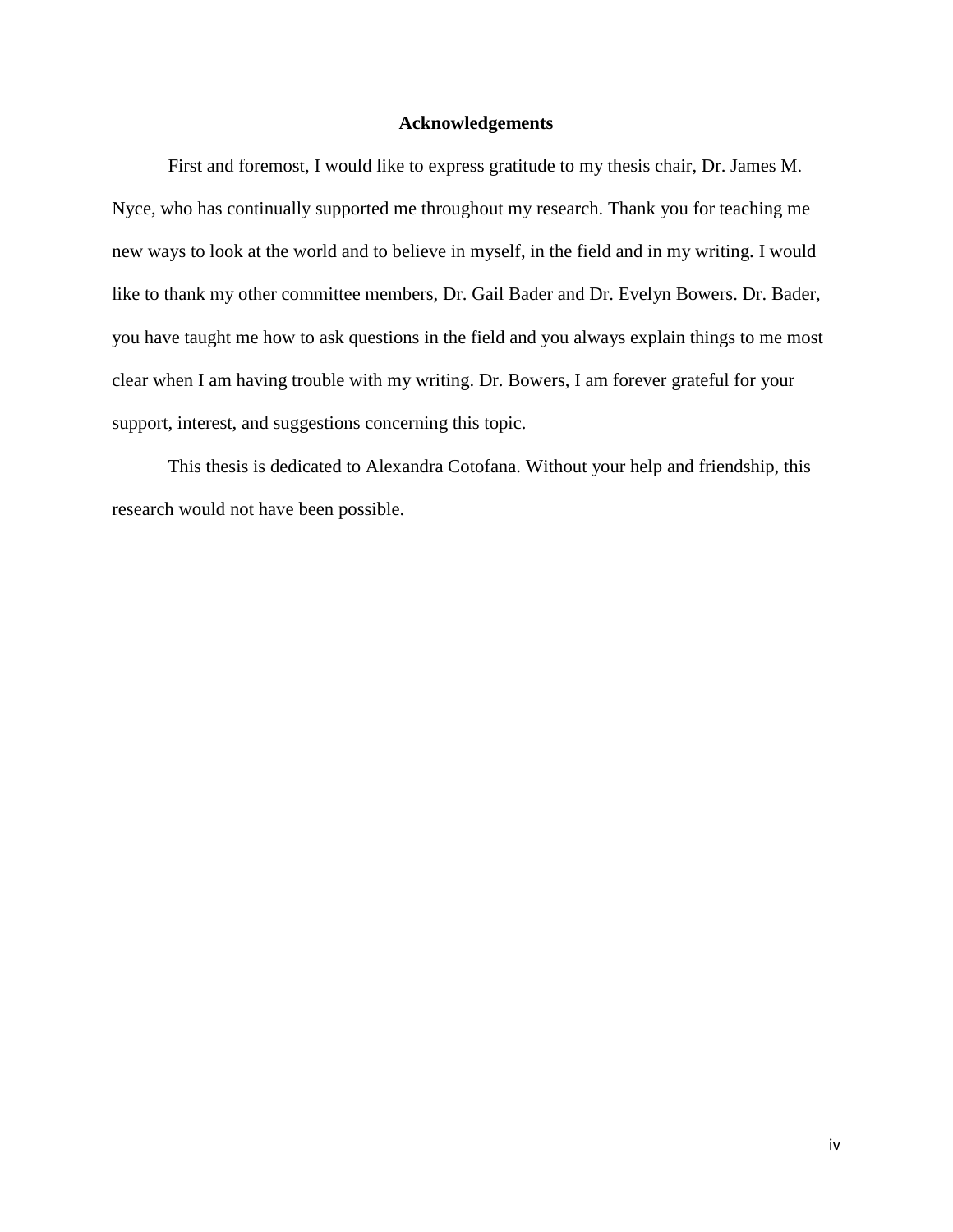## Acknowledgements

First and foremost, I would like to express gratitude to my thesis chair, Dr. James M. Nyce, who has continually supported me throughout my research. Thank you for teaching me new ways to look at the world and to believe in myself, in the field and in my writing. I would like to thank my other committee members, Dr. Gail Bader and Dr. Evelyn Bowers. Dr. Bader, you have taught me how to ask questions in the field and you always explain things to me most clear when I am having trouble with my writing. Dr. Bowers, I am forever grateful for your support, interest, and suggestions concerning this topic.

This thesis is dedicated to Alexandra Cotofana. Without your help and friendship, this research would not have been possible.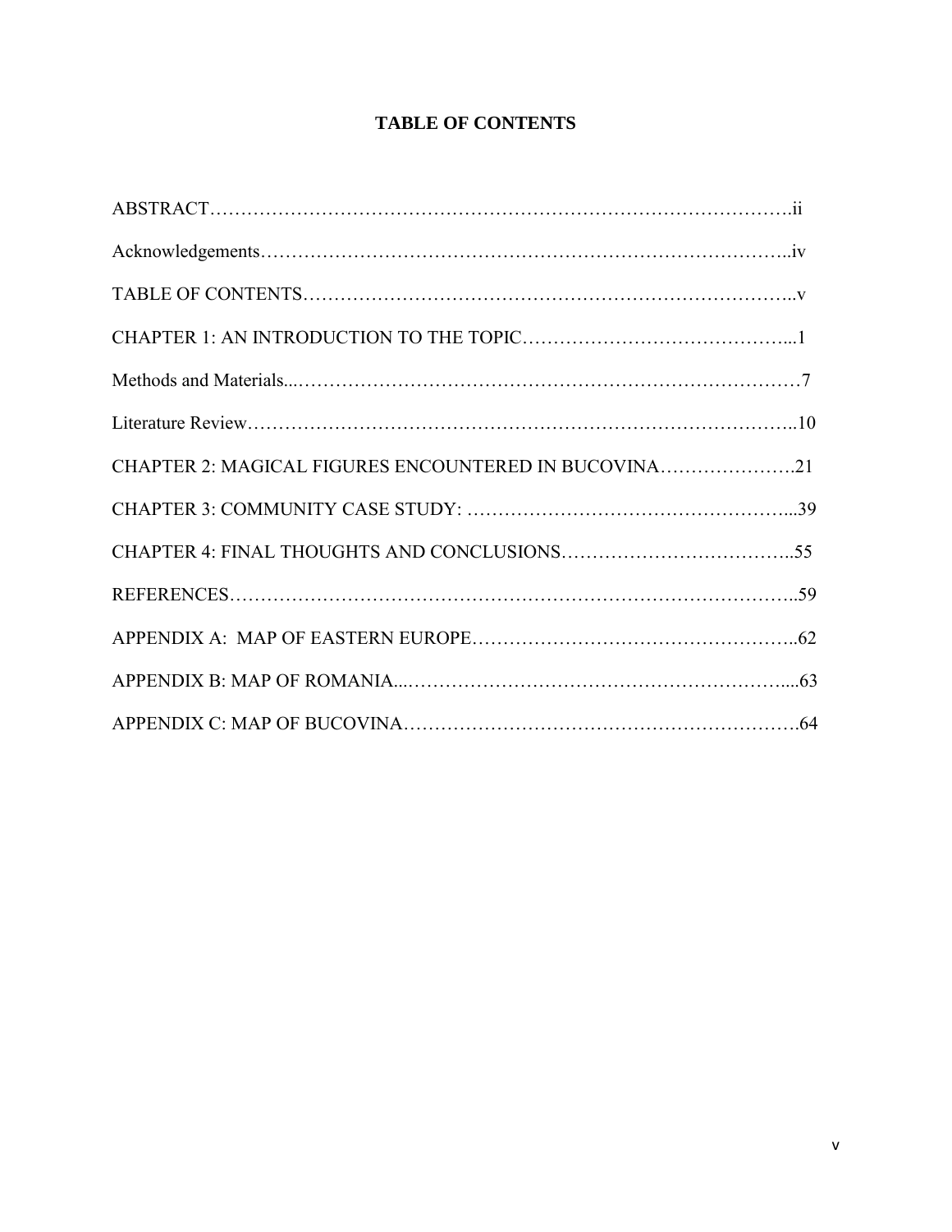# TABLE OF CONTENTS

ABSTRACT……………………………………………………………………………….ii

Acknowledgements………………………………………………………………………..iv

TABLE OF CONTENTS…………………………………………………………………..v

CHAPTER 1: AN INTRODUCTION TO THE TOPIC……………………………………...1

Methods and Materials...……………………………………………………………………7

Literature Review…………………………………………………………………………..10

CHAPTER 2: MAGICAL FIGURES ENCOUNTERED IN BUCOVINA………………….21

CHAPTER 3: COMMUNITY CASE STUDY: ……………………………………………...39

CHAPTER 4: FINAL THOUGHTS AND CONCLUSIONS………………………………..55

REFERENCES……………………………………………………………………………..59

APPENDIX A: MAP OF EASTERN EUROPE……………………………………………..62

APPENDIX B: MAP OF ROMANIA...……………………………………………….…....63

APPENDIX C: MAP OF BUCOVINA…………………………………………………….64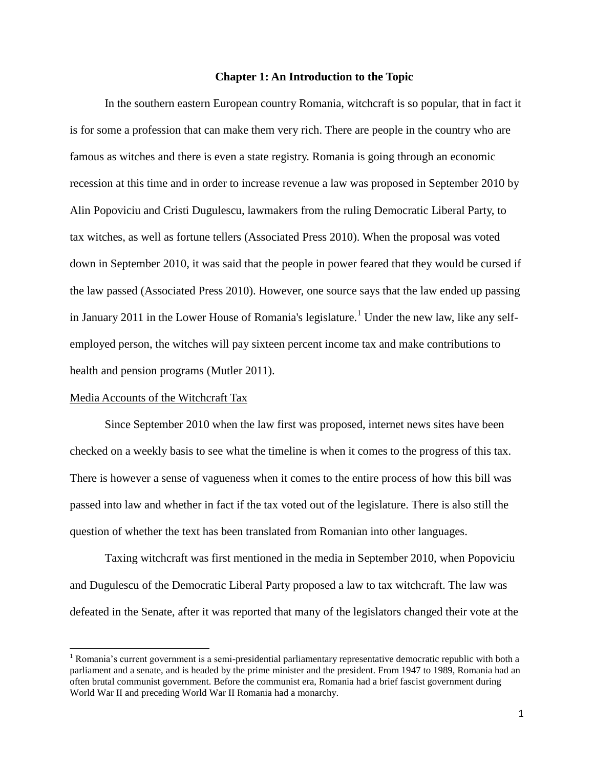## Chapter 1: An Introduction to the Topic

In the southern eastern European country Romania, witchcraft is so popular, that in fact it is for some a profession that can make them very rich. There are people in the country who are famous as witches and there is even a state registry. Romania is going through an economic recession at this time and in order to increase revenue a law was proposed in September 2010 by Alin Popoviciu and Cristi Dugulescu, lawmakers from the ruling Democratic Liberal Party, to tax witches, as well as fortune tellers (Associated Press 2010). When the proposal was voted down in September 2010, it was said that the people in power feared that they would be cursed if the law passed (Associated Press 2010). However, one source says that the law ended up passing in January 2011 in the Lower House of Romania's legislature.[1] Under the new law, like any self-employed person, the witches will pay sixteen percent income tax and make contributions to health and pension programs (Mutler 2011).

### Media Accounts of the Witchcraft Tax

Since September 2010 when the law first was proposed, internet news sites have been checked on a weekly basis to see what the timeline is when it comes to the progress of this tax. There is however a sense of vagueness when it comes to the entire process of how this bill was passed into law and whether in fact if the tax voted out of the legislature. There is also still the question of whether the text has been translated from Romanian into other languages.

Taxing witchcraft was first mentioned in the media in September 2010, when Popoviciu and Dugulescu of the Democratic Liberal Party proposed a law to tax witchcraft. The law was defeated in the Senate, after it was reported that many of the legislators changed their vote at the

[1] Romania's current government is a semi-presidential parliamentary representative democratic republic with both a parliament and a senate, and is headed by the prime minister and the president. From 1947 to 1989, Romania had an often brutal communist government. Before the communist era, Romania had a brief fascist government during World War II and preceding World War II Romania had a monarchy.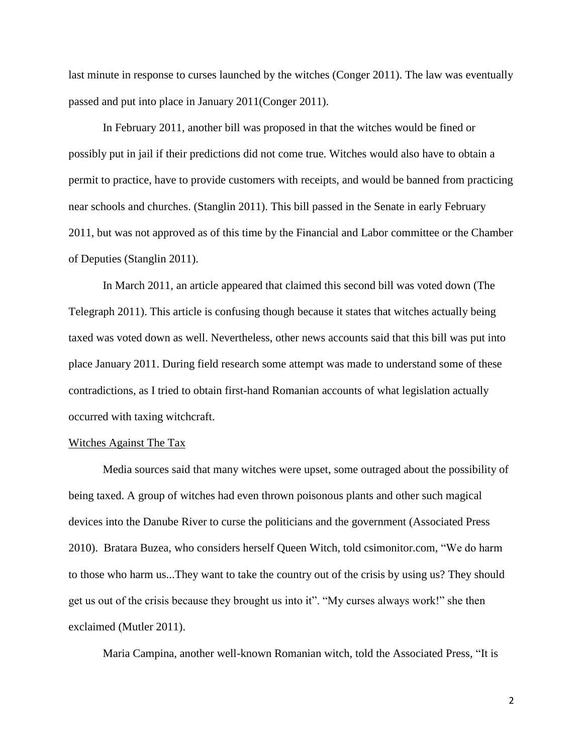last minute in response to curses launched by the witches (Conger 2011). The law was eventually passed and put into place in January 2011(Conger 2011).

In February 2011, another bill was proposed in that the witches would be fined or possibly put in jail if their predictions did not come true. Witches would also have to obtain a permit to practice, have to provide customers with receipts, and would be banned from practicing near schools and churches. (Stanglin 2011). This bill passed in the Senate in early February 2011, but was not approved as of this time by the Financial and Labor committee or the Chamber of Deputies (Stanglin 2011).

In March 2011, an article appeared that claimed this second bill was voted down (The Telegraph 2011). This article is confusing though because it states that witches actually being taxed was voted down as well. Nevertheless, other news accounts said that this bill was put into place January 2011. During field research some attempt was made to understand some of these contradictions, as I tried to obtain first-hand Romanian accounts of what legislation actually occurred with taxing witchcraft.

<u>Witches Against The Tax</u>

Media sources said that many witches were upset, some outraged about the possibility of being taxed. A group of witches had even thrown poisonous plants and other such magical devices into the Danube River to curse the politicians and the government (Associated Press 2010). Bratara Buzea, who considers herself Queen Witch, told csimonitor.com, "We do harm to those who harm us...They want to take the country out of the crisis by using us? They should get us out of the crisis because they brought us into it". "My curses always work!" she then exclaimed (Mutler 2011).

Maria Campina, another well-known Romanian witch, told the Associated Press, "It is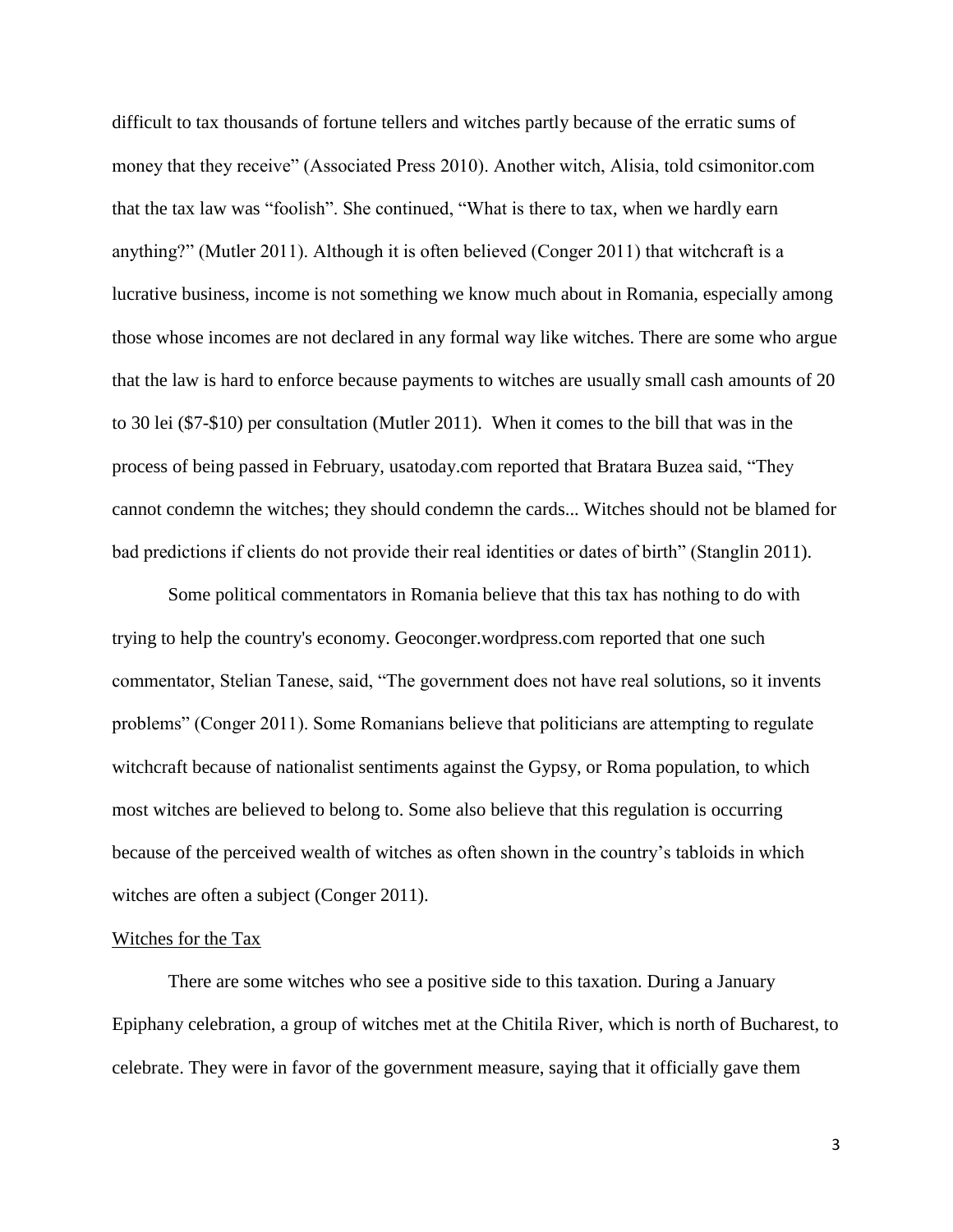difficult to tax thousands of fortune tellers and witches partly because of the erratic sums of money that they receive" (Associated Press 2010). Another witch, Alisia, told csimonitor.com that the tax law was "foolish". She continued, "What is there to tax, when we hardly earn anything?" (Mutler 2011). Although it is often believed (Conger 2011) that witchcraft is a lucrative business, income is not something we know much about in Romania, especially among those whose incomes are not declared in any formal way like witches. There are some who argue that the law is hard to enforce because payments to witches are usually small cash amounts of 20 to 30 lei ($7-$10) per consultation (Mutler 2011). When it comes to the bill that was in the process of being passed in February, usatoday.com reported that Bratara Buzea said, "They cannot condemn the witches; they should condemn the cards... Witches should not be blamed for bad predictions if clients do not provide their real identities or dates of birth" (Stanglin 2011).

Some political commentators in Romania believe that this tax has nothing to do with trying to help the country's economy. Geoconger.wordpress.com reported that one such commentator, Stelian Tanese, said, "The government does not have real solutions, so it invents problems" (Conger 2011). Some Romanians believe that politicians are attempting to regulate witchcraft because of nationalist sentiments against the Gypsy, or Roma population, to which most witches are believed to belong to. Some also believe that this regulation is occurring because of the perceived wealth of witches as often shown in the country's tabloids in which witches are often a subject (Conger 2011).

<u>Witches for the Tax</u>

There are some witches who see a positive side to this taxation. During a January Epiphany celebration, a group of witches met at the Chitila River, which is north of Bucharest, to celebrate. They were in favor of the government measure, saying that it officially gave them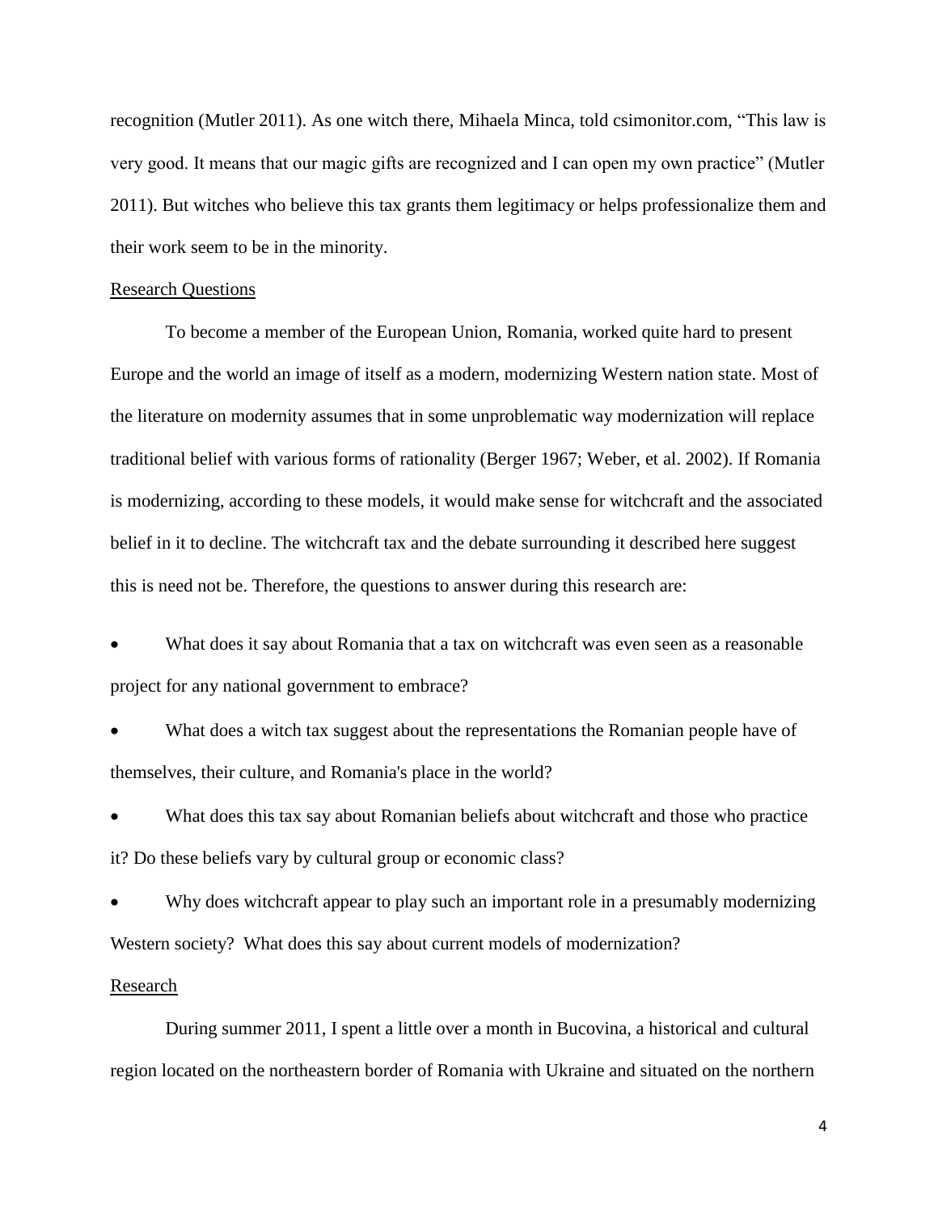recognition (Mutler 2011). As one witch there, Mihaela Minca, told csimonitor.com, "This law is very good. It means that our magic gifts are recognized and I can open my own practice" (Mutler 2011). But witches who believe this tax grants them legitimacy or helps professionalize them and their work seem to be in the minority.

## Research Questions

To become a member of the European Union, Romania, worked quite hard to present Europe and the world an image of itself as a modern, modernizing Western nation state. Most of the literature on modernity assumes that in some unproblematic way modernization will replace traditional belief with various forms of rationality (Berger 1967; Weber, et al. 2002). If Romania is modernizing, according to these models, it would make sense for witchcraft and the associated belief in it to decline. The witchcraft tax and the debate surrounding it described here suggest this is need not be. Therefore, the questions to answer during this research are:

- What does it say about Romania that a tax on witchcraft was even seen as a reasonable project for any national government to embrace?
- What does a witch tax suggest about the representations the Romanian people have of themselves, their culture, and Romania's place in the world?
- What does this tax say about Romanian beliefs about witchcraft and those who practice it? Do these beliefs vary by cultural group or economic class?
- Why does witchcraft appear to play such an important role in a presumably modernizing Western society? What does this say about current models of modernization?

## Research

During summer 2011, I spent a little over a month in Bucovina, a historical and cultural region located on the northeastern border of Romania with Ukraine and situated on the northern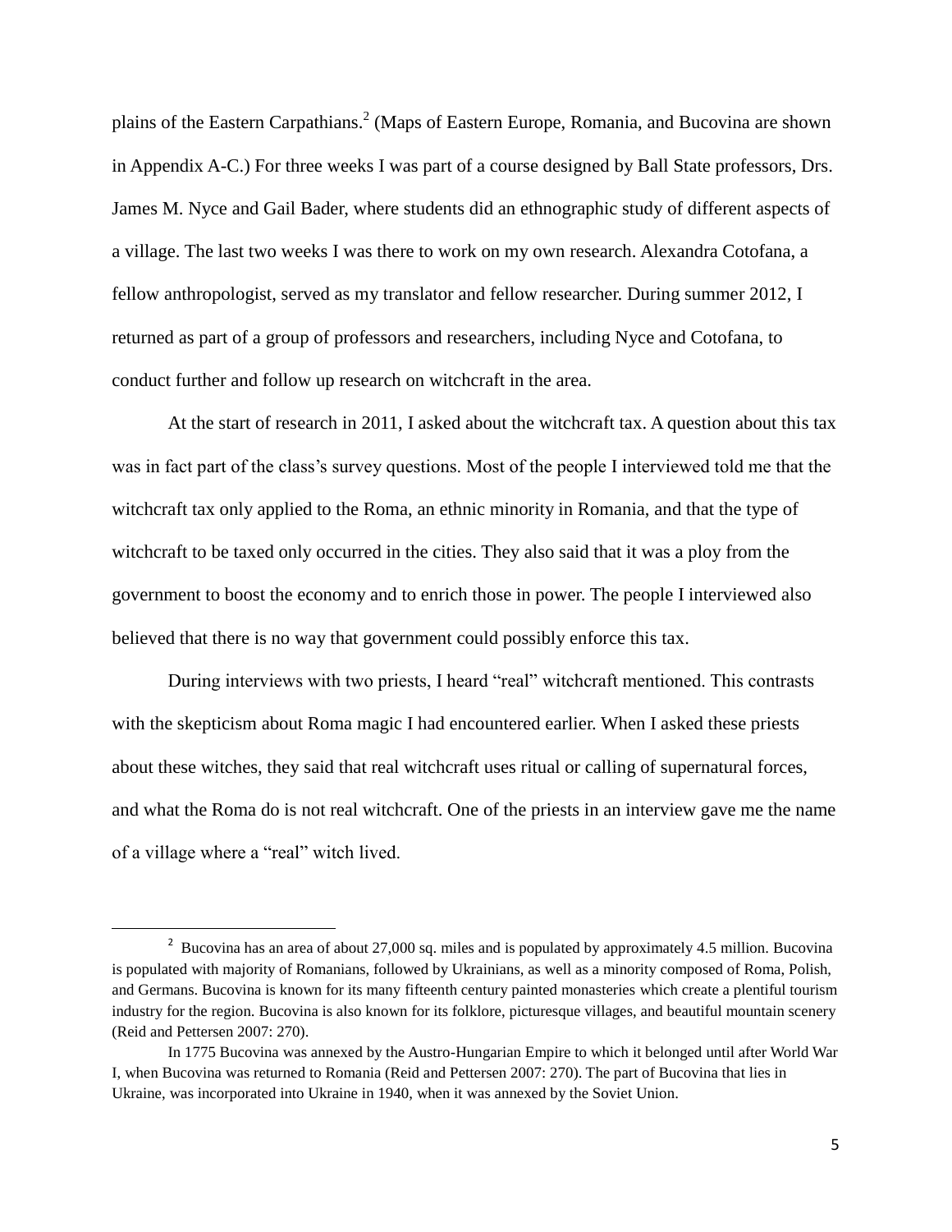plains of the Eastern Carpathians.[2] (Maps of Eastern Europe, Romania, and Bucovina are shown in Appendix A-C.) For three weeks I was part of a course designed by Ball State professors, Drs. James M. Nyce and Gail Bader, where students did an ethnographic study of different aspects of a village. The last two weeks I was there to work on my own research. Alexandra Cotofana, a fellow anthropologist, served as my translator and fellow researcher. During summer 2012, I returned as part of a group of professors and researchers, including Nyce and Cotofana, to conduct further and follow up research on witchcraft in the area.

At the start of research in 2011, I asked about the witchcraft tax. A question about this tax was in fact part of the class's survey questions. Most of the people I interviewed told me that the witchcraft tax only applied to the Roma, an ethnic minority in Romania, and that the type of witchcraft to be taxed only occurred in the cities. They also said that it was a ploy from the government to boost the economy and to enrich those in power. The people I interviewed also believed that there is no way that government could possibly enforce this tax.

During interviews with two priests, I heard "real" witchcraft mentioned. This contrasts with the skepticism about Roma magic I had encountered earlier. When I asked these priests about these witches, they said that real witchcraft uses ritual or calling of supernatural forces, and what the Roma do is not real witchcraft. One of the priests in an interview gave me the name of a village where a "real" witch lived.

---

[2] Bucovina has an area of about 27,000 sq. miles and is populated by approximately 4.5 million. Bucovina is populated with majority of Romanians, followed by Ukrainians, as well as a minority composed of Roma, Polish, and Germans. Bucovina is known for its many fifteenth century painted monasteries which create a plentiful tourism industry for the region. Bucovina is also known for its folklore, picturesque villages, and beautiful mountain scenery (Reid and Pettersen 2007: 270).

In 1775 Bucovina was annexed by the Austro-Hungarian Empire to which it belonged until after World War I, when Bucovina was returned to Romania (Reid and Pettersen 2007: 270). The part of Bucovina that lies in Ukraine, was incorporated into Ukraine in 1940, when it was annexed by the Soviet Union.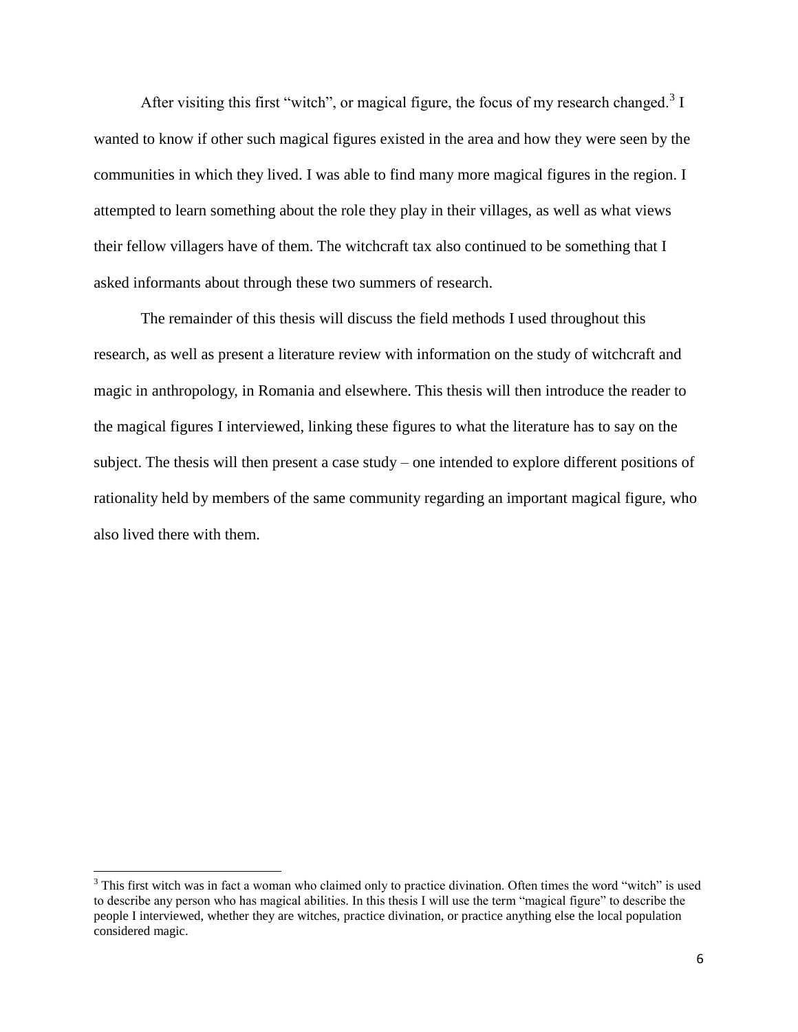After visiting this first "witch", or magical figure, the focus of my research changed.[3] I wanted to know if other such magical figures existed in the area and how they were seen by the communities in which they lived. I was able to find many more magical figures in the region. I attempted to learn something about the role they play in their villages, as well as what views their fellow villagers have of them. The witchcraft tax also continued to be something that I asked informants about through these two summers of research.

The remainder of this thesis will discuss the field methods I used throughout this research, as well as present a literature review with information on the study of witchcraft and magic in anthropology, in Romania and elsewhere. This thesis will then introduce the reader to the magical figures I interviewed, linking these figures to what the literature has to say on the subject. The thesis will then present a case study – one intended to explore different positions of rationality held by members of the same community regarding an important magical figure, who also lived there with them.

[3] This first witch was in fact a woman who claimed only to practice divination. Often times the word "witch" is used to describe any person who has magical abilities. In this thesis I will use the term "magical figure" to describe the people I interviewed, whether they are witches, practice divination, or practice anything else the local population considered magic.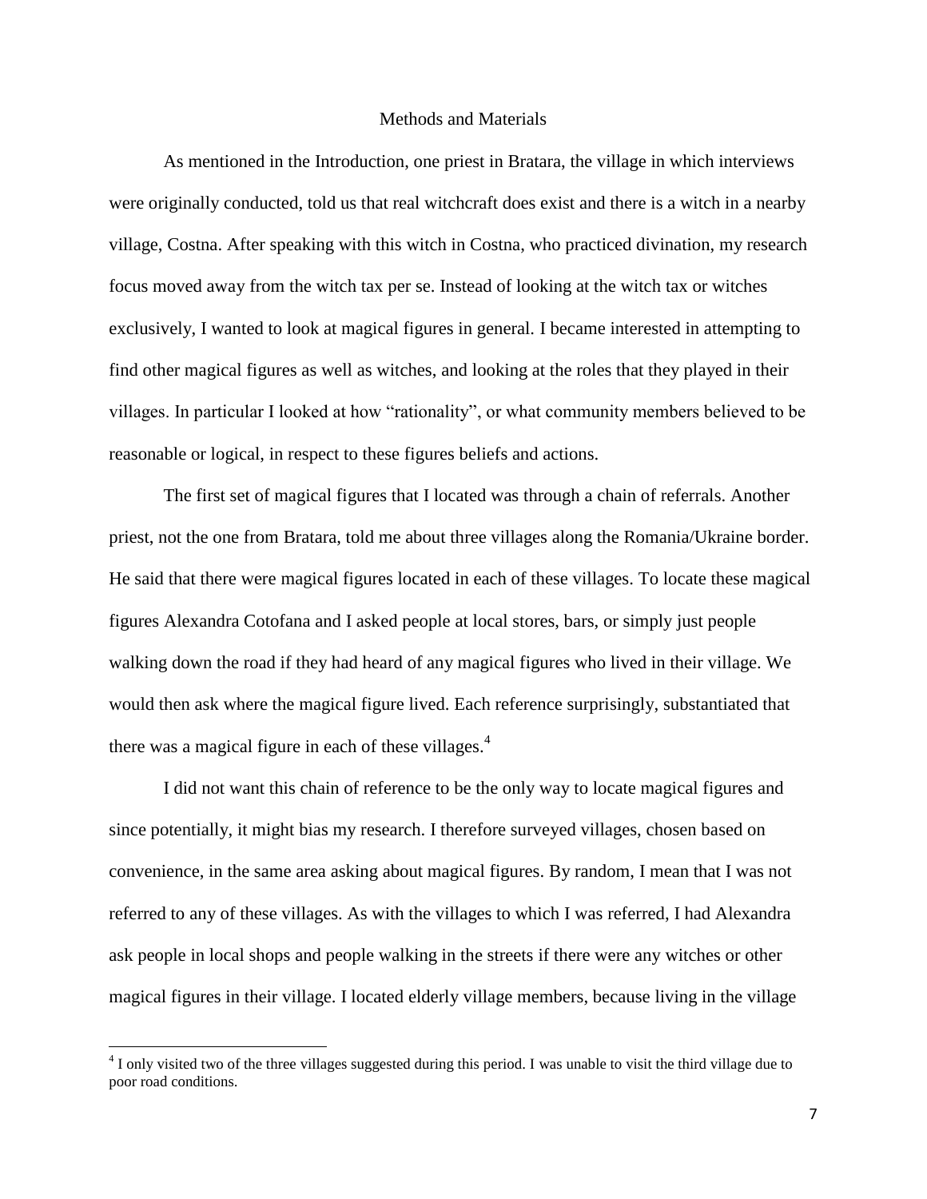## Methods and Materials

As mentioned in the Introduction, one priest in Bratara, the village in which interviews were originally conducted, told us that real witchcraft does exist and there is a witch in a nearby village, Costna. After speaking with this witch in Costna, who practiced divination, my research focus moved away from the witch tax per se. Instead of looking at the witch tax or witches exclusively, I wanted to look at magical figures in general. I became interested in attempting to find other magical figures as well as witches, and looking at the roles that they played in their villages. In particular I looked at how "rationality", or what community members believed to be reasonable or logical, in respect to these figures beliefs and actions.

The first set of magical figures that I located was through a chain of referrals. Another priest, not the one from Bratara, told me about three villages along the Romania/Ukraine border. He said that there were magical figures located in each of these villages. To locate these magical figures Alexandra Cotofana and I asked people at local stores, bars, or simply just people walking down the road if they had heard of any magical figures who lived in their village. We would then ask where the magical figure lived. Each reference surprisingly, substantiated that there was a magical figure in each of these villages.[4]

I did not want this chain of reference to be the only way to locate magical figures and since potentially, it might bias my research. I therefore surveyed villages, chosen based on convenience, in the same area asking about magical figures. By random, I mean that I was not referred to any of these villages. As with the villages to which I was referred, I had Alexandra ask people in local shops and people walking in the streets if there were any witches or other magical figures in their village. I located elderly village members, because living in the village

[4] I only visited two of the three villages suggested during this period. I was unable to visit the third village due to poor road conditions.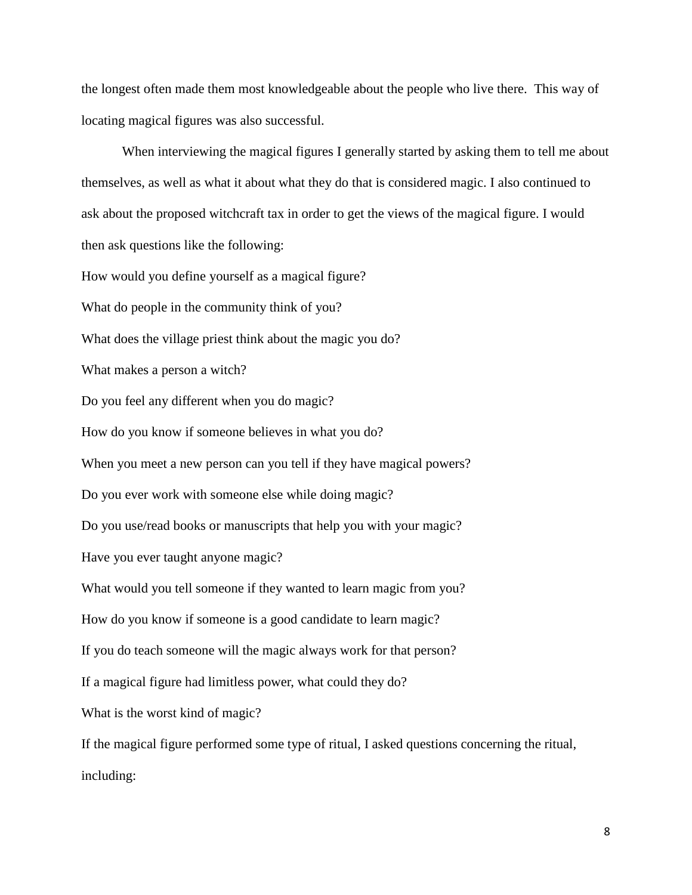the longest often made them most knowledgeable about the people who live there.  This way of locating magical figures was also successful.

When interviewing the magical figures I generally started by asking them to tell me about themselves, as well as what it about what they do that is considered magic. I also continued to ask about the proposed witchcraft tax in order to get the views of the magical figure. I would then ask questions like the following:

How would you define yourself as a magical figure?

What do people in the community think of you?

What does the village priest think about the magic you do?

What makes a person a witch?

Do you feel any different when you do magic?

How do you know if someone believes in what you do?

When you meet a new person can you tell if they have magical powers?

Do you ever work with someone else while doing magic?

Do you use/read books or manuscripts that help you with your magic?

Have you ever taught anyone magic?

What would you tell someone if they wanted to learn magic from you?

How do you know if someone is a good candidate to learn magic?

If you do teach someone will the magic always work for that person?

If a magical figure had limitless power, what could they do?

What is the worst kind of magic?

If the magical figure performed some type of ritual, I asked questions concerning the ritual, including: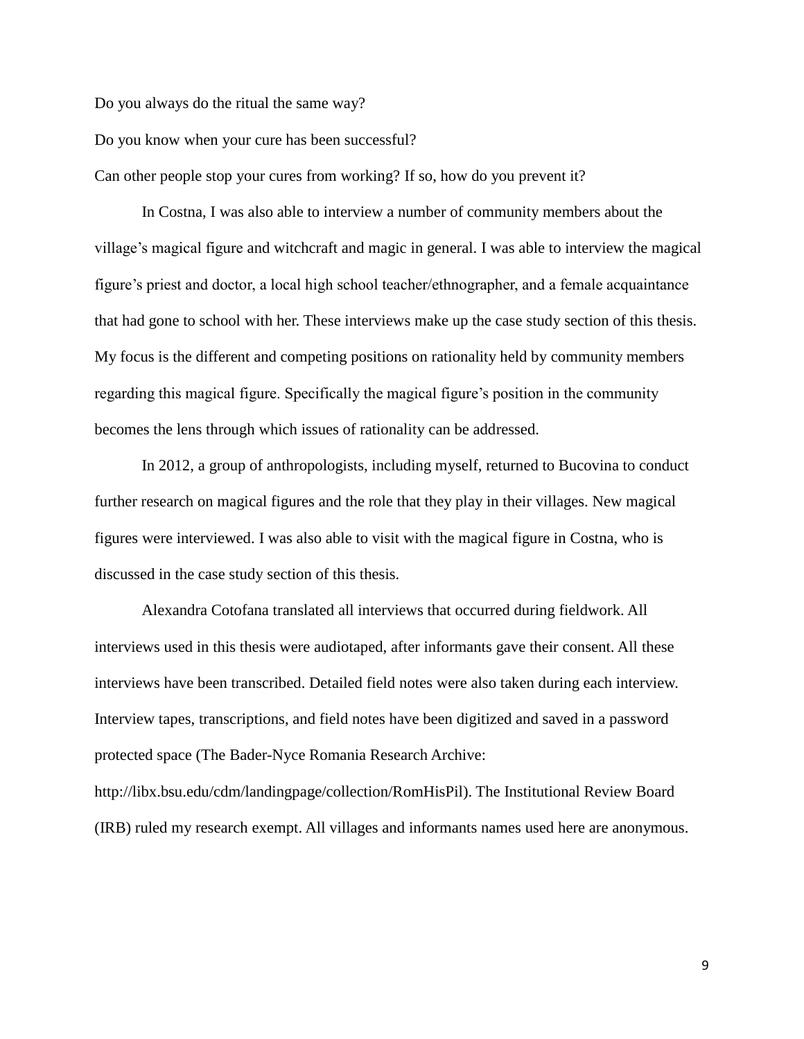Do you always do the ritual the same way?

Do you know when your cure has been successful?

Can other people stop your cures from working? If so, how do you prevent it?

In Costna, I was also able to interview a number of community members about the village's magical figure and witchcraft and magic in general. I was able to interview the magical figure's priest and doctor, a local high school teacher/ethnographer, and a female acquaintance that had gone to school with her. These interviews make up the case study section of this thesis. My focus is the different and competing positions on rationality held by community members regarding this magical figure. Specifically the magical figure's position in the community becomes the lens through which issues of rationality can be addressed.

In 2012, a group of anthropologists, including myself, returned to Bucovina to conduct further research on magical figures and the role that they play in their villages. New magical figures were interviewed. I was also able to visit with the magical figure in Costna, who is discussed in the case study section of this thesis.

Alexandra Cotofana translated all interviews that occurred during fieldwork. All interviews used in this thesis were audiotaped, after informants gave their consent. All these interviews have been transcribed. Detailed field notes were also taken during each interview. Interview tapes, transcriptions, and field notes have been digitized and saved in a password protected space (The Bader-Nyce Romania Research Archive: http://libx.bsu.edu/cdm/landingpage/collection/RomHisPil). The Institutional Review Board (IRB) ruled my research exempt. All villages and informants names used here are anonymous.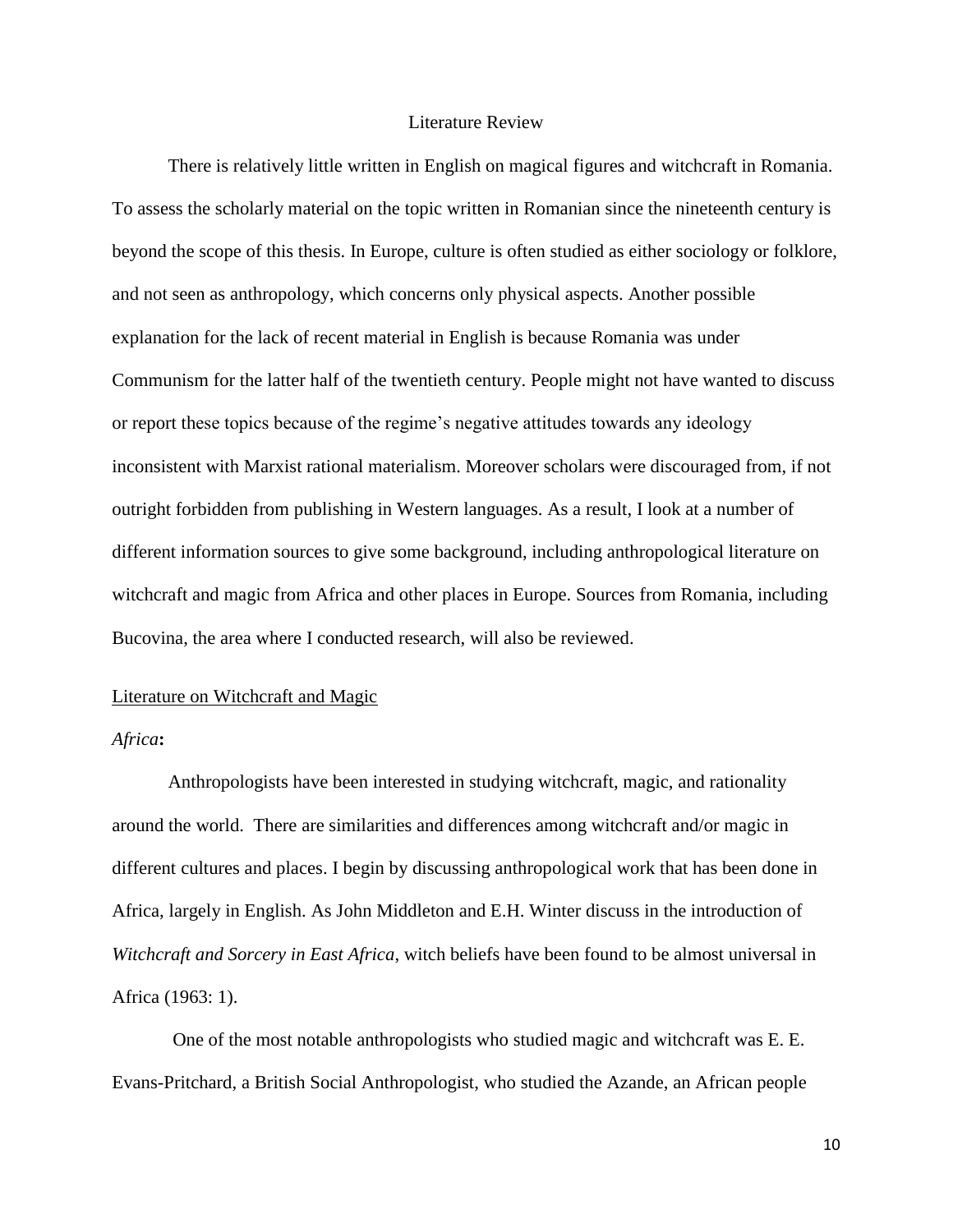# Literature Review

There is relatively little written in English on magical figures and witchcraft in Romania. To assess the scholarly material on the topic written in Romanian since the nineteenth century is beyond the scope of this thesis. In Europe, culture is often studied as either sociology or folklore, and not seen as anthropology, which concerns only physical aspects. Another possible explanation for the lack of recent material in English is because Romania was under Communism for the latter half of the twentieth century. People might not have wanted to discuss or report these topics because of the regime's negative attitudes towards any ideology inconsistent with Marxist rational materialism. Moreover scholars were discouraged from, if not outright forbidden from publishing in Western languages. As a result, I look at a number of different information sources to give some background, including anthropological literature on witchcraft and magic from Africa and other places in Europe. Sources from Romania, including Bucovina, the area where I conducted research, will also be reviewed.

## Literature on Witchcraft and Magic

### *Africa*:

Anthropologists have been interested in studying witchcraft, magic, and rationality around the world. There are similarities and differences among witchcraft and/or magic in different cultures and places. I begin by discussing anthropological work that has been done in Africa, largely in English. As John Middleton and E.H. Winter discuss in the introduction of *Witchcraft and Sorcery in East Africa*, witch beliefs have been found to be almost universal in Africa (1963: 1).

One of the most notable anthropologists who studied magic and witchcraft was E. E. Evans-Pritchard, a British Social Anthropologist, who studied the Azande, an African people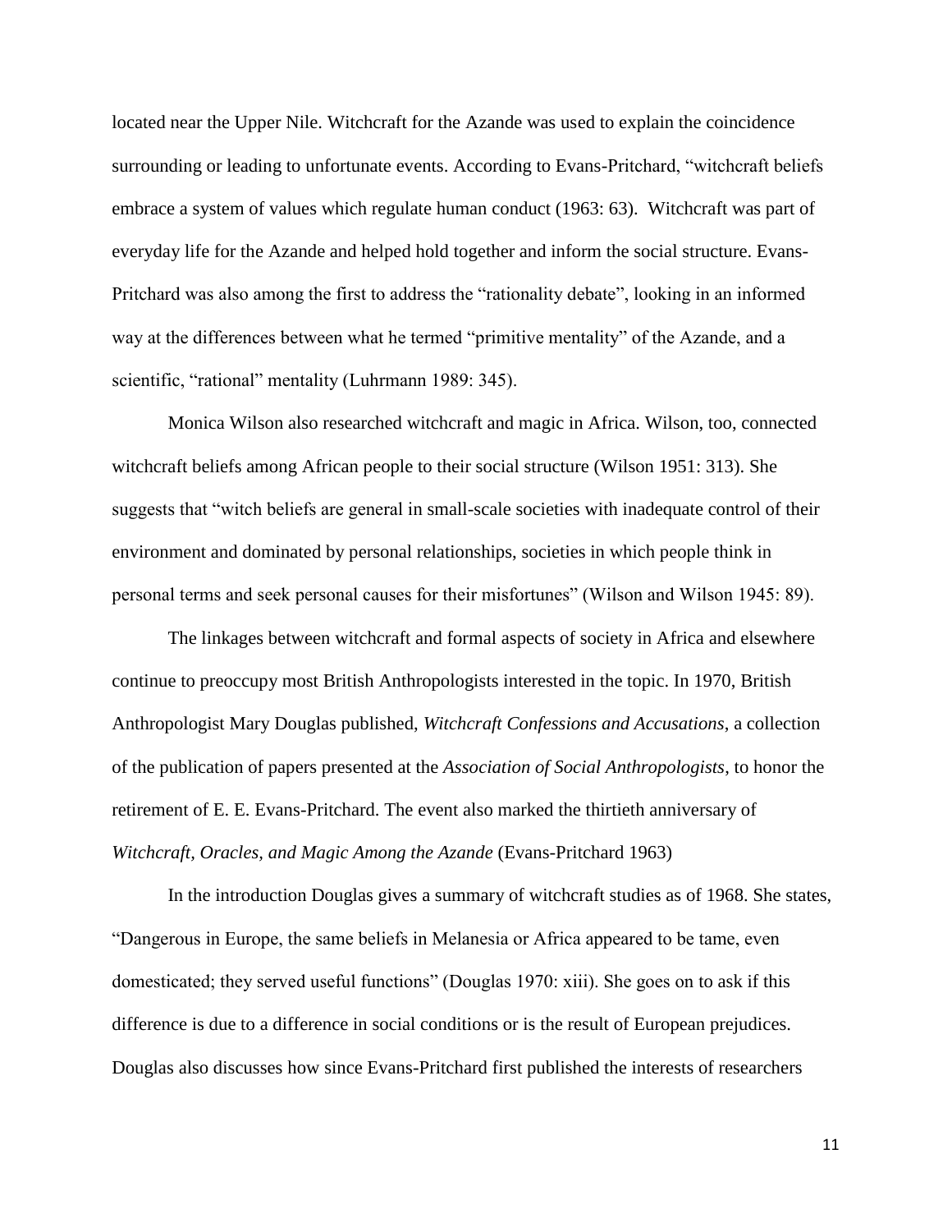located near the Upper Nile. Witchcraft for the Azande was used to explain the coincidence surrounding or leading to unfortunate events. According to Evans-Pritchard, "witchcraft beliefs embrace a system of values which regulate human conduct (1963: 63). Witchcraft was part of everyday life for the Azande and helped hold together and inform the social structure. Evans-Pritchard was also among the first to address the "rationality debate", looking in an informed way at the differences between what he termed "primitive mentality" of the Azande, and a scientific, "rational" mentality (Luhrmann 1989: 345).

Monica Wilson also researched witchcraft and magic in Africa. Wilson, too, connected witchcraft beliefs among African people to their social structure (Wilson 1951: 313). She suggests that "witch beliefs are general in small-scale societies with inadequate control of their environment and dominated by personal relationships, societies in which people think in personal terms and seek personal causes for their misfortunes" (Wilson and Wilson 1945: 89).

The linkages between witchcraft and formal aspects of society in Africa and elsewhere continue to preoccupy most British Anthropologists interested in the topic. In 1970, British Anthropologist Mary Douglas published, *Witchcraft Confessions and Accusations*, a collection of the publication of papers presented at the *Association of Social Anthropologists*, to honor the retirement of E. E. Evans-Pritchard. The event also marked the thirtieth anniversary of *Witchcraft, Oracles, and Magic Among the Azande* (Evans-Pritchard 1963)

In the introduction Douglas gives a summary of witchcraft studies as of 1968. She states, "Dangerous in Europe, the same beliefs in Melanesia or Africa appeared to be tame, even domesticated; they served useful functions" (Douglas 1970: xiii). She goes on to ask if this difference is due to a difference in social conditions or is the result of European prejudices. Douglas also discusses how since Evans-Pritchard first published the interests of researchers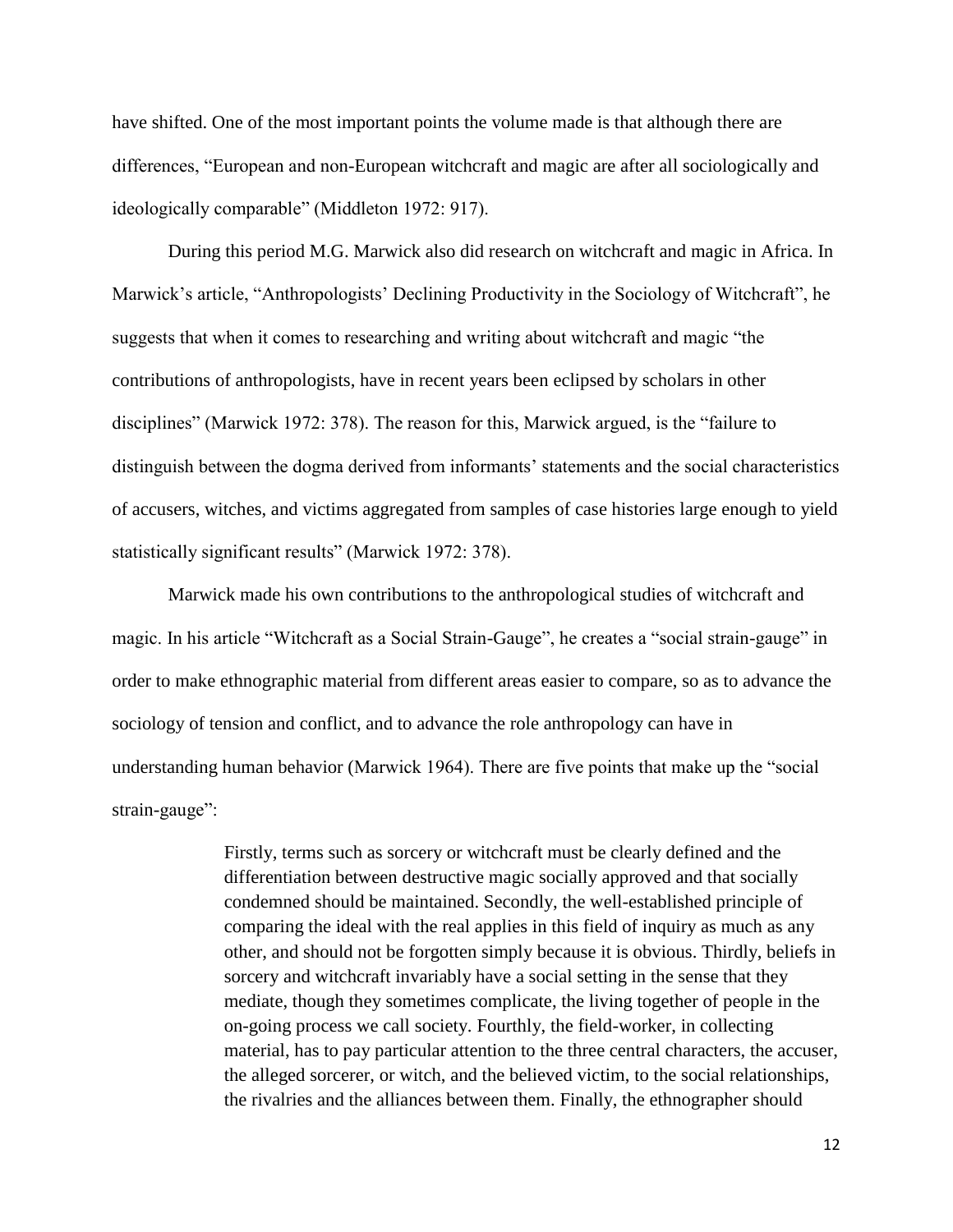have shifted. One of the most important points the volume made is that although there are differences, "European and non-European witchcraft and magic are after all sociologically and ideologically comparable" (Middleton 1972: 917).

During this period M.G. Marwick also did research on witchcraft and magic in Africa. In Marwick's article, "Anthropologists' Declining Productivity in the Sociology of Witchcraft", he suggests that when it comes to researching and writing about witchcraft and magic "the contributions of anthropologists, have in recent years been eclipsed by scholars in other disciplines" (Marwick 1972: 378). The reason for this, Marwick argued, is the "failure to distinguish between the dogma derived from informants' statements and the social characteristics of accusers, witches, and victims aggregated from samples of case histories large enough to yield statistically significant results" (Marwick 1972: 378).

Marwick made his own contributions to the anthropological studies of witchcraft and magic. In his article "Witchcraft as a Social Strain-Gauge", he creates a "social strain-gauge" in order to make ethnographic material from different areas easier to compare, so as to advance the sociology of tension and conflict, and to advance the role anthropology can have in understanding human behavior (Marwick 1964). There are five points that make up the "social strain-gauge":

> Firstly, terms such as sorcery or witchcraft must be clearly defined and the differentiation between destructive magic socially approved and that socially condemned should be maintained. Secondly, the well-established principle of comparing the ideal with the real applies in this field of inquiry as much as any other, and should not be forgotten simply because it is obvious. Thirdly, beliefs in sorcery and witchcraft invariably have a social setting in the sense that they mediate, though they sometimes complicate, the living together of people in the on-going process we call society. Fourthly, the field-worker, in collecting material, has to pay particular attention to the three central characters, the accuser, the alleged sorcerer, or witch, and the believed victim, to the social relationships, the rivalries and the alliances between them. Finally, the ethnographer should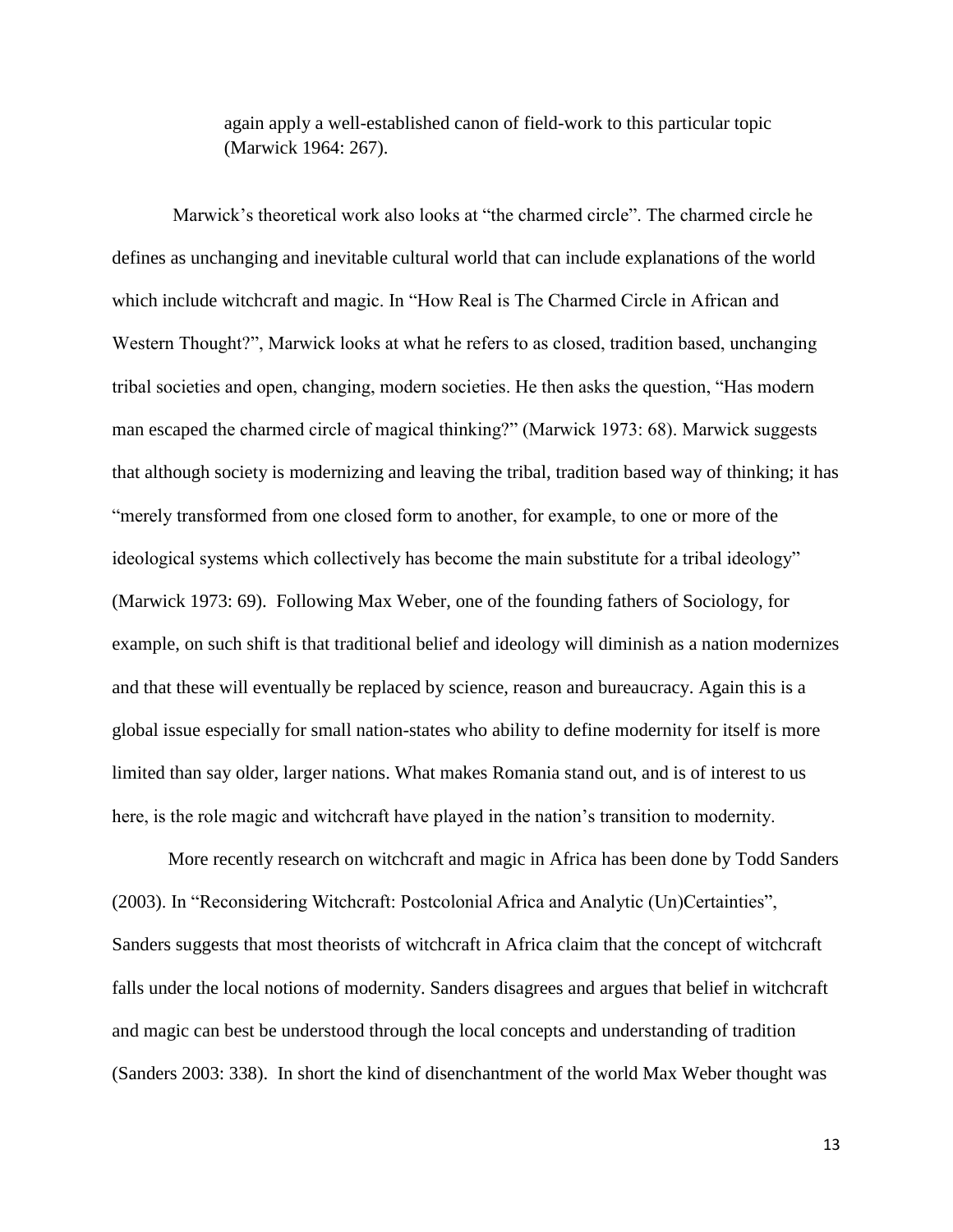> again apply a well-established canon of field-work to this particular topic (Marwick 1964: 267).

Marwick's theoretical work also looks at "the charmed circle". The charmed circle he defines as unchanging and inevitable cultural world that can include explanations of the world which include witchcraft and magic. In "How Real is The Charmed Circle in African and Western Thought?", Marwick looks at what he refers to as closed, tradition based, unchanging tribal societies and open, changing, modern societies. He then asks the question, "Has modern man escaped the charmed circle of magical thinking?" (Marwick 1973: 68). Marwick suggests that although society is modernizing and leaving the tribal, tradition based way of thinking; it has "merely transformed from one closed form to another, for example, to one or more of the ideological systems which collectively has become the main substitute for a tribal ideology" (Marwick 1973: 69). Following Max Weber, one of the founding fathers of Sociology, for example, on such shift is that traditional belief and ideology will diminish as a nation modernizes and that these will eventually be replaced by science, reason and bureaucracy. Again this is a global issue especially for small nation-states who ability to define modernity for itself is more limited than say older, larger nations. What makes Romania stand out, and is of interest to us here, is the role magic and witchcraft have played in the nation's transition to modernity.

More recently research on witchcraft and magic in Africa has been done by Todd Sanders (2003). In "Reconsidering Witchcraft: Postcolonial Africa and Analytic (Un)Certainties", Sanders suggests that most theorists of witchcraft in Africa claim that the concept of witchcraft falls under the local notions of modernity. Sanders disagrees and argues that belief in witchcraft and magic can best be understood through the local concepts and understanding of tradition (Sanders 2003: 338). In short the kind of disenchantment of the world Max Weber thought was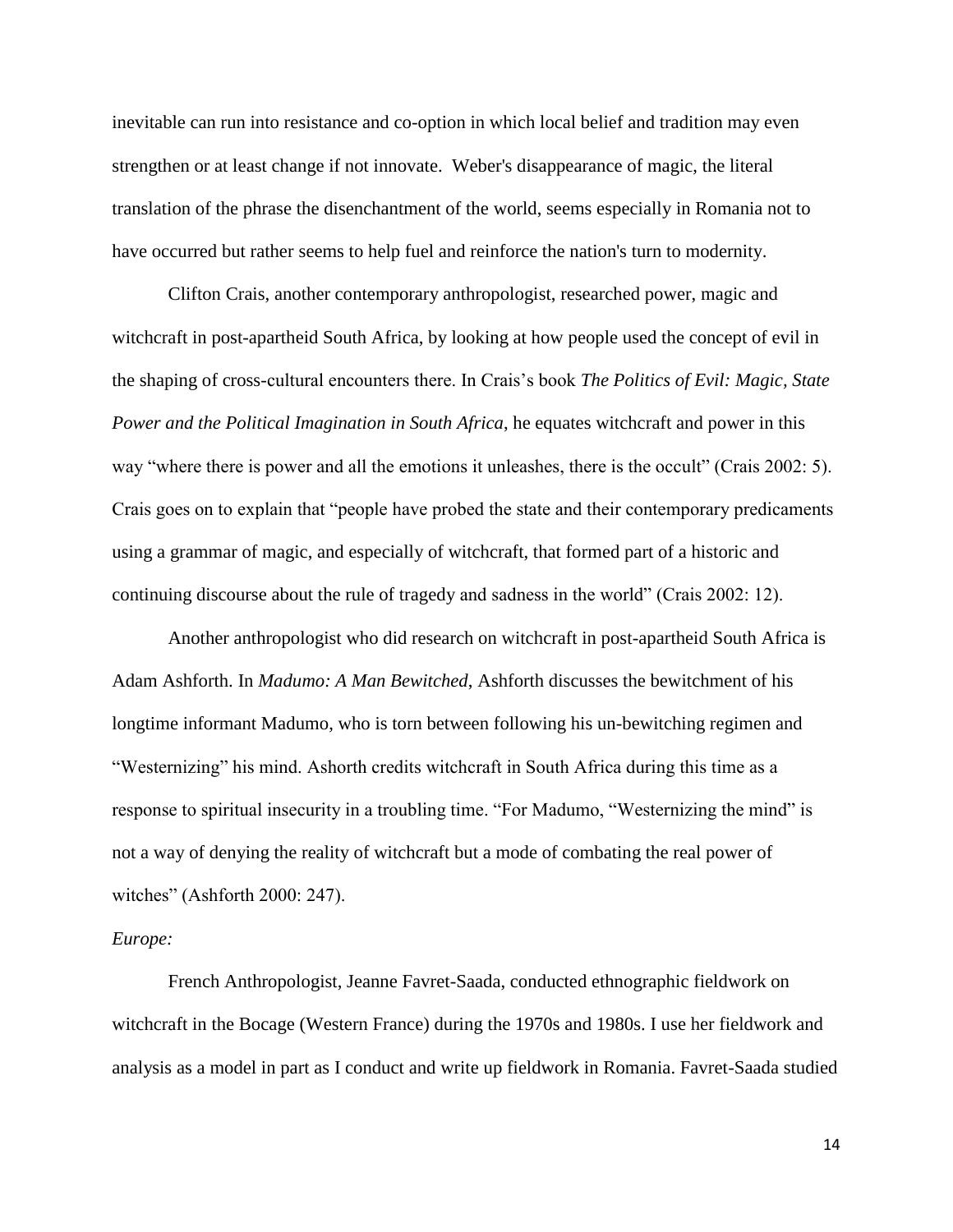inevitable can run into resistance and co-option in which local belief and tradition may even strengthen or at least change if not innovate. Weber's disappearance of magic, the literal translation of the phrase the disenchantment of the world, seems especially in Romania not to have occurred but rather seems to help fuel and reinforce the nation's turn to modernity.

Clifton Crais, another contemporary anthropologist, researched power, magic and witchcraft in post-apartheid South Africa, by looking at how people used the concept of evil in the shaping of cross-cultural encounters there. In Crais's book *The Politics of Evil: Magic, State Power and the Political Imagination in South Africa*, he equates witchcraft and power in this way "where there is power and all the emotions it unleashes, there is the occult" (Crais 2002: 5). Crais goes on to explain that "people have probed the state and their contemporary predicaments using a grammar of magic, and especially of witchcraft, that formed part of a historic and continuing discourse about the rule of tragedy and sadness in the world" (Crais 2002: 12).

Another anthropologist who did research on witchcraft in post-apartheid South Africa is Adam Ashforth. In *Madumo: A Man Bewitched*, Ashforth discusses the bewitchment of his longtime informant Madumo, who is torn between following his un-bewitching regimen and "Westernizing" his mind. Ashorth credits witchcraft in South Africa during this time as a response to spiritual insecurity in a troubling time. "For Madumo, "Westernizing the mind" is not a way of denying the reality of witchcraft but a mode of combating the real power of witches" (Ashforth 2000: 247).

*Europe:*

French Anthropologist, Jeanne Favret-Saada, conducted ethnographic fieldwork on witchcraft in the Bocage (Western France) during the 1970s and 1980s. I use her fieldwork and analysis as a model in part as I conduct and write up fieldwork in Romania. Favret-Saada studied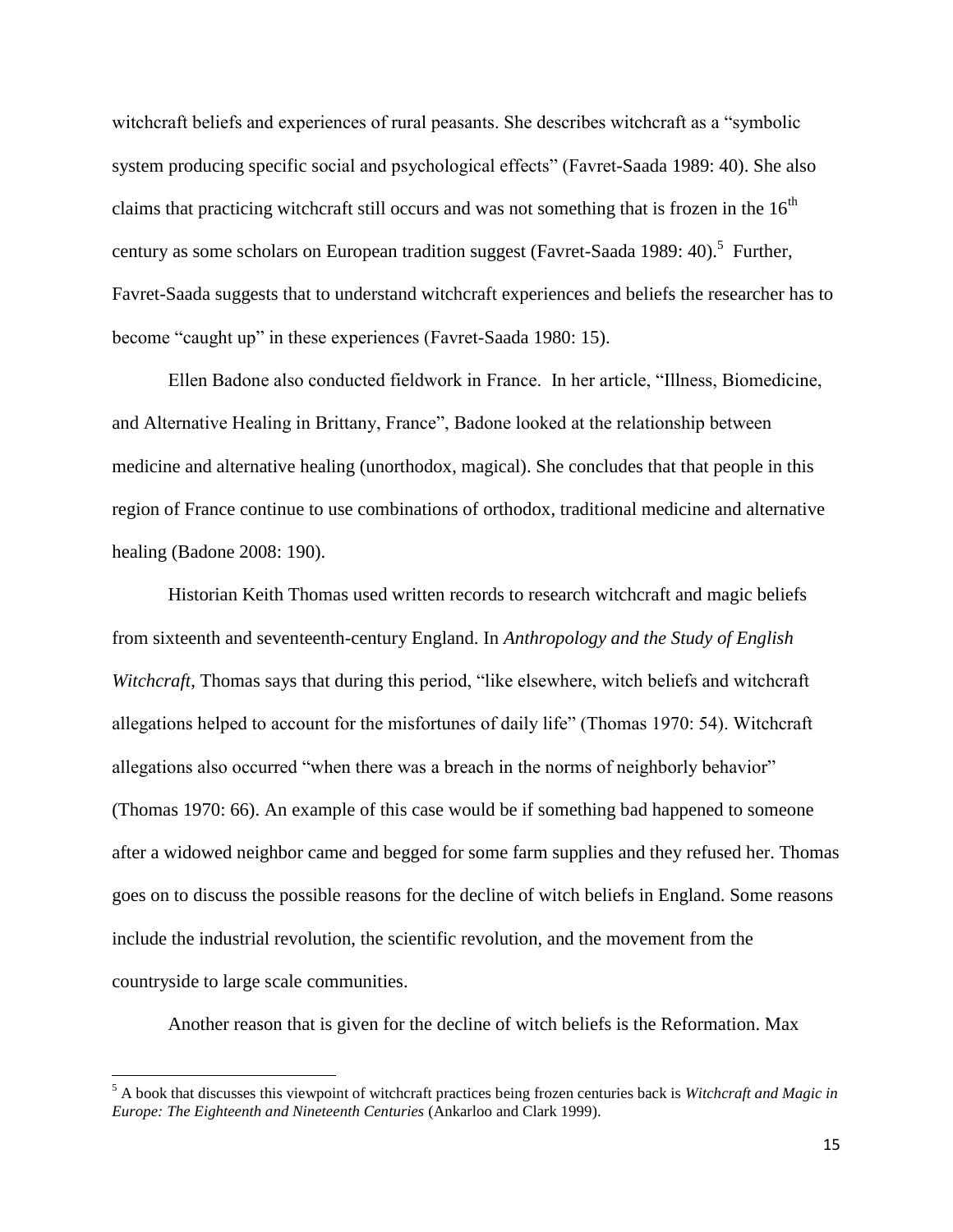witchcraft beliefs and experiences of rural peasants. She describes witchcraft as a "symbolic system producing specific social and psychological effects" (Favret-Saada 1989: 40). She also claims that practicing witchcraft still occurs and was not something that is frozen in the 16th century as some scholars on European tradition suggest (Favret-Saada 1989: 40).[5] Further, Favret-Saada suggests that to understand witchcraft experiences and beliefs the researcher has to become "caught up" in these experiences (Favret-Saada 1980: 15).

Ellen Badone also conducted fieldwork in France. In her article, "Illness, Biomedicine, and Alternative Healing in Brittany, France", Badone looked at the relationship between medicine and alternative healing (unorthodox, magical). She concludes that that people in this region of France continue to use combinations of orthodox, traditional medicine and alternative healing (Badone 2008: 190).

Historian Keith Thomas used written records to research witchcraft and magic beliefs from sixteenth and seventeenth-century England. In *Anthropology and the Study of English Witchcraft*, Thomas says that during this period, "like elsewhere, witch beliefs and witchcraft allegations helped to account for the misfortunes of daily life" (Thomas 1970: 54). Witchcraft allegations also occurred "when there was a breach in the norms of neighborly behavior" (Thomas 1970: 66). An example of this case would be if something bad happened to someone after a widowed neighbor came and begged for some farm supplies and they refused her. Thomas goes on to discuss the possible reasons for the decline of witch beliefs in England. Some reasons include the industrial revolution, the scientific revolution, and the movement from the countryside to large scale communities.

Another reason that is given for the decline of witch beliefs is the Reformation. Max

[5] A book that discusses this viewpoint of witchcraft practices being frozen centuries back is *Witchcraft and Magic in Europe: The Eighteenth and Nineteenth Centuries* (Ankarloo and Clark 1999).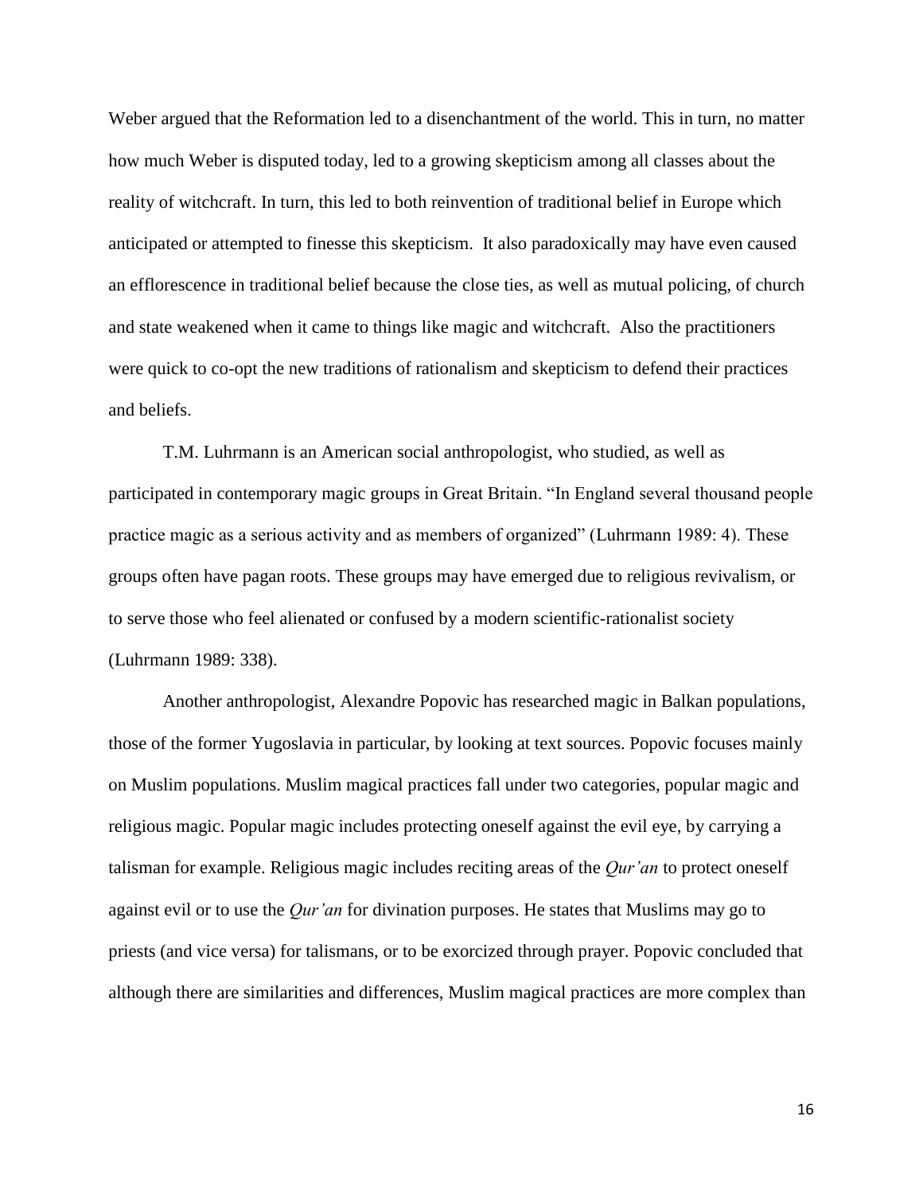Weber argued that the Reformation led to a disenchantment of the world. This in turn, no matter how much Weber is disputed today, led to a growing skepticism among all classes about the reality of witchcraft. In turn, this led to both reinvention of traditional belief in Europe which anticipated or attempted to finesse this skepticism.  It also paradoxically may have even caused an efflorescence in traditional belief because the close ties, as well as mutual policing, of church and state weakened when it came to things like magic and witchcraft.  Also the practitioners were quick to co-opt the new traditions of rationalism and skepticism to defend their practices and beliefs.

T.M. Luhrmann is an American social anthropologist, who studied, as well as participated in contemporary magic groups in Great Britain. "In England several thousand people practice magic as a serious activity and as members of organized" (Luhrmann 1989: 4). These groups often have pagan roots. These groups may have emerged due to religious revivalism, or to serve those who feel alienated or confused by a modern scientific-rationalist society (Luhrmann 1989: 338).

Another anthropologist, Alexandre Popovic has researched magic in Balkan populations, those of the former Yugoslavia in particular, by looking at text sources. Popovic focuses mainly on Muslim populations. Muslim magical practices fall under two categories, popular magic and religious magic. Popular magic includes protecting oneself against the evil eye, by carrying a talisman for example. Religious magic includes reciting areas of the *Qur'an* to protect oneself against evil or to use the *Qur'an* for divination purposes. He states that Muslims may go to priests (and vice versa) for talismans, or to be exorcized through prayer. Popovic concluded that although there are similarities and differences, Muslim magical practices are more complex than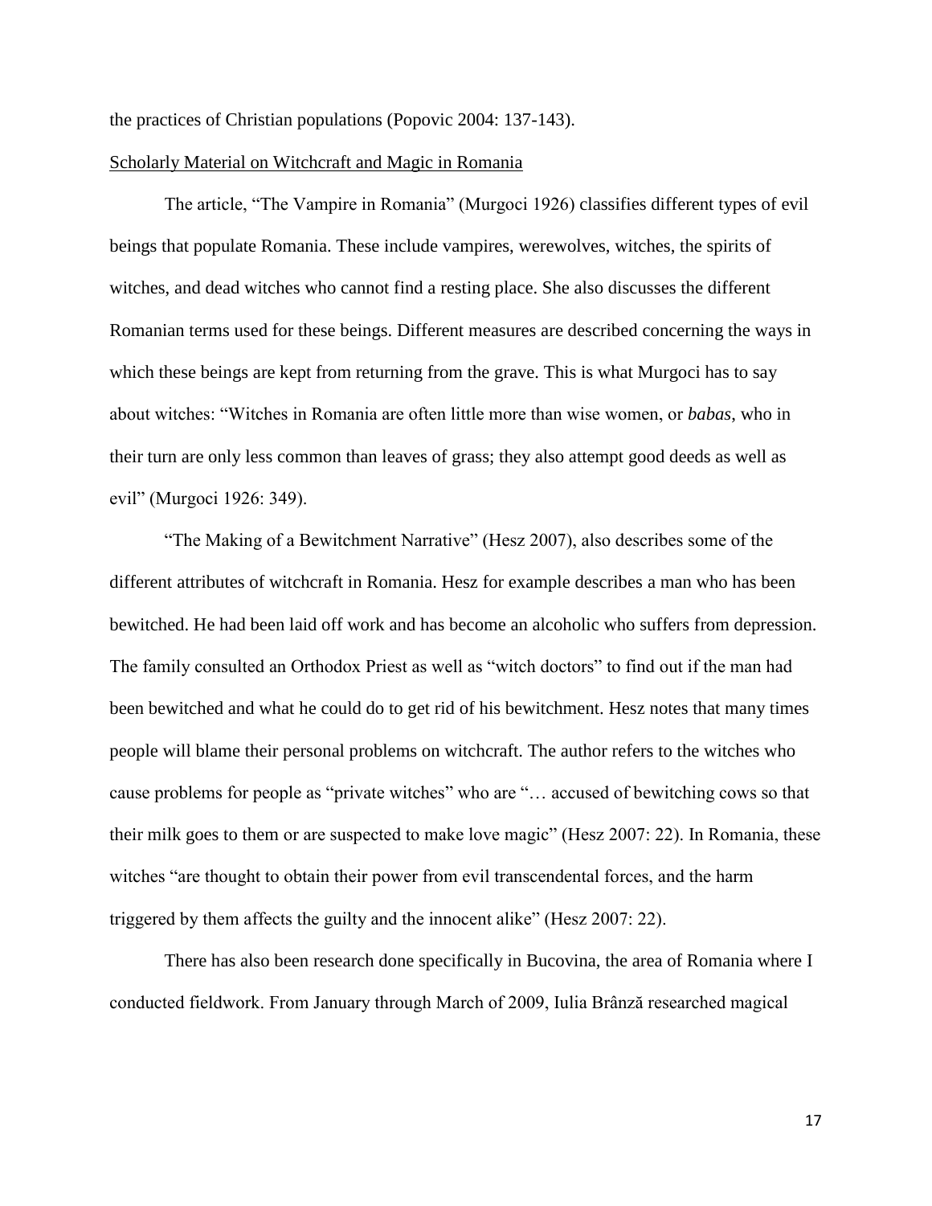the practices of Christian populations (Popovic 2004: 137-143).

Scholarly Material on Witchcraft and Magic in Romania

The article, "The Vampire in Romania" (Murgoci 1926) classifies different types of evil beings that populate Romania. These include vampires, werewolves, witches, the spirits of witches, and dead witches who cannot find a resting place. She also discusses the different Romanian terms used for these beings. Different measures are described concerning the ways in which these beings are kept from returning from the grave. This is what Murgoci has to say about witches: "Witches in Romania are often little more than wise women, or *babas*, who in their turn are only less common than leaves of grass; they also attempt good deeds as well as evil" (Murgoci 1926: 349).

"The Making of a Bewitchment Narrative" (Hesz 2007), also describes some of the different attributes of witchcraft in Romania. Hesz for example describes a man who has been bewitched. He had been laid off work and has become an alcoholic who suffers from depression. The family consulted an Orthodox Priest as well as "witch doctors" to find out if the man had been bewitched and what he could do to get rid of his bewitchment. Hesz notes that many times people will blame their personal problems on witchcraft. The author refers to the witches who cause problems for people as "private witches" who are "… accused of bewitching cows so that their milk goes to them or are suspected to make love magic" (Hesz 2007: 22). In Romania, these witches "are thought to obtain their power from evil transcendental forces, and the harm triggered by them affects the guilty and the innocent alike" (Hesz 2007: 22).

There has also been research done specifically in Bucovina, the area of Romania where I conducted fieldwork. From January through March of 2009, Iulia Brânză researched magical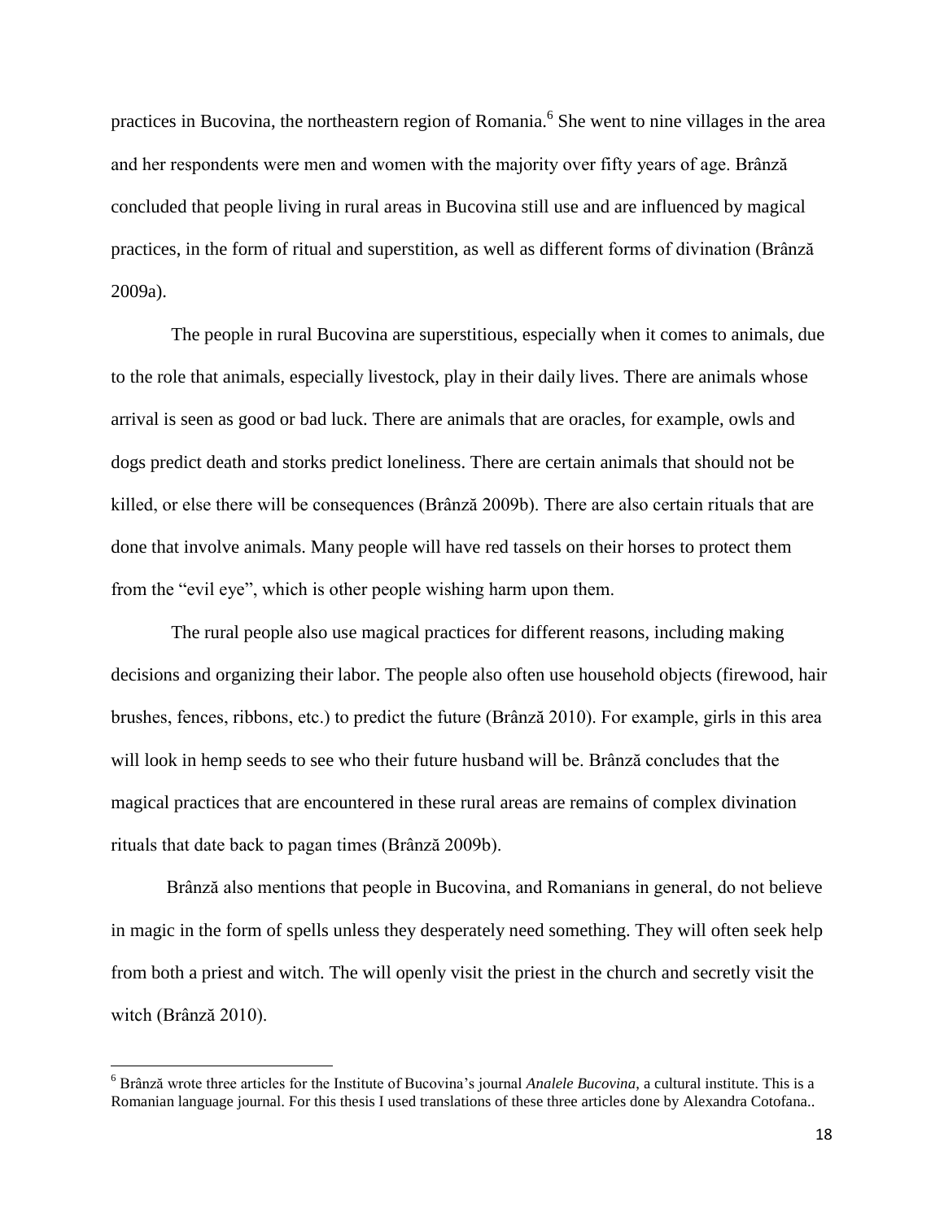practices in Bucovina, the northeastern region of Romania.[6] She went to nine villages in the area and her respondents were men and women with the majority over fifty years of age. Brânză concluded that people living in rural areas in Bucovina still use and are influenced by magical practices, in the form of ritual and superstition, as well as different forms of divination (Brânză 2009a).

The people in rural Bucovina are superstitious, especially when it comes to animals, due to the role that animals, especially livestock, play in their daily lives. There are animals whose arrival is seen as good or bad luck. There are animals that are oracles, for example, owls and dogs predict death and storks predict loneliness. There are certain animals that should not be killed, or else there will be consequences (Brânză 2009b). There are also certain rituals that are done that involve animals. Many people will have red tassels on their horses to protect them from the "evil eye", which is other people wishing harm upon them.

The rural people also use magical practices for different reasons, including making decisions and organizing their labor. The people also often use household objects (firewood, hair brushes, fences, ribbons, etc.) to predict the future (Brânză 2010). For example, girls in this area will look in hemp seeds to see who their future husband will be. Brânză concludes that the magical practices that are encountered in these rural areas are remains of complex divination rituals that date back to pagan times (Brânză 2009b).

Brânză also mentions that people in Bucovina, and Romanians in general, do not believe in magic in the form of spells unless they desperately need something. They will often seek help from both a priest and witch. The will openly visit the priest in the church and secretly visit the witch (Brânză 2010).

---

[6] Brânză wrote three articles for the Institute of Bucovina's journal *Analele Bucovina*, a cultural institute. This is a Romanian language journal. For this thesis I used translations of these three articles done by Alexandra Cotofana..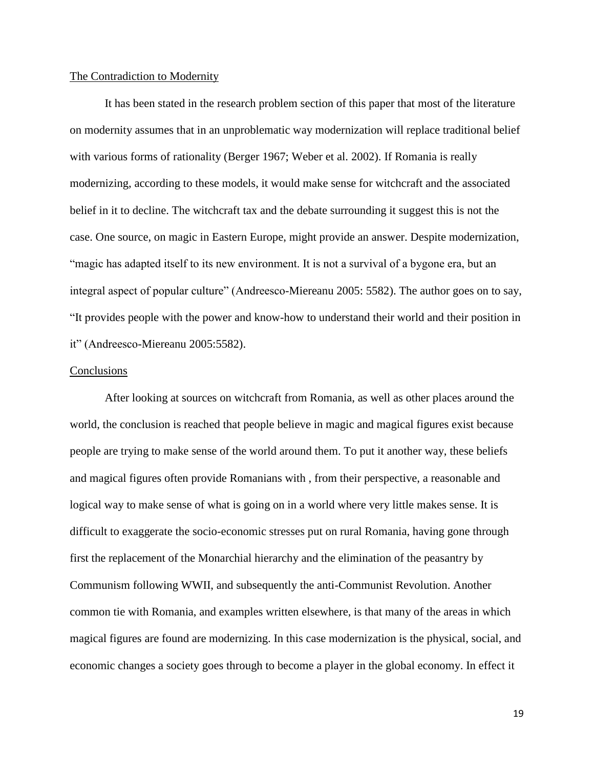## The Contradiction to Modernity

It has been stated in the research problem section of this paper that most of the literature on modernity assumes that in an unproblematic way modernization will replace traditional belief with various forms of rationality (Berger 1967; Weber et al. 2002). If Romania is really modernizing, according to these models, it would make sense for witchcraft and the associated belief in it to decline. The witchcraft tax and the debate surrounding it suggest this is not the case. One source, on magic in Eastern Europe, might provide an answer. Despite modernization, "magic has adapted itself to its new environment. It is not a survival of a bygone era, but an integral aspect of popular culture" (Andreesco-Miereanu 2005: 5582). The author goes on to say, "It provides people with the power and know-how to understand their world and their position in it" (Andreesco-Miereanu 2005:5582).

## Conclusions

After looking at sources on witchcraft from Romania, as well as other places around the world, the conclusion is reached that people believe in magic and magical figures exist because people are trying to make sense of the world around them. To put it another way, these beliefs and magical figures often provide Romanians with , from their perspective, a reasonable and logical way to make sense of what is going on in a world where very little makes sense. It is difficult to exaggerate the socio-economic stresses put on rural Romania, having gone through first the replacement of the Monarchial hierarchy and the elimination of the peasantry by Communism following WWII, and subsequently the anti-Communist Revolution. Another common tie with Romania, and examples written elsewhere, is that many of the areas in which magical figures are found are modernizing. In this case modernization is the physical, social, and economic changes a society goes through to become a player in the global economy. In effect it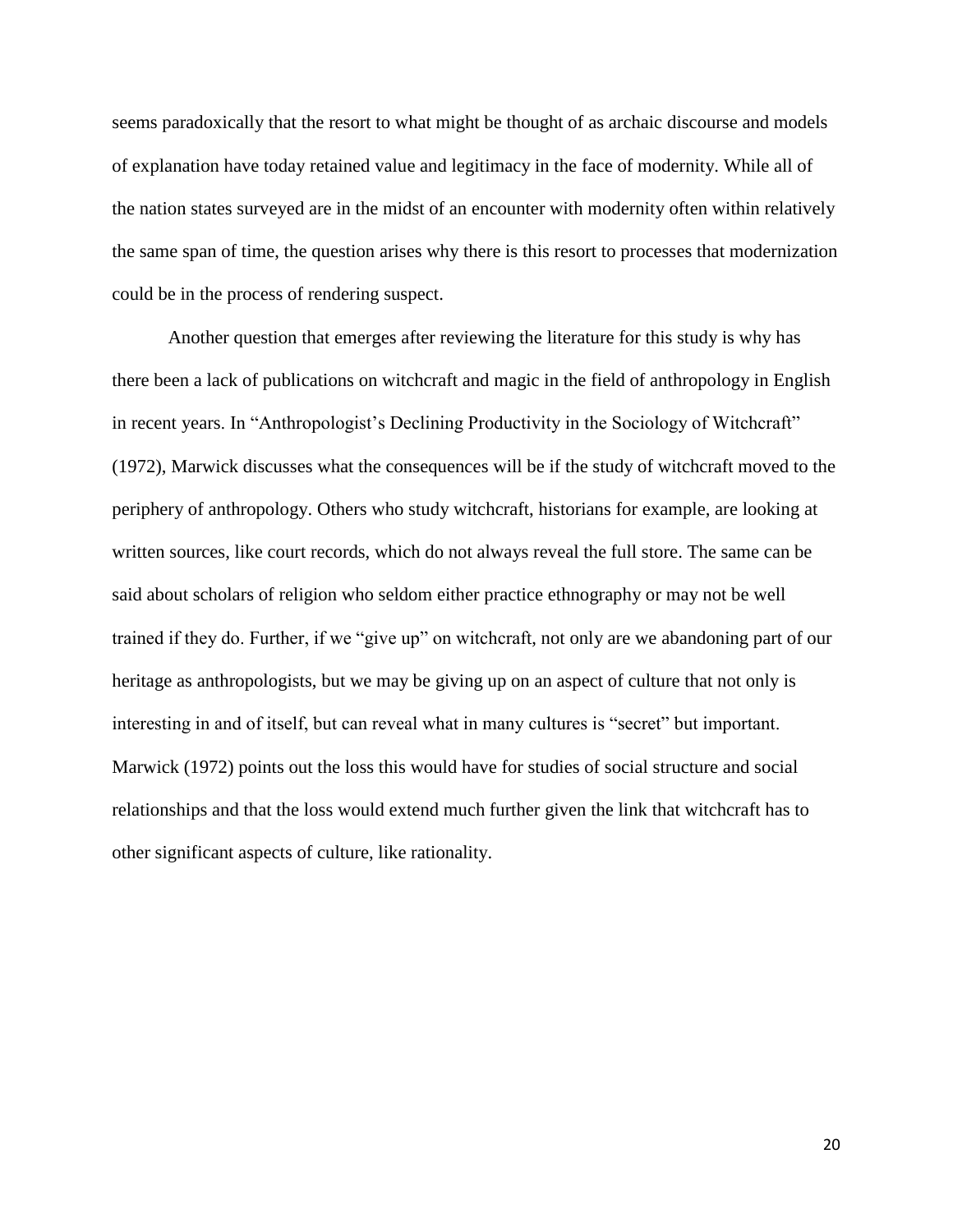seems paradoxically that the resort to what might be thought of as archaic discourse and models of explanation have today retained value and legitimacy in the face of modernity. While all of the nation states surveyed are in the midst of an encounter with modernity often within relatively the same span of time, the question arises why there is this resort to processes that modernization could be in the process of rendering suspect.

Another question that emerges after reviewing the literature for this study is why has there been a lack of publications on witchcraft and magic in the field of anthropology in English in recent years. In "Anthropologist's Declining Productivity in the Sociology of Witchcraft" (1972), Marwick discusses what the consequences will be if the study of witchcraft moved to the periphery of anthropology. Others who study witchcraft, historians for example, are looking at written sources, like court records, which do not always reveal the full store. The same can be said about scholars of religion who seldom either practice ethnography or may not be well trained if they do. Further, if we "give up" on witchcraft, not only are we abandoning part of our heritage as anthropologists, but we may be giving up on an aspect of culture that not only is interesting in and of itself, but can reveal what in many cultures is "secret" but important. Marwick (1972) points out the loss this would have for studies of social structure and social relationships and that the loss would extend much further given the link that witchcraft has to other significant aspects of culture, like rationality.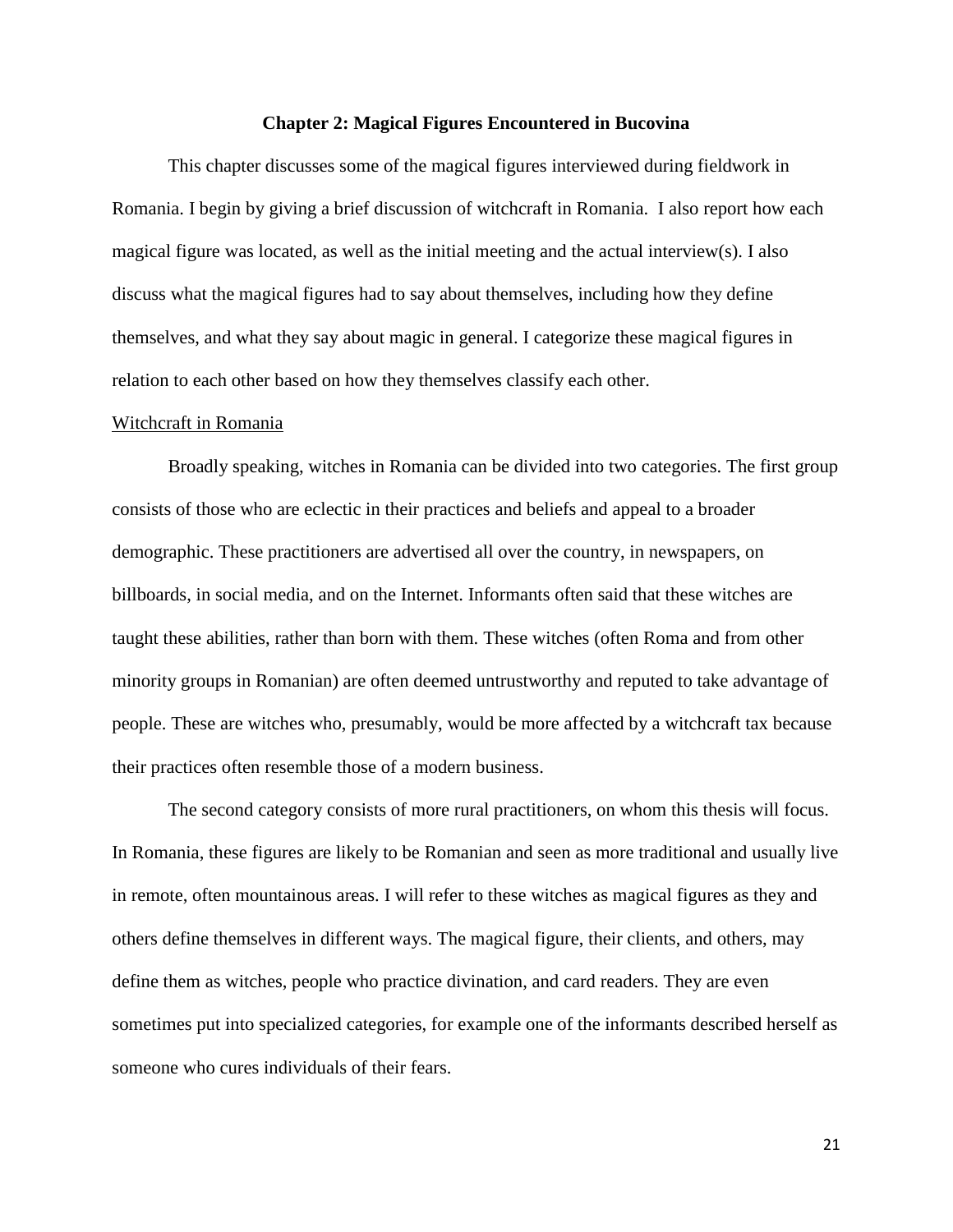## Chapter 2: Magical Figures Encountered in Bucovina

This chapter discusses some of the magical figures interviewed during fieldwork in Romania. I begin by giving a brief discussion of witchcraft in Romania. I also report how each magical figure was located, as well as the initial meeting and the actual interview(s). I also discuss what the magical figures had to say about themselves, including how they define themselves, and what they say about magic in general. I categorize these magical figures in relation to each other based on how they themselves classify each other.

### Witchcraft in Romania

Broadly speaking, witches in Romania can be divided into two categories. The first group consists of those who are eclectic in their practices and beliefs and appeal to a broader demographic. These practitioners are advertised all over the country, in newspapers, on billboards, in social media, and on the Internet. Informants often said that these witches are taught these abilities, rather than born with them. These witches (often Roma and from other minority groups in Romanian) are often deemed untrustworthy and reputed to take advantage of people. These are witches who, presumably, would be more affected by a witchcraft tax because their practices often resemble those of a modern business.

The second category consists of more rural practitioners, on whom this thesis will focus. In Romania, these figures are likely to be Romanian and seen as more traditional and usually live in remote, often mountainous areas. I will refer to these witches as magical figures as they and others define themselves in different ways. The magical figure, their clients, and others, may define them as witches, people who practice divination, and card readers. They are even sometimes put into specialized categories, for example one of the informants described herself as someone who cures individuals of their fears.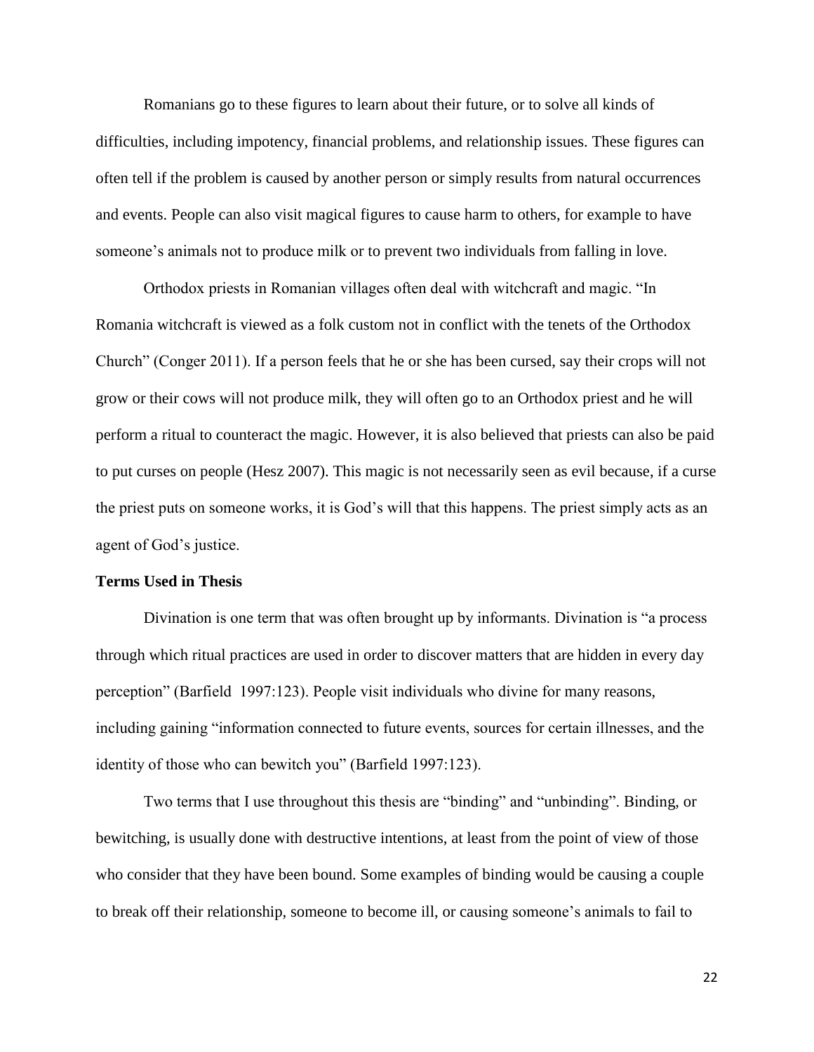Romanians go to these figures to learn about their future, or to solve all kinds of difficulties, including impotency, financial problems, and relationship issues. These figures can often tell if the problem is caused by another person or simply results from natural occurrences and events. People can also visit magical figures to cause harm to others, for example to have someone's animals not to produce milk or to prevent two individuals from falling in love.

Orthodox priests in Romanian villages often deal with witchcraft and magic. "In Romania witchcraft is viewed as a folk custom not in conflict with the tenets of the Orthodox Church" (Conger 2011). If a person feels that he or she has been cursed, say their crops will not grow or their cows will not produce milk, they will often go to an Orthodox priest and he will perform a ritual to counteract the magic. However, it is also believed that priests can also be paid to put curses on people (Hesz 2007). This magic is not necessarily seen as evil because, if a curse the priest puts on someone works, it is God's will that this happens. The priest simply acts as an agent of God's justice.

**Terms Used in Thesis**

Divination is one term that was often brought up by informants. Divination is "a process through which ritual practices are used in order to discover matters that are hidden in every day perception" (Barfield 1997:123). People visit individuals who divine for many reasons, including gaining "information connected to future events, sources for certain illnesses, and the identity of those who can bewitch you" (Barfield 1997:123).

Two terms that I use throughout this thesis are "binding" and "unbinding". Binding, or bewitching, is usually done with destructive intentions, at least from the point of view of those who consider that they have been bound. Some examples of binding would be causing a couple to break off their relationship, someone to become ill, or causing someone's animals to fail to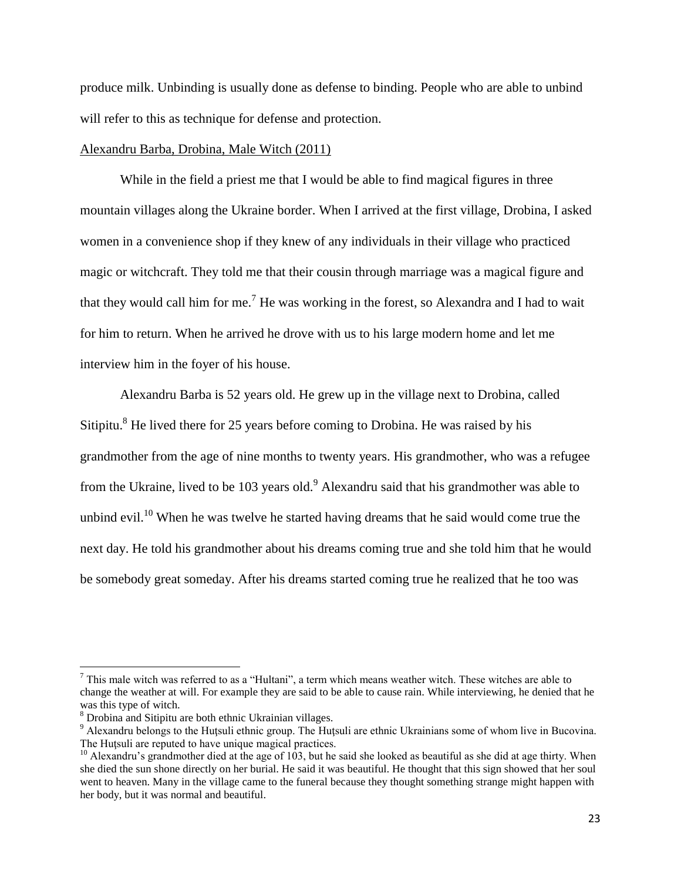produce milk. Unbinding is usually done as defense to binding. People who are able to unbind will refer to this as technique for defense and protection.

<u>Alexandru Barba, Drobina, Male Witch (2011)</u>

While in the field a priest me that I would be able to find magical figures in three mountain villages along the Ukraine border. When I arrived at the first village, Drobina, I asked women in a convenience shop if they knew of any individuals in their village who practiced magic or witchcraft. They told me that their cousin through marriage was a magical figure and that they would call him for me.[7] He was working in the forest, so Alexandra and I had to wait for him to return. When he arrived he drove with us to his large modern home and let me interview him in the foyer of his house.

Alexandru Barba is 52 years old. He grew up in the village next to Drobina, called Sitipitu.[8] He lived there for 25 years before coming to Drobina. He was raised by his grandmother from the age of nine months to twenty years. His grandmother, who was a refugee from the Ukraine, lived to be 103 years old.[9] Alexandru said that his grandmother was able to unbind evil.[10] When he was twelve he started having dreams that he said would come true the next day. He told his grandmother about his dreams coming true and she told him that he would be somebody great someday. After his dreams started coming true he realized that he too was

---

[7] This male witch was referred to as a "Hultani", a term which means weather witch. These witches are able to change the weather at will. For example they are said to be able to cause rain. While interviewing, he denied that he was this type of witch.

[8] Drobina and Sitipitu are both ethnic Ukrainian villages.

[9] Alexandru belongs to the Huţsuli ethnic group. The Huţsuli are ethnic Ukrainians some of whom live in Bucovina. The Huţsuli are reputed to have unique magical practices.

[10] Alexandru's grandmother died at the age of 103, but he said she looked as beautiful as she did at age thirty. When she died the sun shone directly on her burial. He said it was beautiful. He thought that this sign showed that her soul went to heaven. Many in the village came to the funeral because they thought something strange might happen with her body, but it was normal and beautiful.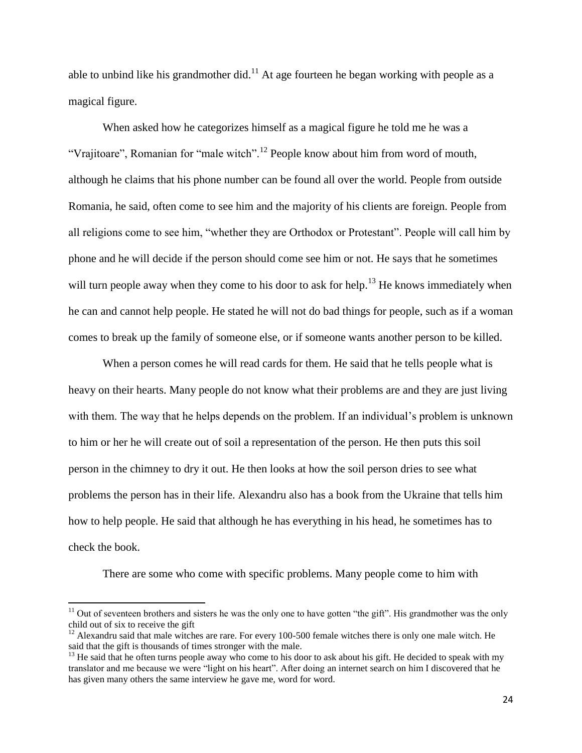able to unbind like his grandmother did.[11] At age fourteen he began working with people as a magical figure.

When asked how he categorizes himself as a magical figure he told me he was a "Vrajitoare", Romanian for "male witch".[12] People know about him from word of mouth, although he claims that his phone number can be found all over the world. People from outside Romania, he said, often come to see him and the majority of his clients are foreign. People from all religions come to see him, "whether they are Orthodox or Protestant". People will call him by phone and he will decide if the person should come see him or not. He says that he sometimes will turn people away when they come to his door to ask for help.[13] He knows immediately when he can and cannot help people. He stated he will not do bad things for people, such as if a woman comes to break up the family of someone else, or if someone wants another person to be killed.

When a person comes he will read cards for them. He said that he tells people what is heavy on their hearts. Many people do not know what their problems are and they are just living with them. The way that he helps depends on the problem. If an individual's problem is unknown to him or her he will create out of soil a representation of the person. He then puts this soil person in the chimney to dry it out. He then looks at how the soil person dries to see what problems the person has in their life. Alexandru also has a book from the Ukraine that tells him how to help people. He said that although he has everything in his head, he sometimes has to check the book.

There are some who come with specific problems. Many people come to him with

---

[11] Out of seventeen brothers and sisters he was the only one to have gotten "the gift". His grandmother was the only child out of six to receive the gift

[12] Alexandru said that male witches are rare. For every 100-500 female witches there is only one male witch. He said that the gift is thousands of times stronger with the male.

[13] He said that he often turns people away who come to his door to ask about his gift. He decided to speak with my translator and me because we were "light on his heart". After doing an internet search on him I discovered that he has given many others the same interview he gave me, word for word.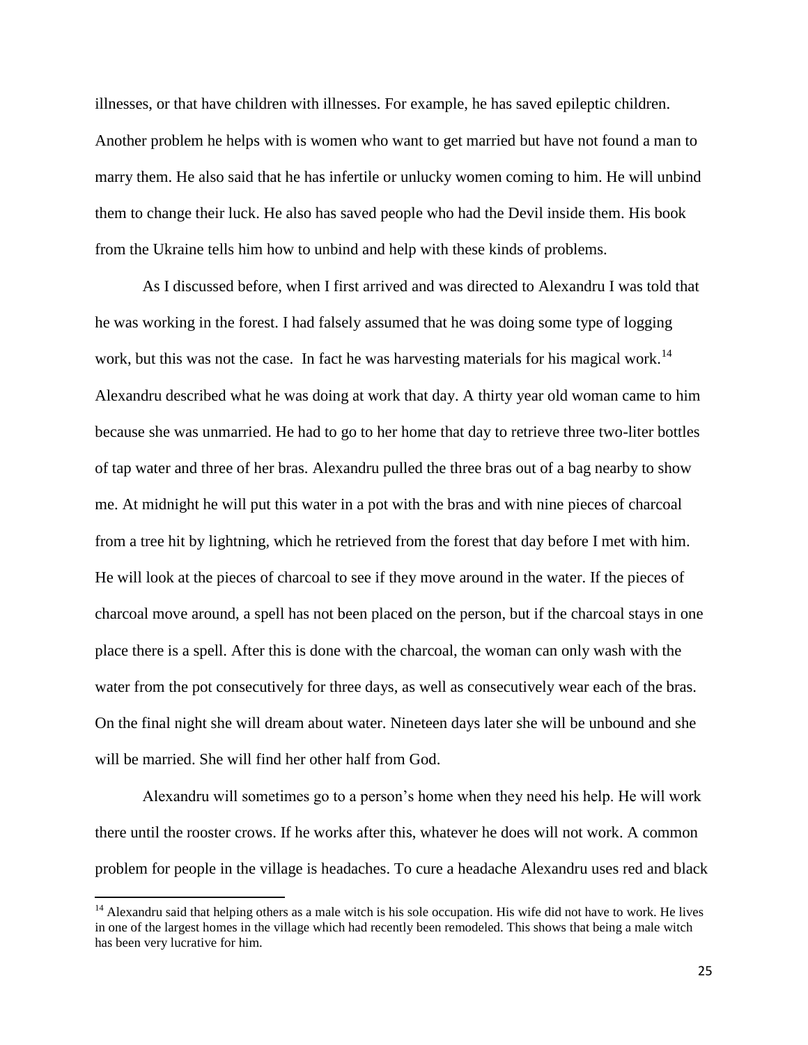illnesses, or that have children with illnesses. For example, he has saved epileptic children. Another problem he helps with is women who want to get married but have not found a man to marry them. He also said that he has infertile or unlucky women coming to him. He will unbind them to change their luck. He also has saved people who had the Devil inside them. His book from the Ukraine tells him how to unbind and help with these kinds of problems.

As I discussed before, when I first arrived and was directed to Alexandru I was told that he was working in the forest. I had falsely assumed that he was doing some type of logging work, but this was not the case. In fact he was harvesting materials for his magical work.[14] Alexandru described what he was doing at work that day. A thirty year old woman came to him because she was unmarried. He had to go to her home that day to retrieve three two-liter bottles of tap water and three of her bras. Alexandru pulled the three bras out of a bag nearby to show me. At midnight he will put this water in a pot with the bras and with nine pieces of charcoal from a tree hit by lightning, which he retrieved from the forest that day before I met with him. He will look at the pieces of charcoal to see if they move around in the water. If the pieces of charcoal move around, a spell has not been placed on the person, but if the charcoal stays in one place there is a spell. After this is done with the charcoal, the woman can only wash with the water from the pot consecutively for three days, as well as consecutively wear each of the bras. On the final night she will dream about water. Nineteen days later she will be unbound and she will be married. She will find her other half from God.

Alexandru will sometimes go to a person's home when they need his help. He will work there until the rooster crows. If he works after this, whatever he does will not work. A common problem for people in the village is headaches. To cure a headache Alexandru uses red and black

[14] Alexandru said that helping others as a male witch is his sole occupation. His wife did not have to work. He lives in one of the largest homes in the village which had recently been remodeled. This shows that being a male witch has been very lucrative for him.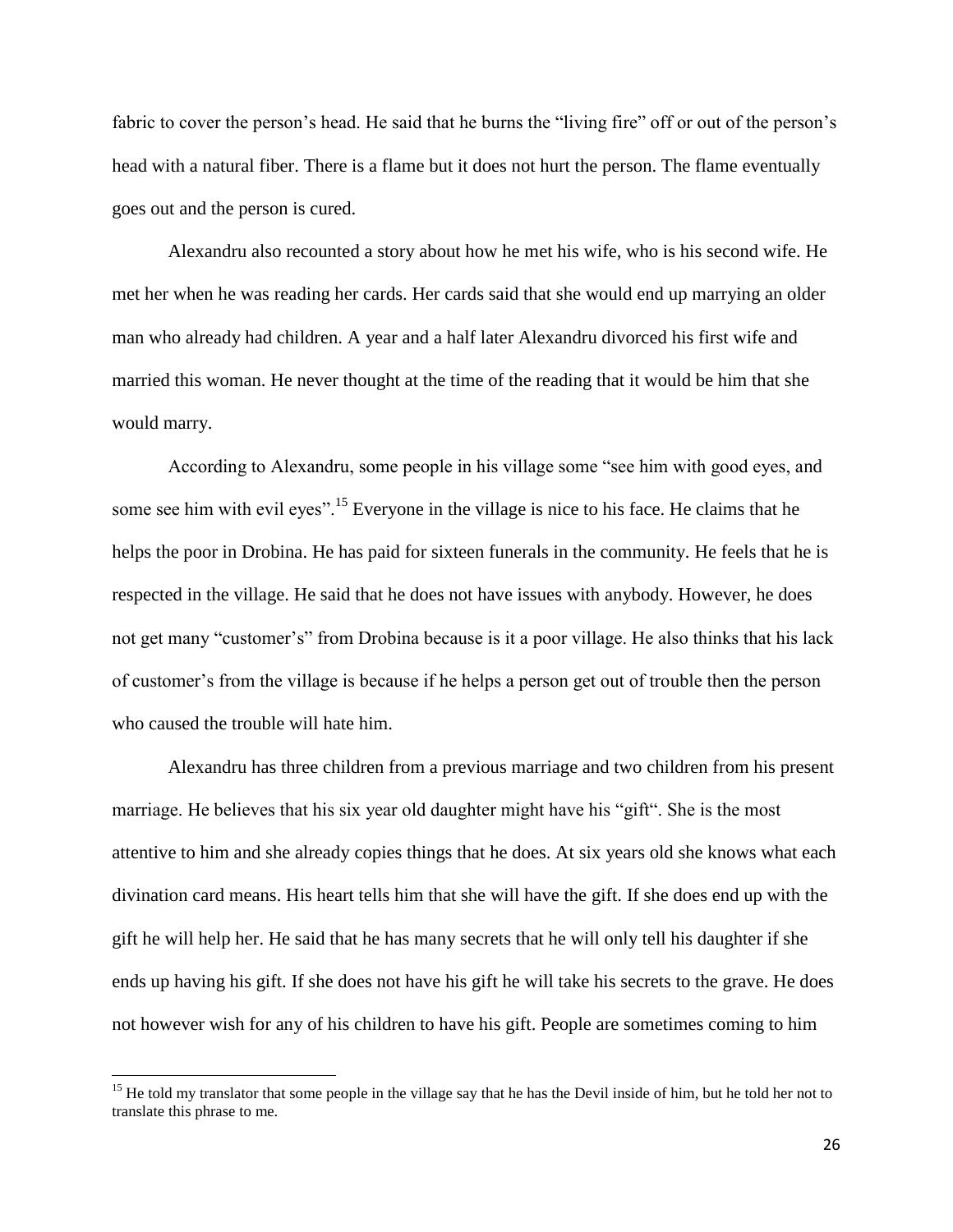fabric to cover the person's head. He said that he burns the "living fire" off or out of the person's head with a natural fiber. There is a flame but it does not hurt the person. The flame eventually goes out and the person is cured.

Alexandru also recounted a story about how he met his wife, who is his second wife. He met her when he was reading her cards. Her cards said that she would end up marrying an older man who already had children. A year and a half later Alexandru divorced his first wife and married this woman. He never thought at the time of the reading that it would be him that she would marry.

According to Alexandru, some people in his village some "see him with good eyes, and some see him with evil eyes".[15] Everyone in the village is nice to his face. He claims that he helps the poor in Drobina. He has paid for sixteen funerals in the community. He feels that he is respected in the village. He said that he does not have issues with anybody. However, he does not get many "customer's" from Drobina because is it a poor village. He also thinks that his lack of customer's from the village is because if he helps a person get out of trouble then the person who caused the trouble will hate him.

Alexandru has three children from a previous marriage and two children from his present marriage. He believes that his six year old daughter might have his "gift". She is the most attentive to him and she already copies things that he does. At six years old she knows what each divination card means. His heart tells him that she will have the gift. If she does end up with the gift he will help her. He said that he has many secrets that he will only tell his daughter if she ends up having his gift. If she does not have his gift he will take his secrets to the grave. He does not however wish for any of his children to have his gift. People are sometimes coming to him

[15] He told my translator that some people in the village say that he has the Devil inside of him, but he told her not to translate this phrase to me.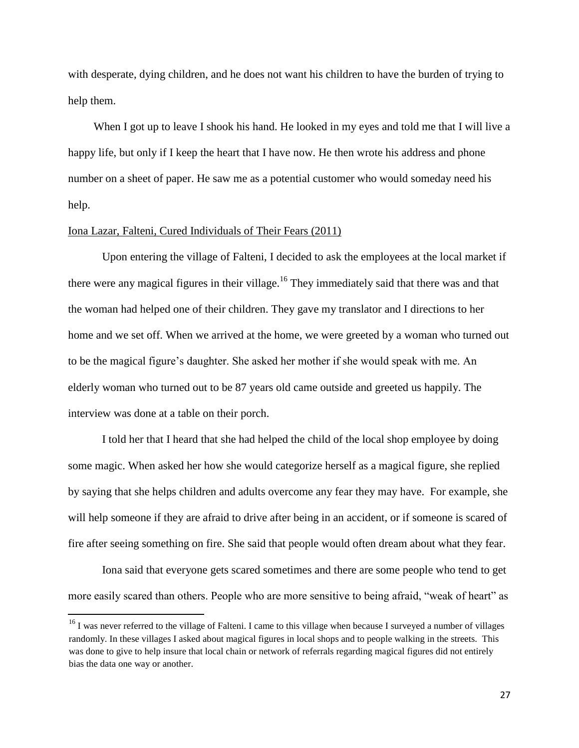with desperate, dying children, and he does not want his children to have the burden of trying to help them.

When I got up to leave I shook his hand. He looked in my eyes and told me that I will live a happy life, but only if I keep the heart that I have now. He then wrote his address and phone number on a sheet of paper. He saw me as a potential customer who would someday need his help.

Iona Lazar, Falteni, Cured Individuals of Their Fears (2011)

Upon entering the village of Falteni, I decided to ask the employees at the local market if there were any magical figures in their village.[16] They immediately said that there was and that the woman had helped one of their children. They gave my translator and I directions to her home and we set off. When we arrived at the home, we were greeted by a woman who turned out to be the magical figure's daughter. She asked her mother if she would speak with me. An elderly woman who turned out to be 87 years old came outside and greeted us happily. The interview was done at a table on their porch.

I told her that I heard that she had helped the child of the local shop employee by doing some magic. When asked her how she would categorize herself as a magical figure, she replied by saying that she helps children and adults overcome any fear they may have. For example, she will help someone if they are afraid to drive after being in an accident, or if someone is scared of fire after seeing something on fire. She said that people would often dream about what they fear.

Iona said that everyone gets scared sometimes and there are some people who tend to get more easily scared than others. People who are more sensitive to being afraid, "weak of heart" as

[16] I was never referred to the village of Falteni. I came to this village when because I surveyed a number of villages randomly. In these villages I asked about magical figures in local shops and to people walking in the streets. This was done to give to help insure that local chain or network of referrals regarding magical figures did not entirely bias the data one way or another.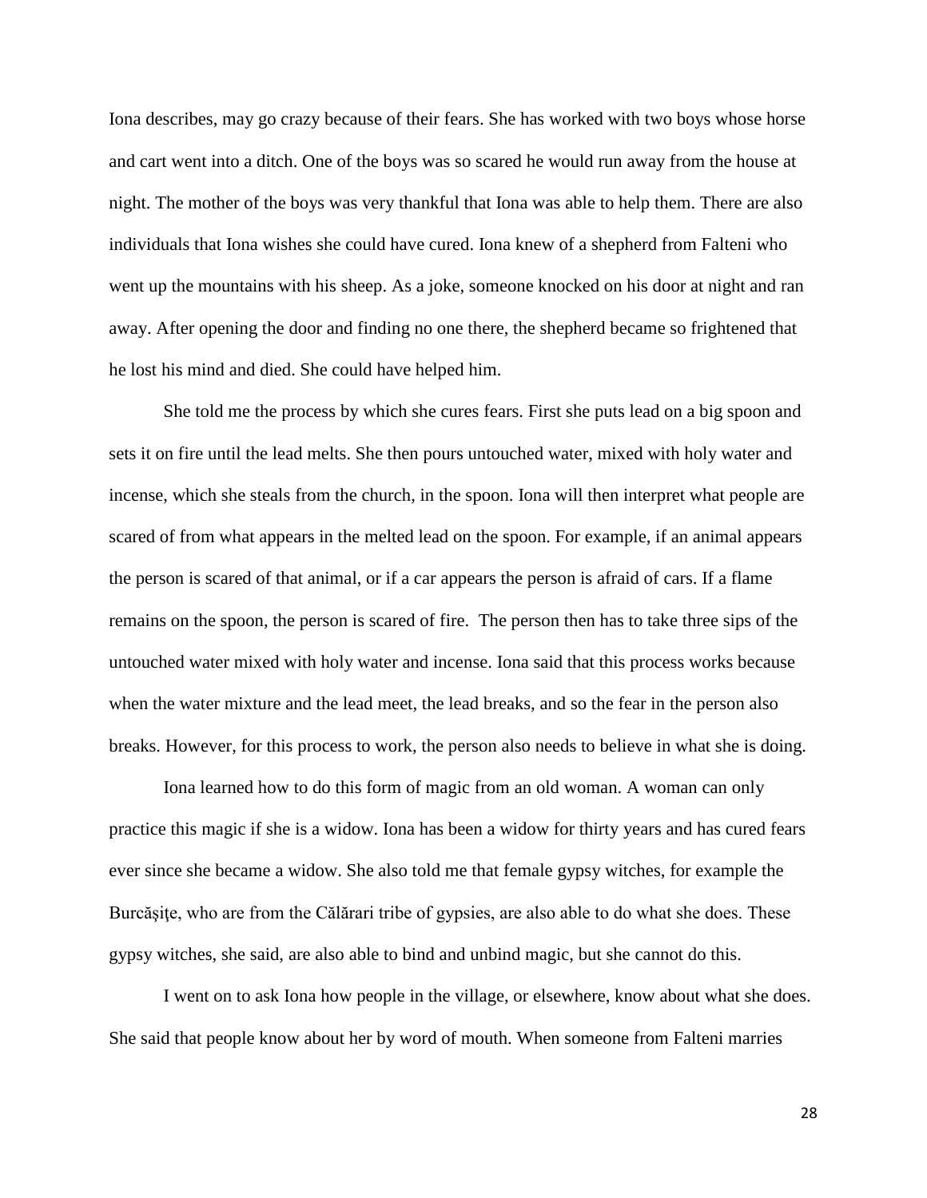Iona describes, may go crazy because of their fears. She has worked with two boys whose horse and cart went into a ditch. One of the boys was so scared he would run away from the house at night. The mother of the boys was very thankful that Iona was able to help them. There are also individuals that Iona wishes she could have cured. Iona knew of a shepherd from Falteni who went up the mountains with his sheep. As a joke, someone knocked on his door at night and ran away. After opening the door and finding no one there, the shepherd became so frightened that he lost his mind and died. She could have helped him.

She told me the process by which she cures fears. First she puts lead on a big spoon and sets it on fire until the lead melts. She then pours untouched water, mixed with holy water and incense, which she steals from the church, in the spoon. Iona will then interpret what people are scared of from what appears in the melted lead on the spoon. For example, if an animal appears the person is scared of that animal, or if a car appears the person is afraid of cars. If a flame remains on the spoon, the person is scared of fire. The person then has to take three sips of the untouched water mixed with holy water and incense. Iona said that this process works because when the water mixture and the lead meet, the lead breaks, and so the fear in the person also breaks. However, for this process to work, the person also needs to believe in what she is doing.

Iona learned how to do this form of magic from an old woman. A woman can only practice this magic if she is a widow. Iona has been a widow for thirty years and has cured fears ever since she became a widow. She also told me that female gypsy witches, for example the Burcășițe, who are from the Călărari tribe of gypsies, are also able to do what she does. These gypsy witches, she said, are also able to bind and unbind magic, but she cannot do this.

I went on to ask Iona how people in the village, or elsewhere, know about what she does. She said that people know about her by word of mouth. When someone from Falteni marries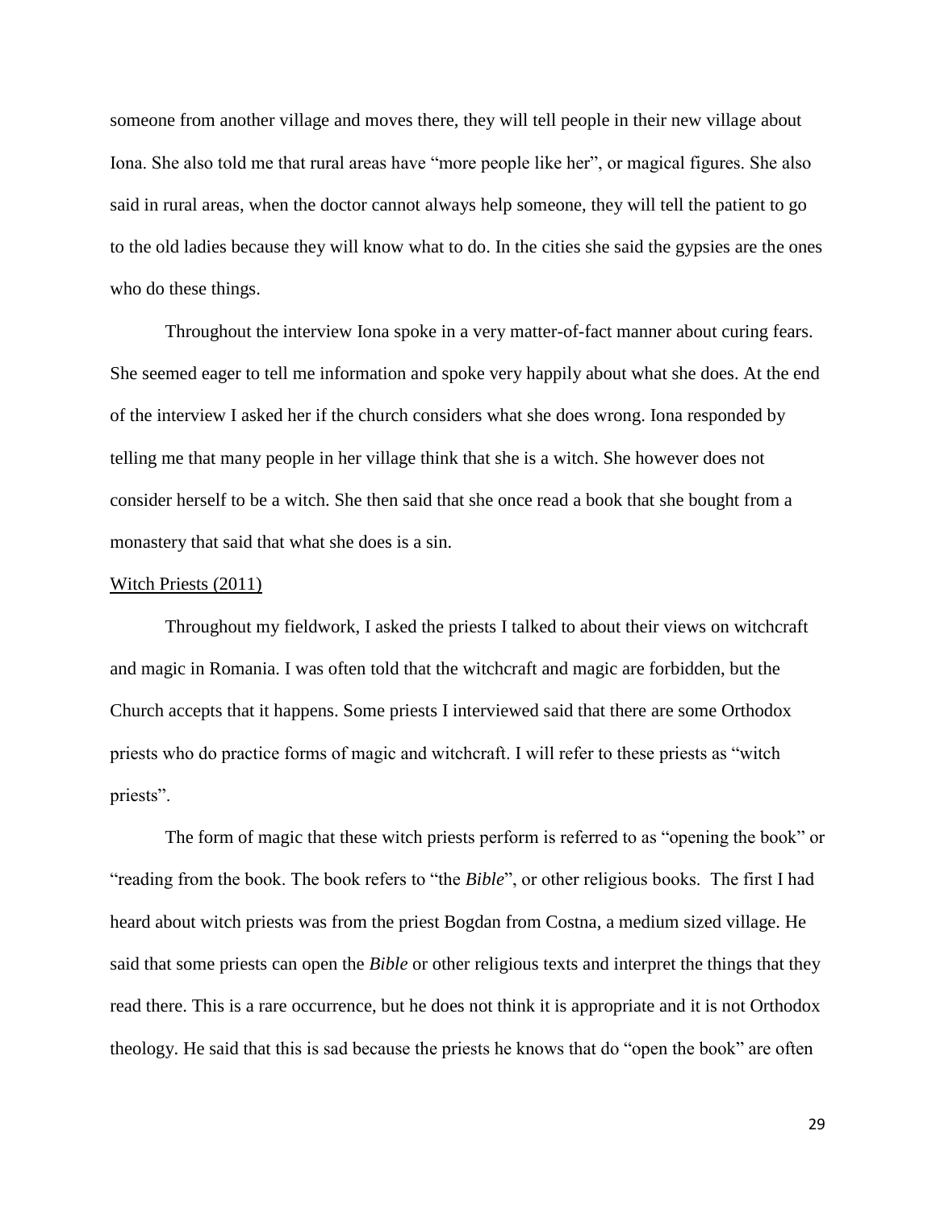someone from another village and moves there, they will tell people in their new village about Iona. She also told me that rural areas have "more people like her", or magical figures. She also said in rural areas, when the doctor cannot always help someone, they will tell the patient to go to the old ladies because they will know what to do. In the cities she said the gypsies are the ones who do these things.

Throughout the interview Iona spoke in a very matter-of-fact manner about curing fears. She seemed eager to tell me information and spoke very happily about what she does. At the end of the interview I asked her if the church considers what she does wrong. Iona responded by telling me that many people in her village think that she is a witch. She however does not consider herself to be a witch. She then said that she once read a book that she bought from a monastery that said that what she does is a sin.

<u>Witch Priests (2011)</u>

Throughout my fieldwork, I asked the priests I talked to about their views on witchcraft and magic in Romania. I was often told that the witchcraft and magic are forbidden, but the Church accepts that it happens. Some priests I interviewed said that there are some Orthodox priests who do practice forms of magic and witchcraft. I will refer to these priests as "witch priests".

The form of magic that these witch priests perform is referred to as "opening the book" or "reading from the book. The book refers to "the *Bible*", or other religious books. The first I had heard about witch priests was from the priest Bogdan from Costna, a medium sized village. He said that some priests can open the *Bible* or other religious texts and interpret the things that they read there. This is a rare occurrence, but he does not think it is appropriate and it is not Orthodox theology. He said that this is sad because the priests he knows that do "open the book" are often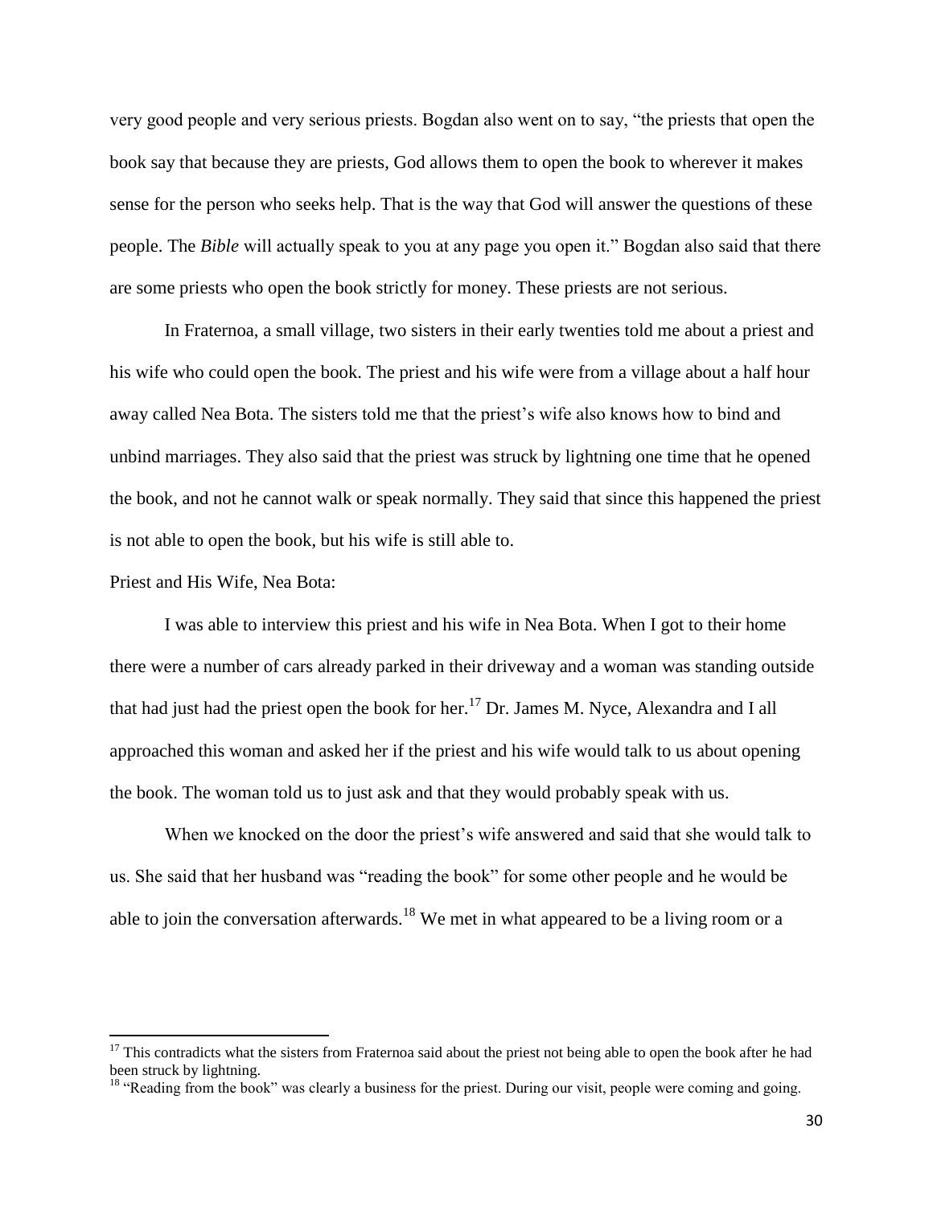very good people and very serious priests. Bogdan also went on to say, "the priests that open the book say that because they are priests, God allows them to open the book to wherever it makes sense for the person who seeks help. That is the way that God will answer the questions of these people. The *Bible* will actually speak to you at any page you open it." Bogdan also said that there are some priests who open the book strictly for money. These priests are not serious.

In Fraternoa, a small village, two sisters in their early twenties told me about a priest and his wife who could open the book. The priest and his wife were from a village about a half hour away called Nea Bota. The sisters told me that the priest's wife also knows how to bind and unbind marriages. They also said that the priest was struck by lightning one time that he opened the book, and not he cannot walk or speak normally. They said that since this happened the priest is not able to open the book, but his wife is still able to.

Priest and His Wife, Nea Bota:

I was able to interview this priest and his wife in Nea Bota. When I got to their home there were a number of cars already parked in their driveway and a woman was standing outside that had just had the priest open the book for her.[17] Dr. James M. Nyce, Alexandra and I all approached this woman and asked her if the priest and his wife would talk to us about opening the book. The woman told us to just ask and that they would probably speak with us.

When we knocked on the door the priest's wife answered and said that she would talk to us. She said that her husband was "reading the book" for some other people and he would be able to join the conversation afterwards.[18] We met in what appeared to be a living room or a

[17] This contradicts what the sisters from Fraternoa said about the priest not being able to open the book after he had been struck by lightning.

[18] "Reading from the book" was clearly a business for the priest. During our visit, people were coming and going.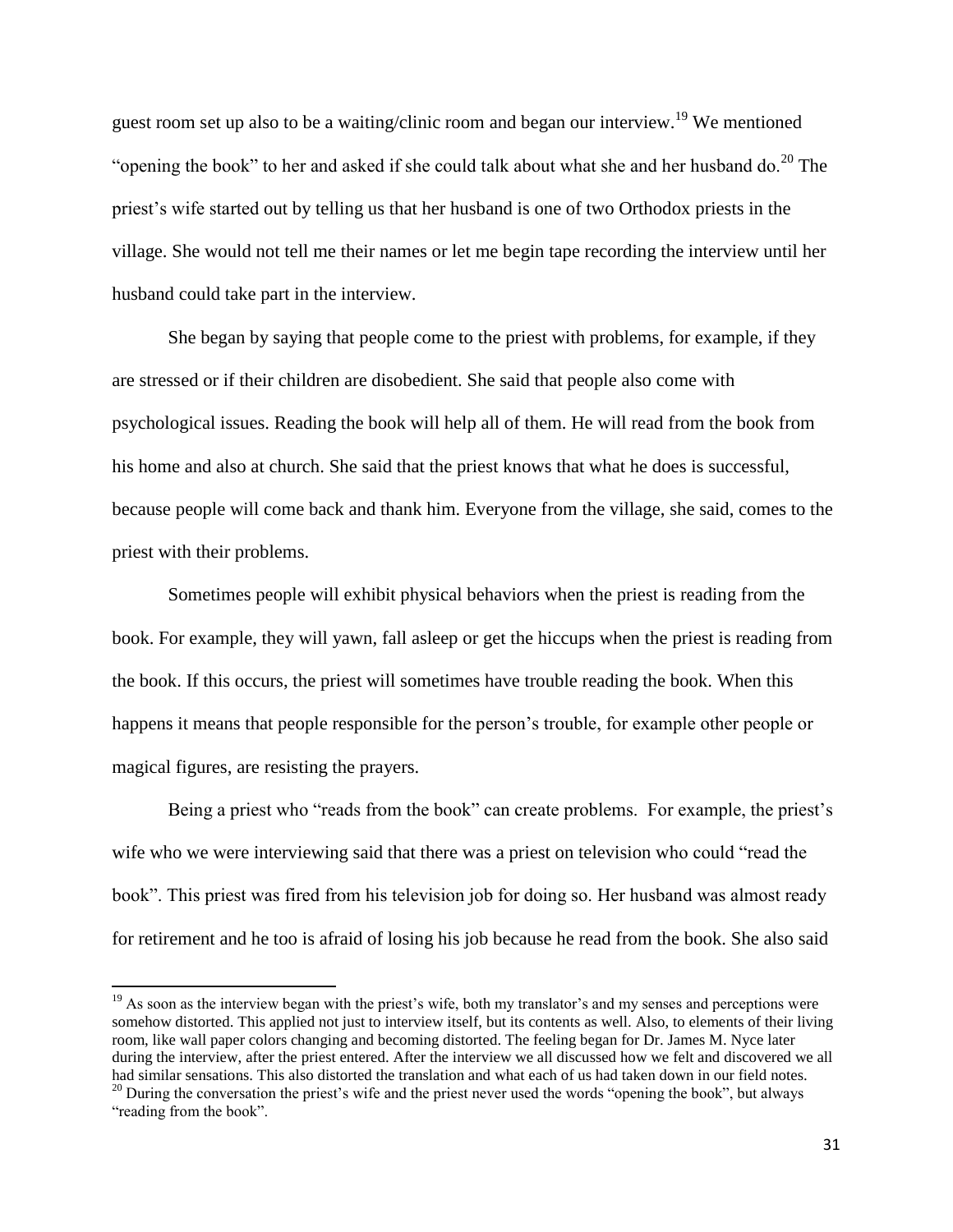guest room set up also to be a waiting/clinic room and began our interview.[19] We mentioned "opening the book" to her and asked if she could talk about what she and her husband do.[20] The priest's wife started out by telling us that her husband is one of two Orthodox priests in the village. She would not tell me their names or let me begin tape recording the interview until her husband could take part in the interview.

She began by saying that people come to the priest with problems, for example, if they are stressed or if their children are disobedient. She said that people also come with psychological issues. Reading the book will help all of them. He will read from the book from his home and also at church. She said that the priest knows that what he does is successful, because people will come back and thank him. Everyone from the village, she said, comes to the priest with their problems.

Sometimes people will exhibit physical behaviors when the priest is reading from the book. For example, they will yawn, fall asleep or get the hiccups when the priest is reading from the book. If this occurs, the priest will sometimes have trouble reading the book. When this happens it means that people responsible for the person's trouble, for example other people or magical figures, are resisting the prayers.

Being a priest who "reads from the book" can create problems. For example, the priest's wife who we were interviewing said that there was a priest on television who could "read the book". This priest was fired from his television job for doing so. Her husband was almost ready for retirement and he too is afraid of losing his job because he read from the book. She also said

---

[19] As soon as the interview began with the priest's wife, both my translator's and my senses and perceptions were somehow distorted. This applied not just to interview itself, but its contents as well. Also, to elements of their living room, like wall paper colors changing and becoming distorted. The feeling began for Dr. James M. Nyce later during the interview, after the priest entered. After the interview we all discussed how we felt and discovered we all had similar sensations. This also distorted the translation and what each of us had taken down in our field notes.

[20] During the conversation the priest's wife and the priest never used the words "opening the book", but always "reading from the book".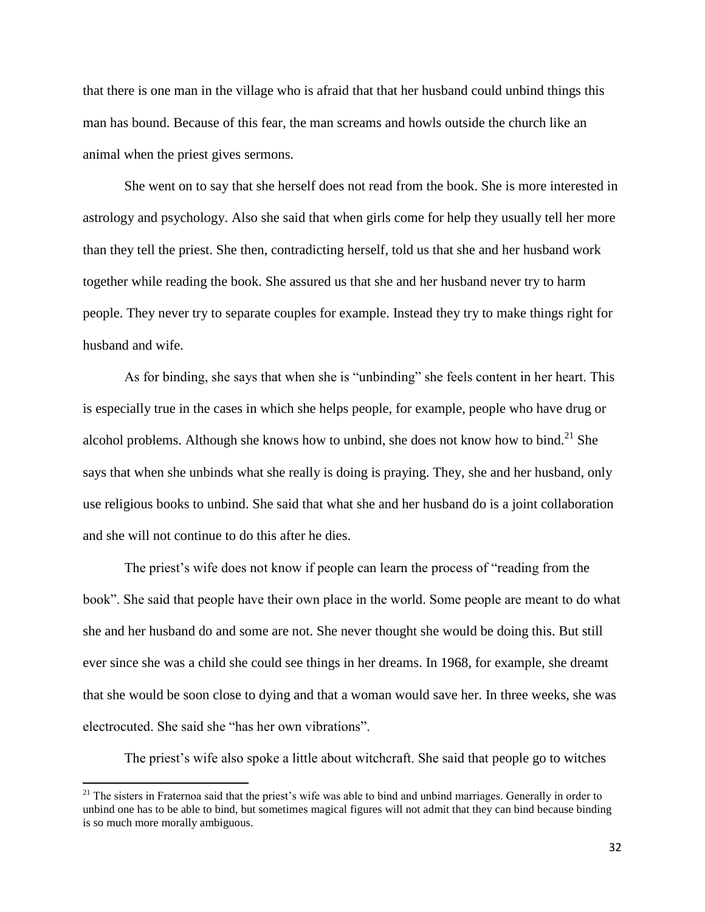that there is one man in the village who is afraid that that her husband could unbind things this man has bound. Because of this fear, the man screams and howls outside the church like an animal when the priest gives sermons.

She went on to say that she herself does not read from the book. She is more interested in astrology and psychology. Also she said that when girls come for help they usually tell her more than they tell the priest. She then, contradicting herself, told us that she and her husband work together while reading the book. She assured us that she and her husband never try to harm people. They never try to separate couples for example. Instead they try to make things right for husband and wife.

As for binding, she says that when she is "unbinding" she feels content in her heart. This is especially true in the cases in which she helps people, for example, people who have drug or alcohol problems. Although she knows how to unbind, she does not know how to bind.[21] She says that when she unbinds what she really is doing is praying. They, she and her husband, only use religious books to unbind. She said that what she and her husband do is a joint collaboration and she will not continue to do this after he dies.

The priest's wife does not know if people can learn the process of "reading from the book". She said that people have their own place in the world. Some people are meant to do what she and her husband do and some are not. She never thought she would be doing this. But still ever since she was a child she could see things in her dreams. In 1968, for example, she dreamt that she would be soon close to dying and that a woman would save her. In three weeks, she was electrocuted. She said she "has her own vibrations".

The priest's wife also spoke a little about witchcraft. She said that people go to witches

[21] The sisters in Fraternoa said that the priest's wife was able to bind and unbind marriages. Generally in order to unbind one has to be able to bind, but sometimes magical figures will not admit that they can bind because binding is so much more morally ambiguous.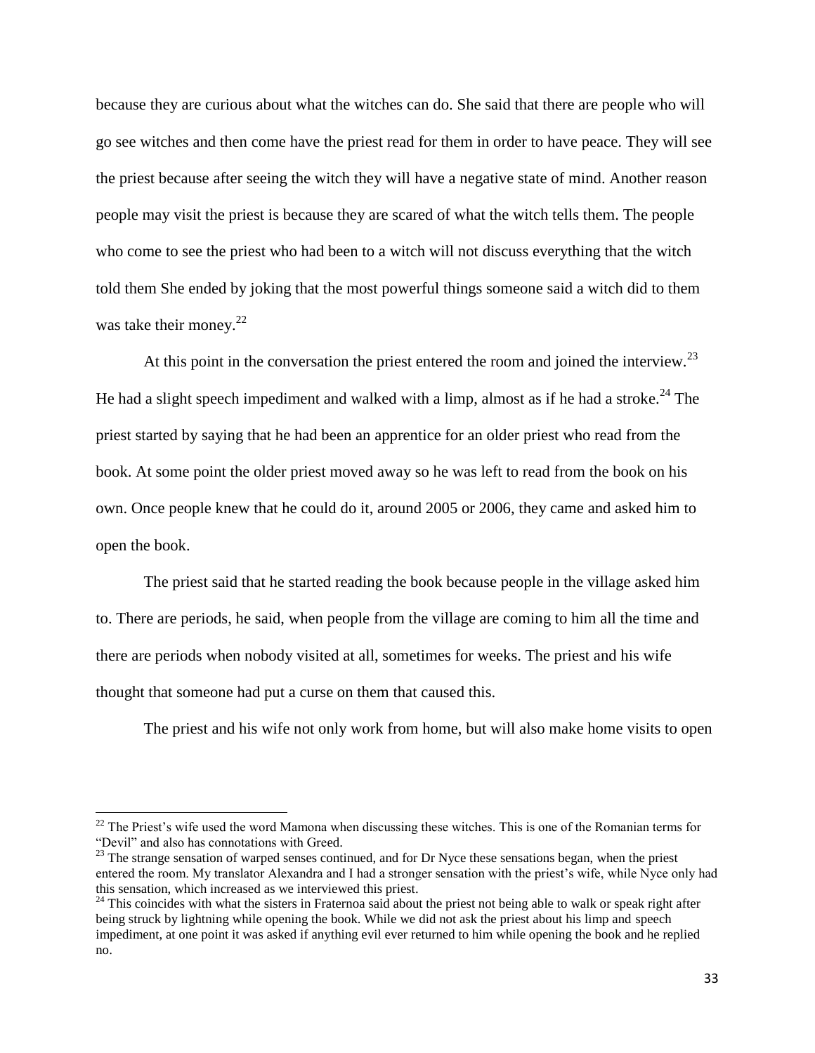because they are curious about what the witches can do. She said that there are people who will go see witches and then come have the priest read for them in order to have peace. They will see the priest because after seeing the witch they will have a negative state of mind. Another reason people may visit the priest is because they are scared of what the witch tells them. The people who come to see the priest who had been to a witch will not discuss everything that the witch told them She ended by joking that the most powerful things someone said a witch did to them was take their money.[22]

At this point in the conversation the priest entered the room and joined the interview.[23] He had a slight speech impediment and walked with a limp, almost as if he had a stroke.[24] The priest started by saying that he had been an apprentice for an older priest who read from the book. At some point the older priest moved away so he was left to read from the book on his own. Once people knew that he could do it, around 2005 or 2006, they came and asked him to open the book.

The priest said that he started reading the book because people in the village asked him to. There are periods, he said, when people from the village are coming to him all the time and there are periods when nobody visited at all, sometimes for weeks. The priest and his wife thought that someone had put a curse on them that caused this.

The priest and his wife not only work from home, but will also make home visits to open

---

[22] The Priest's wife used the word Mamona when discussing these witches. This is one of the Romanian terms for "Devil" and also has connotations with Greed.

[23] The strange sensation of warped senses continued, and for Dr Nyce these sensations began, when the priest entered the room. My translator Alexandra and I had a stronger sensation with the priest's wife, while Nyce only had this sensation, which increased as we interviewed this priest.

[24] This coincides with what the sisters in Fraternoa said about the priest not being able to walk or speak right after being struck by lightning while opening the book. While we did not ask the priest about his limp and speech impediment, at one point it was asked if anything evil ever returned to him while opening the book and he replied no.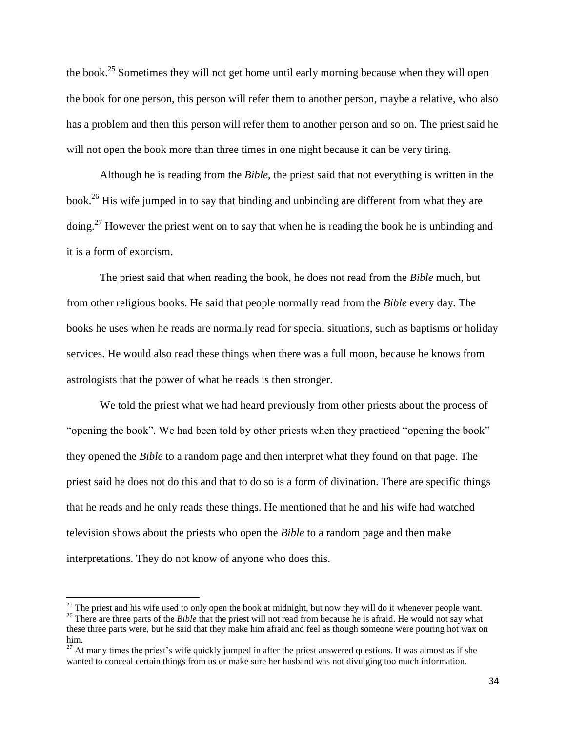the book.[25] Sometimes they will not get home until early morning because when they will open the book for one person, this person will refer them to another person, maybe a relative, who also has a problem and then this person will refer them to another person and so on. The priest said he will not open the book more than three times in one night because it can be very tiring.

Although he is reading from the *Bible*, the priest said that not everything is written in the book.[26] His wife jumped in to say that binding and unbinding are different from what they are doing.[27] However the priest went on to say that when he is reading the book he is unbinding and it is a form of exorcism.

The priest said that when reading the book, he does not read from the *Bible* much, but from other religious books. He said that people normally read from the *Bible* every day. The books he uses when he reads are normally read for special situations, such as baptisms or holiday services. He would also read these things when there was a full moon, because he knows from astrologists that the power of what he reads is then stronger.

We told the priest what we had heard previously from other priests about the process of "opening the book". We had been told by other priests when they practiced "opening the book" they opened the *Bible* to a random page and then interpret what they found on that page. The priest said he does not do this and that to do so is a form of divination. There are specific things that he reads and he only reads these things. He mentioned that he and his wife had watched television shows about the priests who open the *Bible* to a random page and then make interpretations. They do not know of anyone who does this.

---

[25] The priest and his wife used to only open the book at midnight, but now they will do it whenever people want.

[26] There are three parts of the *Bible* that the priest will not read from because he is afraid. He would not say what these three parts were, but he said that they make him afraid and feel as though someone were pouring hot wax on him.

[27] At many times the priest's wife quickly jumped in after the priest answered questions. It was almost as if she wanted to conceal certain things from us or make sure her husband was not divulging too much information.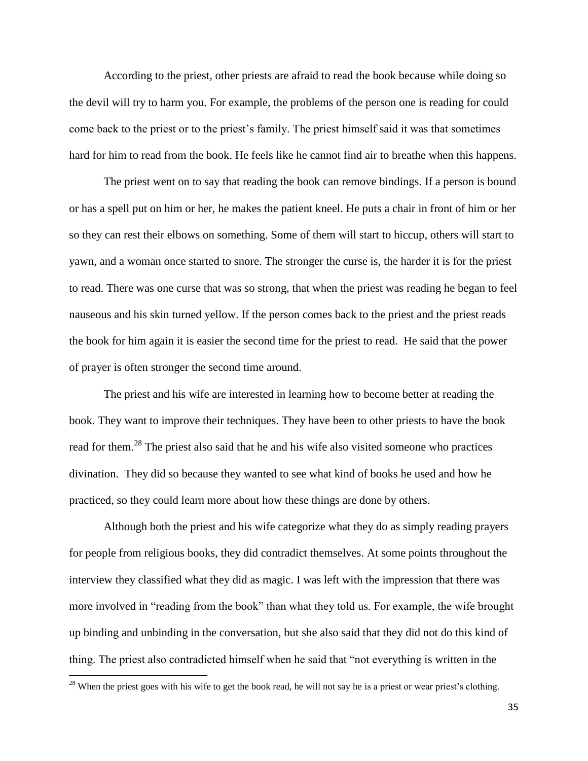According to the priest, other priests are afraid to read the book because while doing so the devil will try to harm you. For example, the problems of the person one is reading for could come back to the priest or to the priest's family. The priest himself said it was that sometimes hard for him to read from the book. He feels like he cannot find air to breathe when this happens.

The priest went on to say that reading the book can remove bindings. If a person is bound or has a spell put on him or her, he makes the patient kneel. He puts a chair in front of him or her so they can rest their elbows on something. Some of them will start to hiccup, others will start to yawn, and a woman once started to snore. The stronger the curse is, the harder it is for the priest to read. There was one curse that was so strong, that when the priest was reading he began to feel nauseous and his skin turned yellow. If the person comes back to the priest and the priest reads the book for him again it is easier the second time for the priest to read. He said that the power of prayer is often stronger the second time around.

The priest and his wife are interested in learning how to become better at reading the book. They want to improve their techniques. They have been to other priests to have the book read for them.[28] The priest also said that he and his wife also visited someone who practices divination. They did so because they wanted to see what kind of books he used and how he practiced, so they could learn more about how these things are done by others.

Although both the priest and his wife categorize what they do as simply reading prayers for people from religious books, they did contradict themselves. At some points throughout the interview they classified what they did as magic. I was left with the impression that there was more involved in "reading from the book" than what they told us. For example, the wife brought up binding and unbinding in the conversation, but she also said that they did not do this kind of thing. The priest also contradicted himself when he said that "not everything is written in the

[28] When the priest goes with his wife to get the book read, he will not say he is a priest or wear priest's clothing.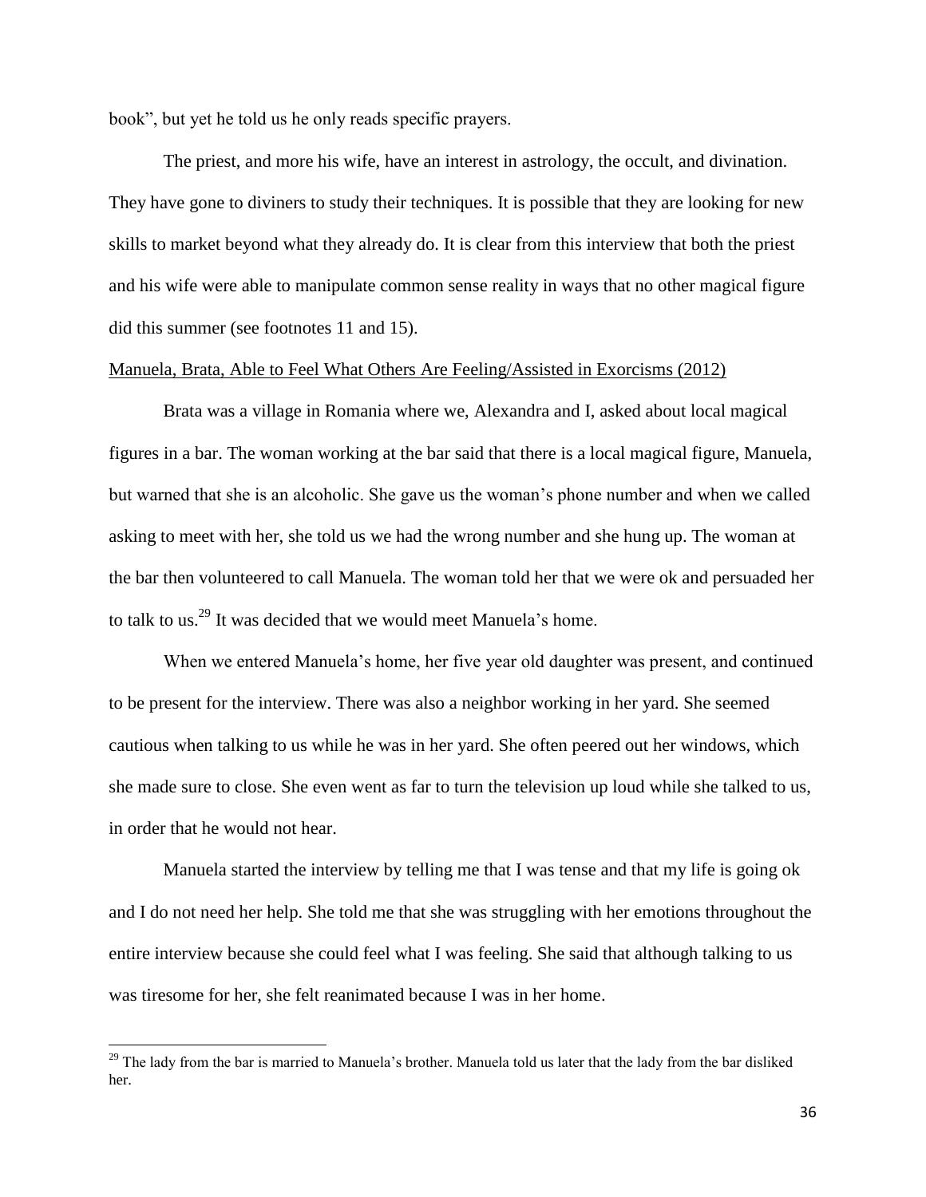book", but yet he told us he only reads specific prayers.

The priest, and more his wife, have an interest in astrology, the occult, and divination. They have gone to diviners to study their techniques. It is possible that they are looking for new skills to market beyond what they already do. It is clear from this interview that both the priest and his wife were able to manipulate common sense reality in ways that no other magical figure did this summer (see footnotes 11 and 15).

<u>Manuela, Brata, Able to Feel What Others Are Feeling/Assisted in Exorcisms (2012)</u>

Brata was a village in Romania where we, Alexandra and I, asked about local magical figures in a bar. The woman working at the bar said that there is a local magical figure, Manuela, but warned that she is an alcoholic. She gave us the woman's phone number and when we called asking to meet with her, she told us we had the wrong number and she hung up. The woman at the bar then volunteered to call Manuela. The woman told her that we were ok and persuaded her to talk to us.[29] It was decided that we would meet Manuela's home.

When we entered Manuela's home, her five year old daughter was present, and continued to be present for the interview. There was also a neighbor working in her yard. She seemed cautious when talking to us while he was in her yard. She often peered out her windows, which she made sure to close. She even went as far to turn the television up loud while she talked to us, in order that he would not hear.

Manuela started the interview by telling me that I was tense and that my life is going ok and I do not need her help. She told me that she was struggling with her emotions throughout the entire interview because she could feel what I was feeling. She said that although talking to us was tiresome for her, she felt reanimated because I was in her home.

---

[29] The lady from the bar is married to Manuela's brother. Manuela told us later that the lady from the bar disliked her.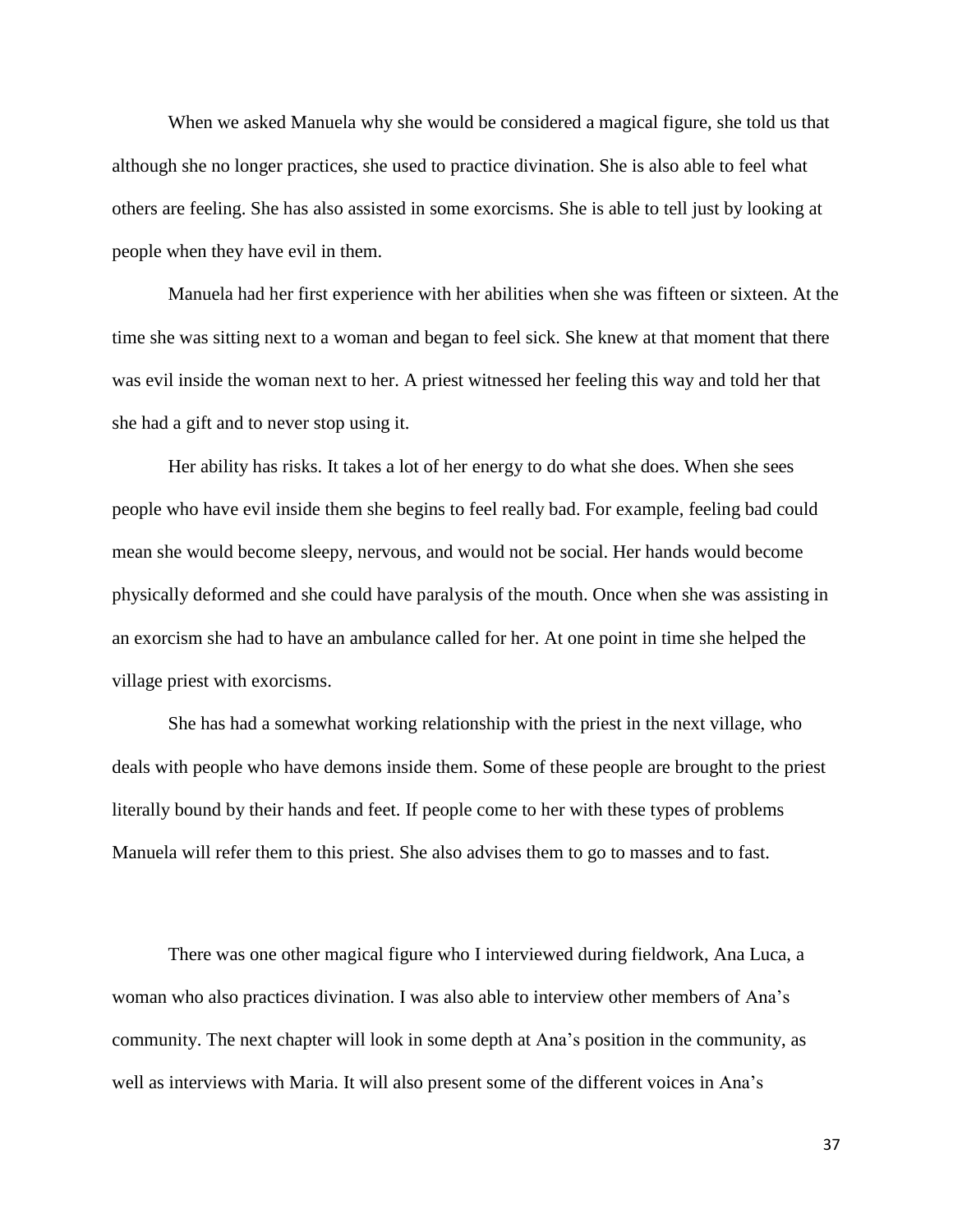When we asked Manuela why she would be considered a magical figure, she told us that although she no longer practices, she used to practice divination. She is also able to feel what others are feeling. She has also assisted in some exorcisms. She is able to tell just by looking at people when they have evil in them.

Manuela had her first experience with her abilities when she was fifteen or sixteen. At the time she was sitting next to a woman and began to feel sick. She knew at that moment that there was evil inside the woman next to her. A priest witnessed her feeling this way and told her that she had a gift and to never stop using it.

Her ability has risks. It takes a lot of her energy to do what she does. When she sees people who have evil inside them she begins to feel really bad. For example, feeling bad could mean she would become sleepy, nervous, and would not be social. Her hands would become physically deformed and she could have paralysis of the mouth. Once when she was assisting in an exorcism she had to have an ambulance called for her. At one point in time she helped the village priest with exorcisms.

She has had a somewhat working relationship with the priest in the next village, who deals with people who have demons inside them. Some of these people are brought to the priest literally bound by their hands and feet. If people come to her with these types of problems Manuela will refer them to this priest. She also advises them to go to masses and to fast.

There was one other magical figure who I interviewed during fieldwork, Ana Luca, a woman who also practices divination. I was also able to interview other members of Ana's community. The next chapter will look in some depth at Ana's position in the community, as well as interviews with Maria. It will also present some of the different voices in Ana's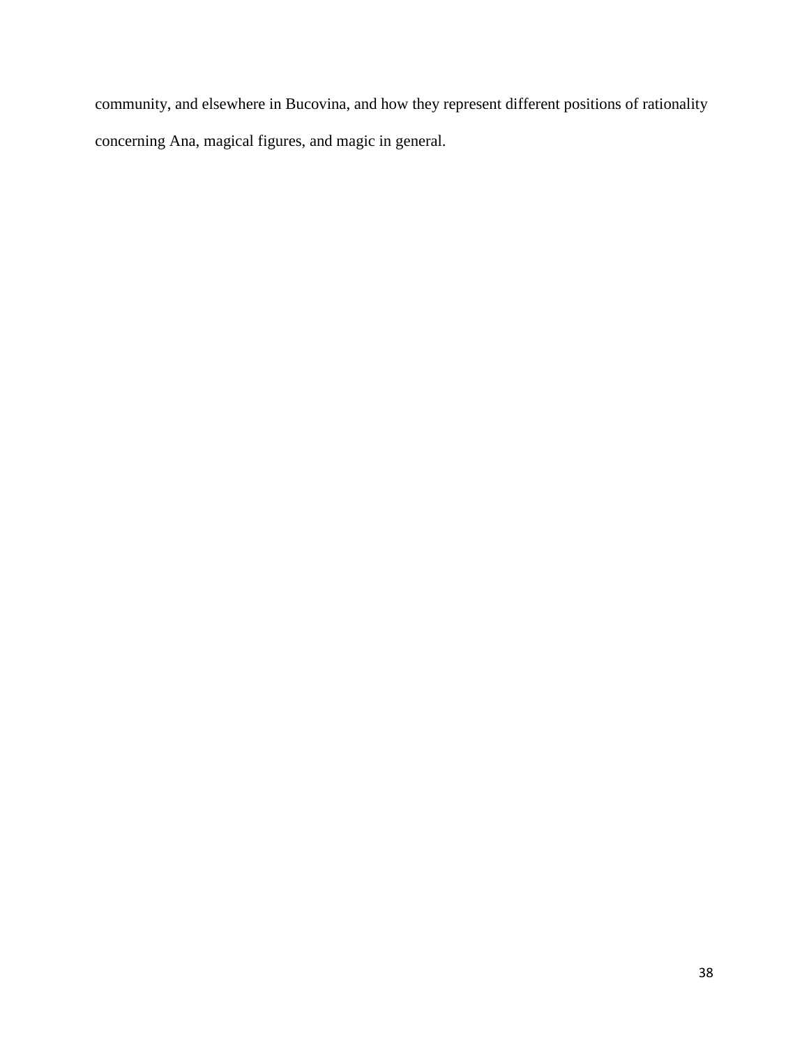community, and elsewhere in Bucovina, and how they represent different positions of rationality concerning Ana, magical figures, and magic in general.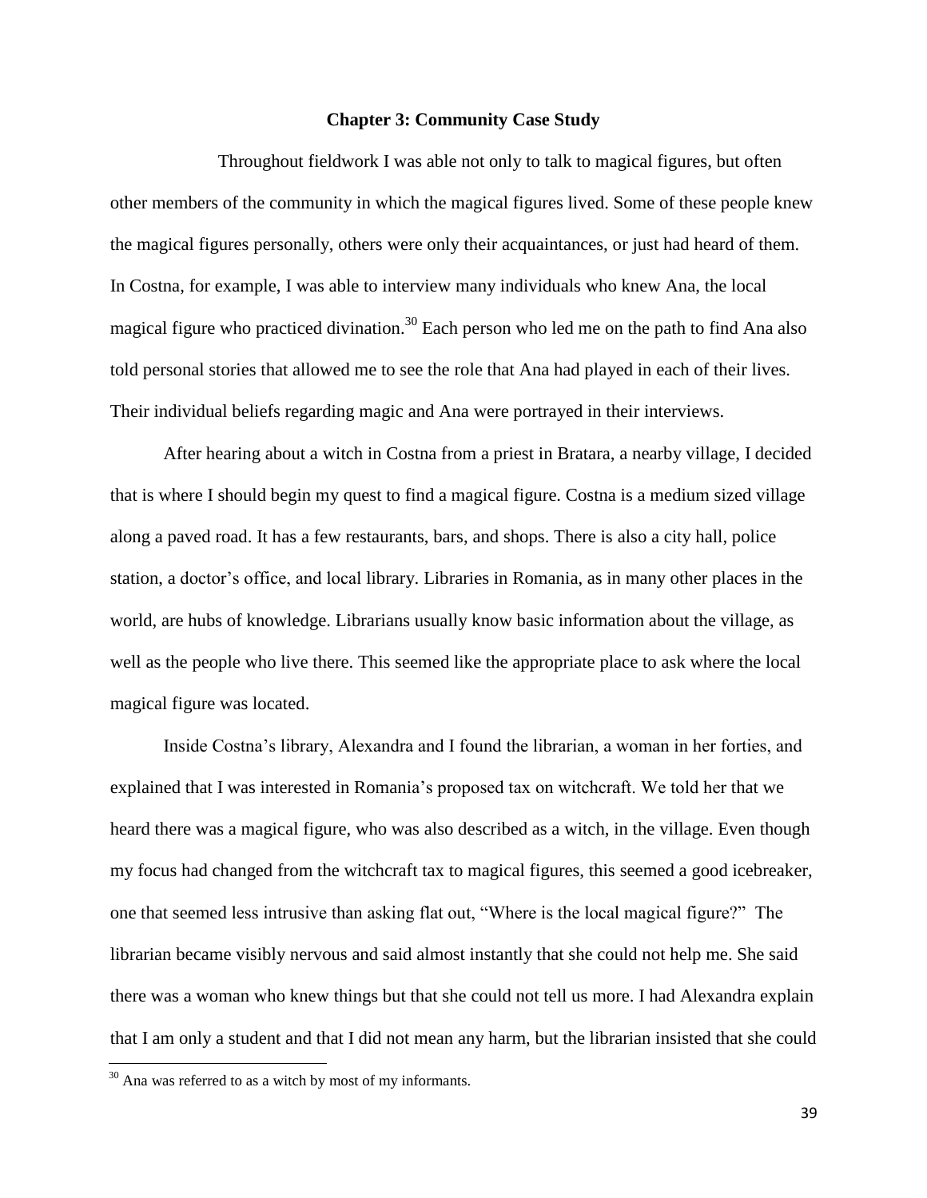## Chapter 3: Community Case Study

Throughout fieldwork I was able not only to talk to magical figures, but often other members of the community in which the magical figures lived. Some of these people knew the magical figures personally, others were only their acquaintances, or just had heard of them. In Costna, for example, I was able to interview many individuals who knew Ana, the local magical figure who practiced divination.[30] Each person who led me on the path to find Ana also told personal stories that allowed me to see the role that Ana had played in each of their lives. Their individual beliefs regarding magic and Ana were portrayed in their interviews.

After hearing about a witch in Costna from a priest in Bratara, a nearby village, I decided that is where I should begin my quest to find a magical figure. Costna is a medium sized village along a paved road. It has a few restaurants, bars, and shops. There is also a city hall, police station, a doctor's office, and local library. Libraries in Romania, as in many other places in the world, are hubs of knowledge. Librarians usually know basic information about the village, as well as the people who live there. This seemed like the appropriate place to ask where the local magical figure was located.

Inside Costna's library, Alexandra and I found the librarian, a woman in her forties, and explained that I was interested in Romania's proposed tax on witchcraft. We told her that we heard there was a magical figure, who was also described as a witch, in the village. Even though my focus had changed from the witchcraft tax to magical figures, this seemed a good icebreaker, one that seemed less intrusive than asking flat out, "Where is the local magical figure?" The librarian became visibly nervous and said almost instantly that she could not help me. She said there was a woman who knew things but that she could not tell us more. I had Alexandra explain that I am only a student and that I did not mean any harm, but the librarian insisted that she could

[30] Ana was referred to as a witch by most of my informants.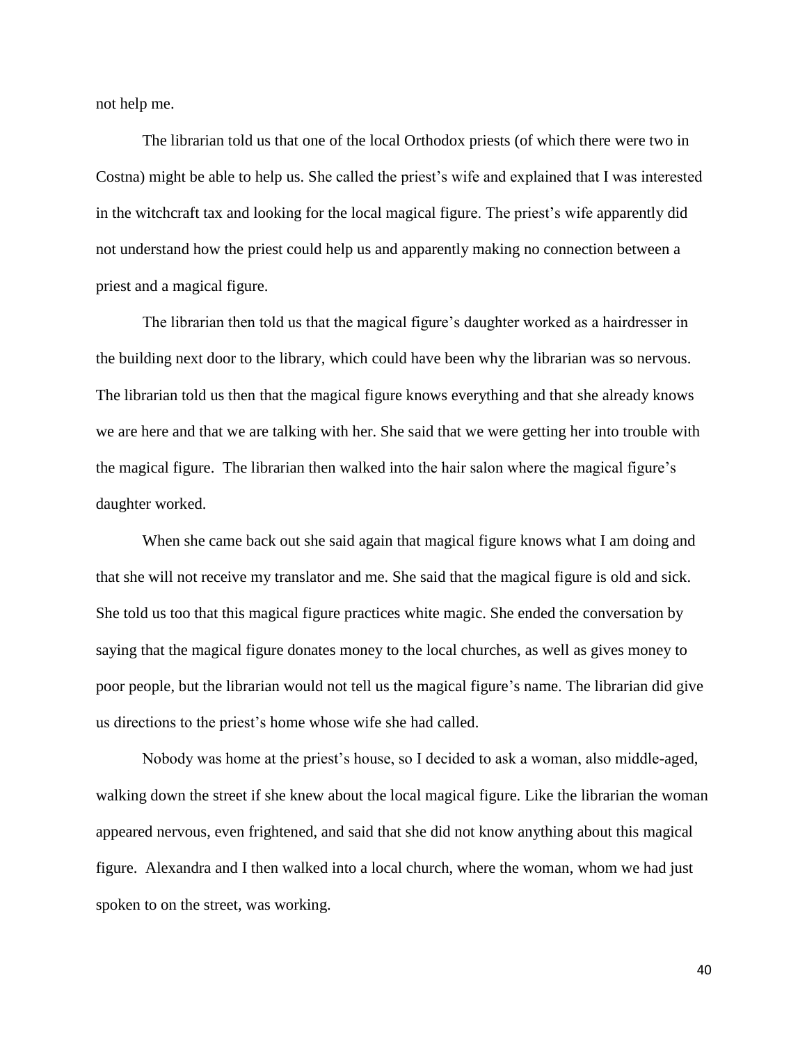not help me.

The librarian told us that one of the local Orthodox priests (of which there were two in Costna) might be able to help us. She called the priest's wife and explained that I was interested in the witchcraft tax and looking for the local magical figure. The priest's wife apparently did not understand how the priest could help us and apparently making no connection between a priest and a magical figure.

The librarian then told us that the magical figure's daughter worked as a hairdresser in the building next door to the library, which could have been why the librarian was so nervous. The librarian told us then that the magical figure knows everything and that she already knows we are here and that we are talking with her. She said that we were getting her into trouble with the magical figure. The librarian then walked into the hair salon where the magical figure's daughter worked.

When she came back out she said again that magical figure knows what I am doing and that she will not receive my translator and me. She said that the magical figure is old and sick. She told us too that this magical figure practices white magic. She ended the conversation by saying that the magical figure donates money to the local churches, as well as gives money to poor people, but the librarian would not tell us the magical figure's name. The librarian did give us directions to the priest's home whose wife she had called.

Nobody was home at the priest's house, so I decided to ask a woman, also middle-aged, walking down the street if she knew about the local magical figure. Like the librarian the woman appeared nervous, even frightened, and said that she did not know anything about this magical figure. Alexandra and I then walked into a local church, where the woman, whom we had just spoken to on the street, was working.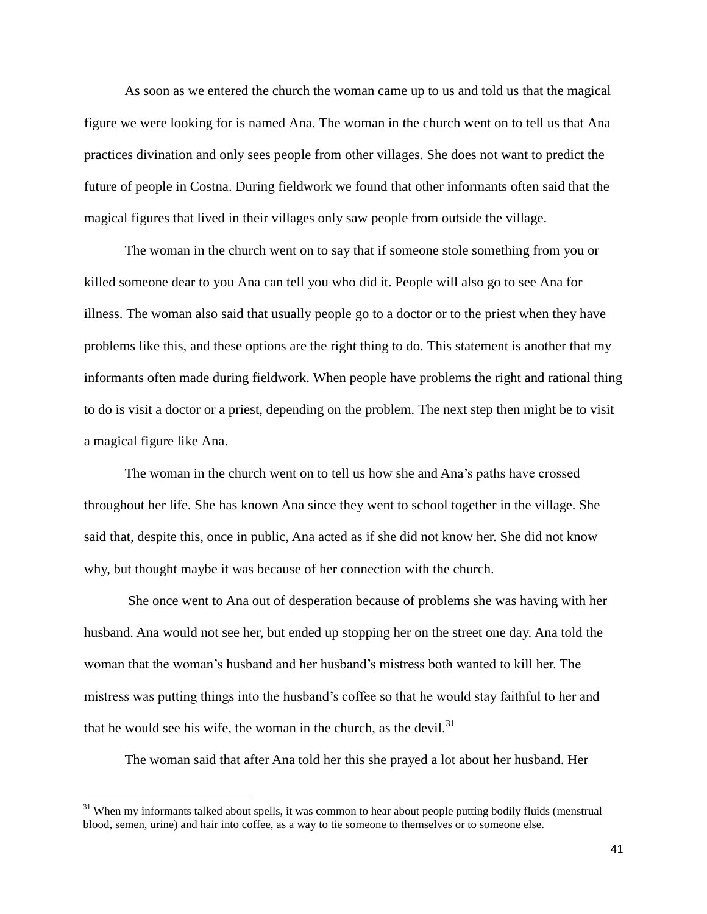As soon as we entered the church the woman came up to us and told us that the magical figure we were looking for is named Ana. The woman in the church went on to tell us that Ana practices divination and only sees people from other villages. She does not want to predict the future of people in Costna. During fieldwork we found that other informants often said that the magical figures that lived in their villages only saw people from outside the village.

The woman in the church went on to say that if someone stole something from you or killed someone dear to you Ana can tell you who did it. People will also go to see Ana for illness. The woman also said that usually people go to a doctor or to the priest when they have problems like this, and these options are the right thing to do. This statement is another that my informants often made during fieldwork. When people have problems the right and rational thing to do is visit a doctor or a priest, depending on the problem. The next step then might be to visit a magical figure like Ana.

The woman in the church went on to tell us how she and Ana's paths have crossed throughout her life. She has known Ana since they went to school together in the village. She said that, despite this, once in public, Ana acted as if she did not know her. She did not know why, but thought maybe it was because of her connection with the church.

She once went to Ana out of desperation because of problems she was having with her husband. Ana would not see her, but ended up stopping her on the street one day. Ana told the woman that the woman's husband and her husband's mistress both wanted to kill her. The mistress was putting things into the husband's coffee so that he would stay faithful to her and that he would see his wife, the woman in the church, as the devil.[31]

The woman said that after Ana told her this she prayed a lot about her husband. Her

---

[31] When my informants talked about spells, it was common to hear about people putting bodily fluids (menstrual blood, semen, urine) and hair into coffee, as a way to tie someone to themselves or to someone else.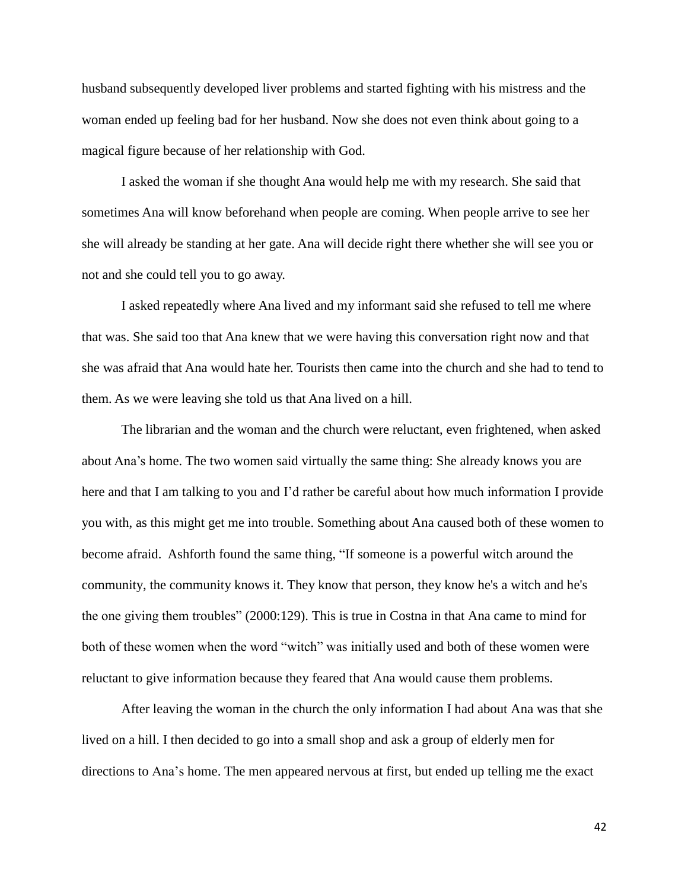husband subsequently developed liver problems and started fighting with his mistress and the woman ended up feeling bad for her husband. Now she does not even think about going to a magical figure because of her relationship with God.

I asked the woman if she thought Ana would help me with my research. She said that sometimes Ana will know beforehand when people are coming. When people arrive to see her she will already be standing at her gate. Ana will decide right there whether she will see you or not and she could tell you to go away.

I asked repeatedly where Ana lived and my informant said she refused to tell me where that was. She said too that Ana knew that we were having this conversation right now and that she was afraid that Ana would hate her. Tourists then came into the church and she had to tend to them. As we were leaving she told us that Ana lived on a hill.

The librarian and the woman and the church were reluctant, even frightened, when asked about Ana's home. The two women said virtually the same thing: She already knows you are here and that I am talking to you and I'd rather be careful about how much information I provide you with, as this might get me into trouble. Something about Ana caused both of these women to become afraid. Ashforth found the same thing, "If someone is a powerful witch around the community, the community knows it. They know that person, they know he's a witch and he's the one giving them troubles" (2000:129). This is true in Costna in that Ana came to mind for both of these women when the word "witch" was initially used and both of these women were reluctant to give information because they feared that Ana would cause them problems.

After leaving the woman in the church the only information I had about Ana was that she lived on a hill. I then decided to go into a small shop and ask a group of elderly men for directions to Ana's home. The men appeared nervous at first, but ended up telling me the exact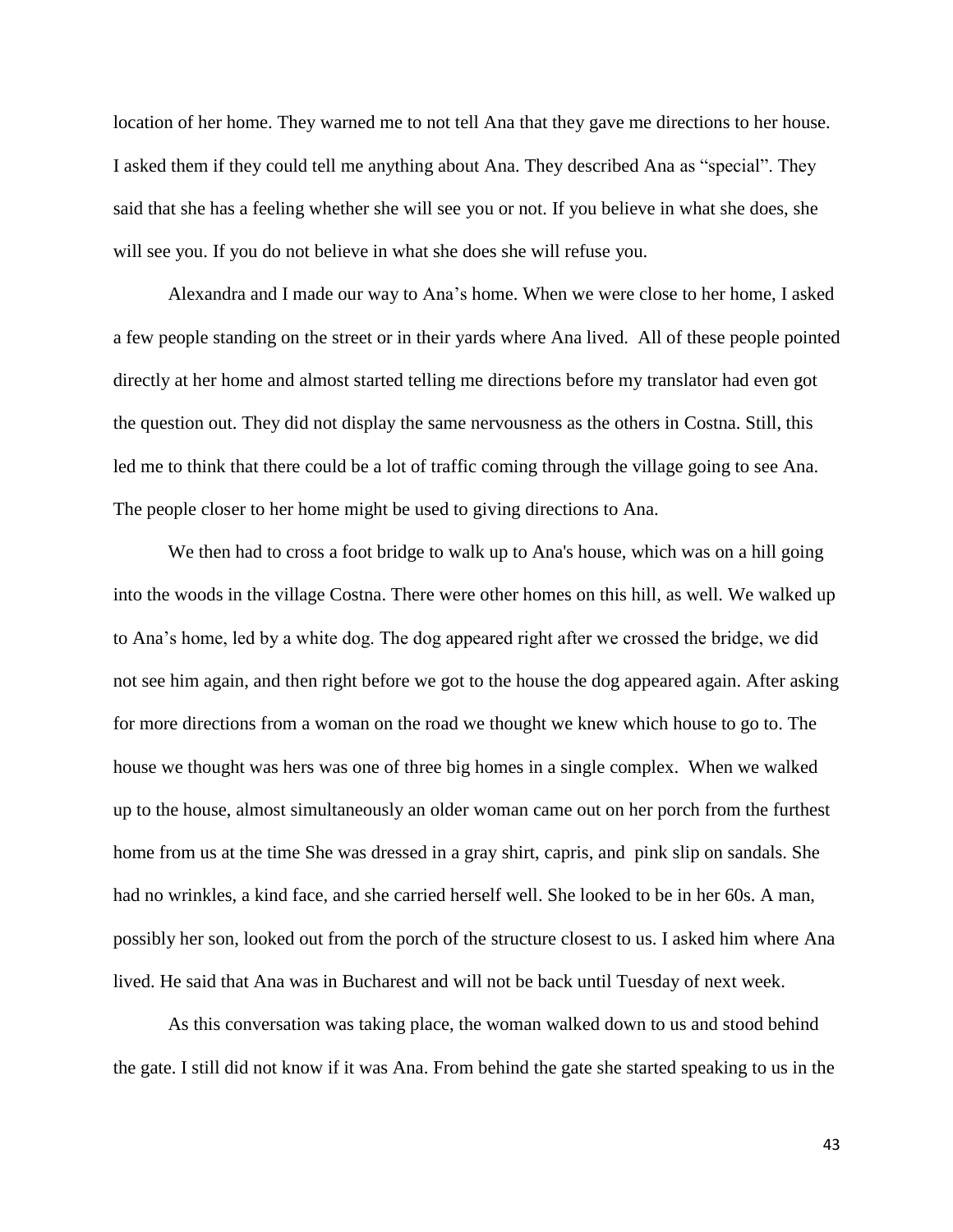location of her home. They warned me to not tell Ana that they gave me directions to her house. I asked them if they could tell me anything about Ana. They described Ana as "special". They said that she has a feeling whether she will see you or not. If you believe in what she does, she will see you. If you do not believe in what she does she will refuse you.

Alexandra and I made our way to Ana's home. When we were close to her home, I asked a few people standing on the street or in their yards where Ana lived. All of these people pointed directly at her home and almost started telling me directions before my translator had even got the question out. They did not display the same nervousness as the others in Costna. Still, this led me to think that there could be a lot of traffic coming through the village going to see Ana. The people closer to her home might be used to giving directions to Ana.

We then had to cross a foot bridge to walk up to Ana's house, which was on a hill going into the woods in the village Costna. There were other homes on this hill, as well. We walked up to Ana's home, led by a white dog. The dog appeared right after we crossed the bridge, we did not see him again, and then right before we got to the house the dog appeared again. After asking for more directions from a woman on the road we thought we knew which house to go to. The house we thought was hers was one of three big homes in a single complex. When we walked up to the house, almost simultaneously an older woman came out on her porch from the furthest home from us at the time She was dressed in a gray shirt, capris, and pink slip on sandals. She had no wrinkles, a kind face, and she carried herself well. She looked to be in her 60s. A man, possibly her son, looked out from the porch of the structure closest to us. I asked him where Ana lived. He said that Ana was in Bucharest and will not be back until Tuesday of next week.

As this conversation was taking place, the woman walked down to us and stood behind the gate. I still did not know if it was Ana. From behind the gate she started speaking to us in the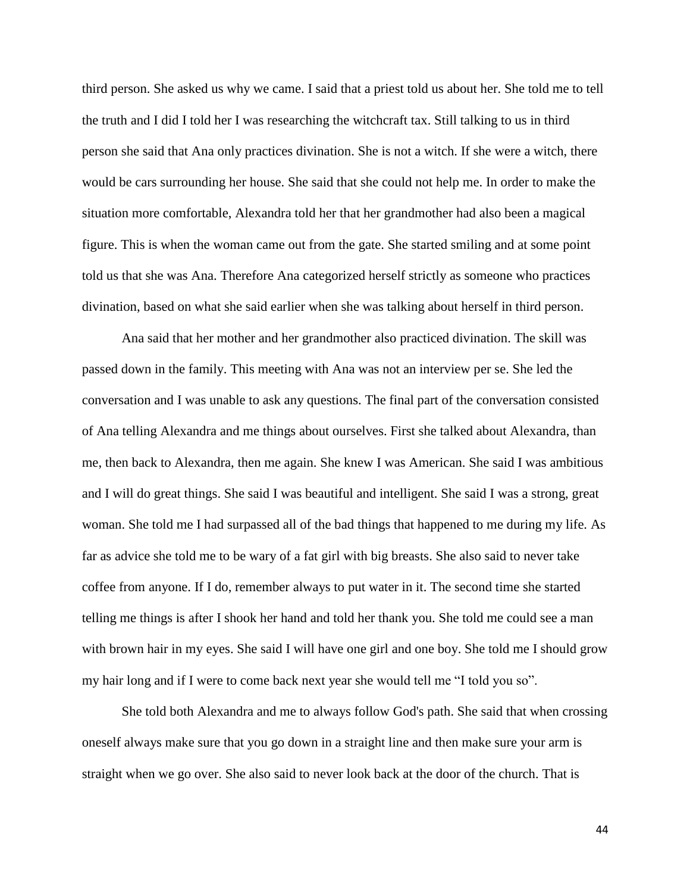third person. She asked us why we came. I said that a priest told us about her. She told me to tell the truth and I did I told her I was researching the witchcraft tax. Still talking to us in third person she said that Ana only practices divination. She is not a witch. If she were a witch, there would be cars surrounding her house. She said that she could not help me. In order to make the situation more comfortable, Alexandra told her that her grandmother had also been a magical figure. This is when the woman came out from the gate. She started smiling and at some point told us that she was Ana. Therefore Ana categorized herself strictly as someone who practices divination, based on what she said earlier when she was talking about herself in third person.

Ana said that her mother and her grandmother also practiced divination. The skill was passed down in the family. This meeting with Ana was not an interview per se. She led the conversation and I was unable to ask any questions. The final part of the conversation consisted of Ana telling Alexandra and me things about ourselves. First she talked about Alexandra, than me, then back to Alexandra, then me again. She knew I was American. She said I was ambitious and I will do great things. She said I was beautiful and intelligent. She said I was a strong, great woman. She told me I had surpassed all of the bad things that happened to me during my life. As far as advice she told me to be wary of a fat girl with big breasts. She also said to never take coffee from anyone. If I do, remember always to put water in it. The second time she started telling me things is after I shook her hand and told her thank you. She told me could see a man with brown hair in my eyes. She said I will have one girl and one boy. She told me I should grow my hair long and if I were to come back next year she would tell me "I told you so".

She told both Alexandra and me to always follow God's path. She said that when crossing oneself always make sure that you go down in a straight line and then make sure your arm is straight when we go over. She also said to never look back at the door of the church. That is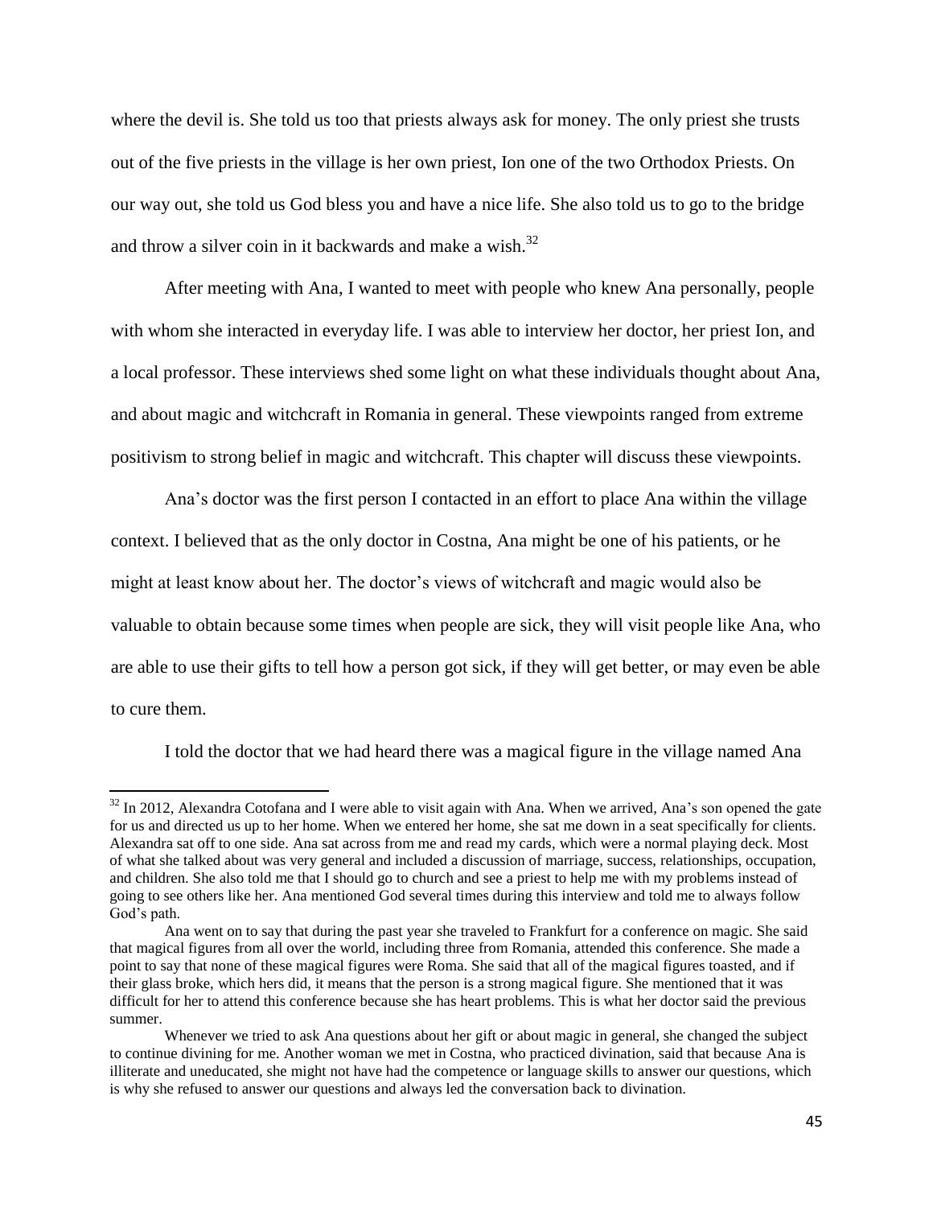where the devil is. She told us too that priests always ask for money. The only priest she trusts out of the five priests in the village is her own priest, Ion one of the two Orthodox Priests. On our way out, she told us God bless you and have a nice life. She also told us to go to the bridge and throw a silver coin in it backwards and make a wish.[32]

After meeting with Ana, I wanted to meet with people who knew Ana personally, people with whom she interacted in everyday life. I was able to interview her doctor, her priest Ion, and a local professor. These interviews shed some light on what these individuals thought about Ana, and about magic and witchcraft in Romania in general. These viewpoints ranged from extreme positivism to strong belief in magic and witchcraft. This chapter will discuss these viewpoints.

Ana's doctor was the first person I contacted in an effort to place Ana within the village context. I believed that as the only doctor in Costna, Ana might be one of his patients, or he might at least know about her. The doctor's views of witchcraft and magic would also be valuable to obtain because some times when people are sick, they will visit people like Ana, who are able to use their gifts to tell how a person got sick, if they will get better, or may even be able to cure them.

I told the doctor that we had heard there was a magical figure in the village named Ana

---

[32] In 2012, Alexandra Cotofana and I were able to visit again with Ana. When we arrived, Ana's son opened the gate for us and directed us up to her home. When we entered her home, she sat me down in a seat specifically for clients. Alexandra sat off to one side. Ana sat across from me and read my cards, which were a normal playing deck. Most of what she talked about was very general and included a discussion of marriage, success, relationships, occupation, and children. She also told me that I should go to church and see a priest to help me with my problems instead of going to see others like her. Ana mentioned God several times during this interview and told me to always follow God's path.

Ana went on to say that during the past year she traveled to Frankfurt for a conference on magic. She said that magical figures from all over the world, including three from Romania, attended this conference. She made a point to say that none of these magical figures were Roma. She said that all of the magical figures toasted, and if their glass broke, which hers did, it means that the person is a strong magical figure. She mentioned that it was difficult for her to attend this conference because she has heart problems. This is what her doctor said the previous summer.

Whenever we tried to ask Ana questions about her gift or about magic in general, she changed the subject to continue divining for me. Another woman we met in Costna, who practiced divination, said that because Ana is illiterate and uneducated, she might not have had the competence or language skills to answer our questions, which is why she refused to answer our questions and always led the conversation back to divination.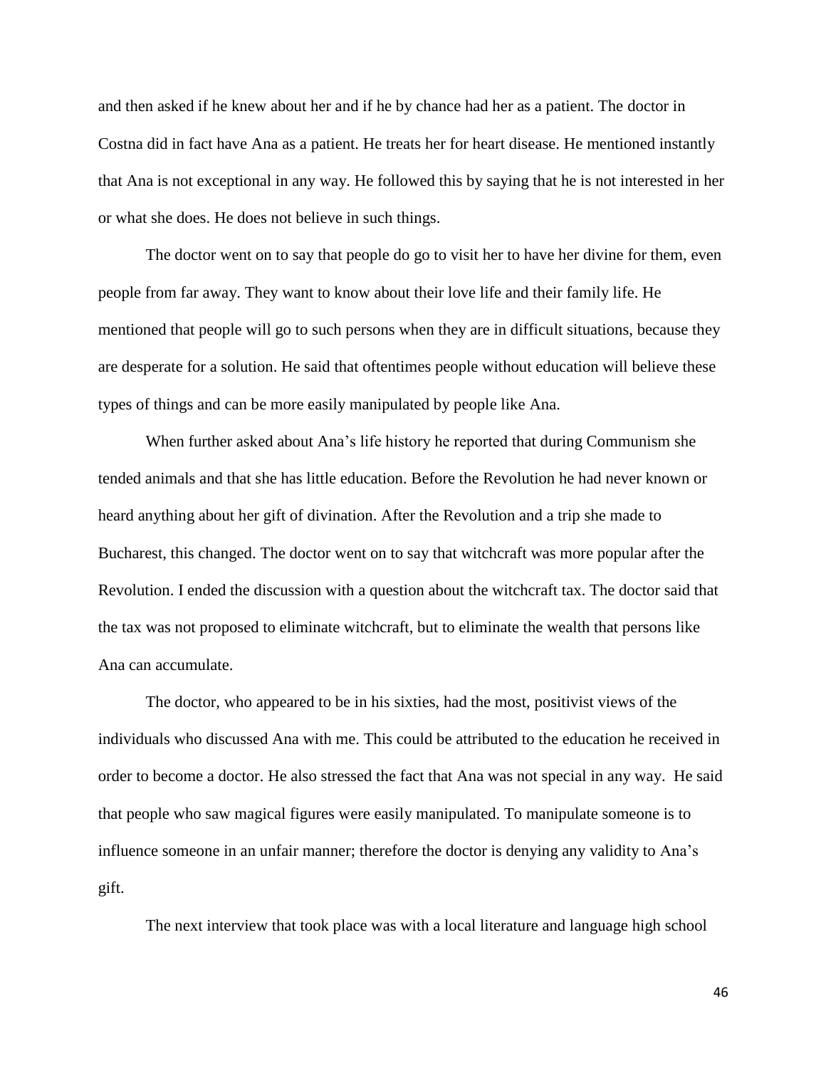and then asked if he knew about her and if he by chance had her as a patient. The doctor in Costna did in fact have Ana as a patient. He treats her for heart disease. He mentioned instantly that Ana is not exceptional in any way. He followed this by saying that he is not interested in her or what she does. He does not believe in such things.

The doctor went on to say that people do go to visit her to have her divine for them, even people from far away. They want to know about their love life and their family life. He mentioned that people will go to such persons when they are in difficult situations, because they are desperate for a solution. He said that oftentimes people without education will believe these types of things and can be more easily manipulated by people like Ana.

When further asked about Ana's life history he reported that during Communism she tended animals and that she has little education. Before the Revolution he had never known or heard anything about her gift of divination. After the Revolution and a trip she made to Bucharest, this changed. The doctor went on to say that witchcraft was more popular after the Revolution. I ended the discussion with a question about the witchcraft tax. The doctor said that the tax was not proposed to eliminate witchcraft, but to eliminate the wealth that persons like Ana can accumulate.

The doctor, who appeared to be in his sixties, had the most, positivist views of the individuals who discussed Ana with me. This could be attributed to the education he received in order to become a doctor. He also stressed the fact that Ana was not special in any way. He said that people who saw magical figures were easily manipulated. To manipulate someone is to influence someone in an unfair manner; therefore the doctor is denying any validity to Ana's gift.

The next interview that took place was with a local literature and language high school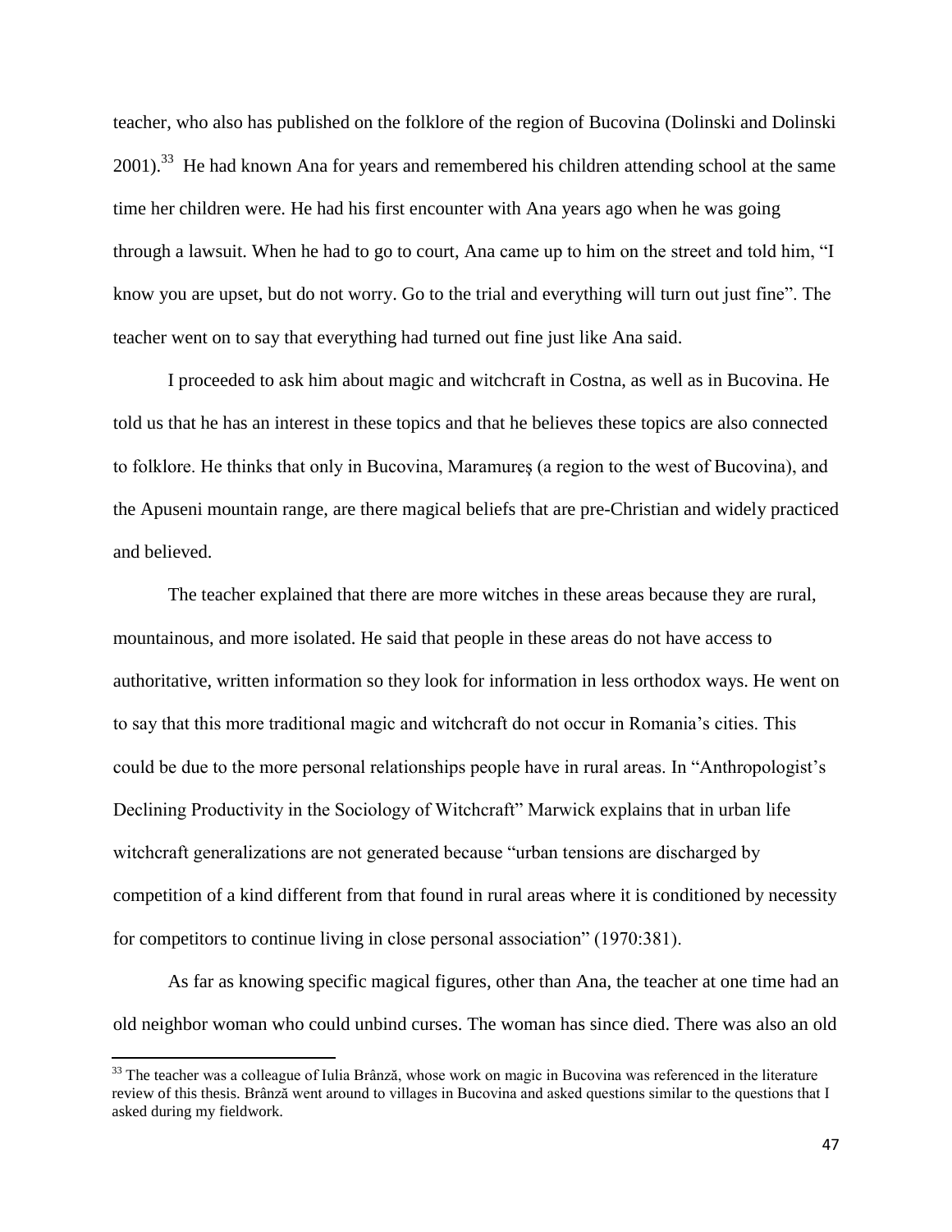teacher, who also has published on the folklore of the region of Bucovina (Dolinski and Dolinski 2001).[33] He had known Ana for years and remembered his children attending school at the same time her children were. He had his first encounter with Ana years ago when he was going through a lawsuit. When he had to go to court, Ana came up to him on the street and told him, "I know you are upset, but do not worry. Go to the trial and everything will turn out just fine". The teacher went on to say that everything had turned out fine just like Ana said.

I proceeded to ask him about magic and witchcraft in Costna, as well as in Bucovina. He told us that he has an interest in these topics and that he believes these topics are also connected to folklore. He thinks that only in Bucovina, Maramureş (a region to the west of Bucovina), and the Apuseni mountain range, are there magical beliefs that are pre-Christian and widely practiced and believed.

The teacher explained that there are more witches in these areas because they are rural, mountainous, and more isolated. He said that people in these areas do not have access to authoritative, written information so they look for information in less orthodox ways. He went on to say that this more traditional magic and witchcraft do not occur in Romania's cities. This could be due to the more personal relationships people have in rural areas. In "Anthropologist's Declining Productivity in the Sociology of Witchcraft" Marwick explains that in urban life witchcraft generalizations are not generated because "urban tensions are discharged by competition of a kind different from that found in rural areas where it is conditioned by necessity for competitors to continue living in close personal association" (1970:381).

As far as knowing specific magical figures, other than Ana, the teacher at one time had an old neighbor woman who could unbind curses. The woman has since died. There was also an old

[33] The teacher was a colleague of Iulia Brânză, whose work on magic in Bucovina was referenced in the literature review of this thesis. Brânză went around to villages in Bucovina and asked questions similar to the questions that I asked during my fieldwork.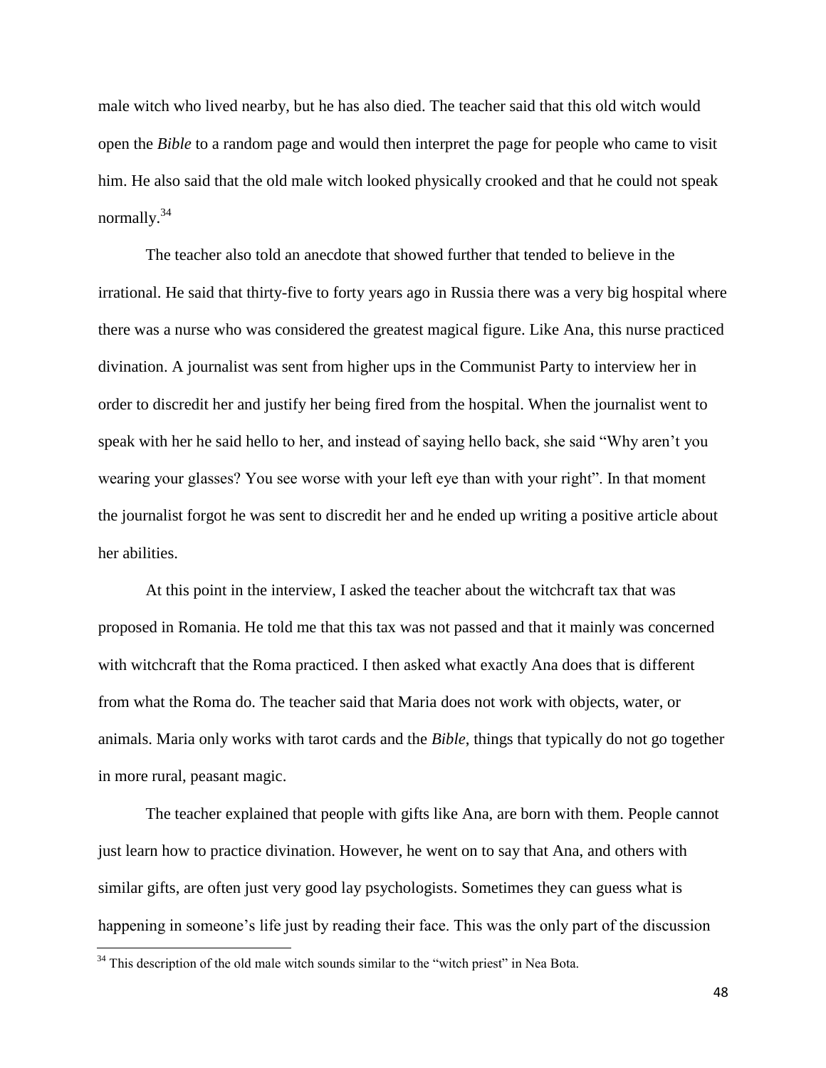male witch who lived nearby, but he has also died. The teacher said that this old witch would open the *Bible* to a random page and would then interpret the page for people who came to visit him. He also said that the old male witch looked physically crooked and that he could not speak normally.[34]

The teacher also told an anecdote that showed further that tended to believe in the irrational. He said that thirty-five to forty years ago in Russia there was a very big hospital where there was a nurse who was considered the greatest magical figure. Like Ana, this nurse practiced divination. A journalist was sent from higher ups in the Communist Party to interview her in order to discredit her and justify her being fired from the hospital. When the journalist went to speak with her he said hello to her, and instead of saying hello back, she said "Why aren't you wearing your glasses? You see worse with your left eye than with your right". In that moment the journalist forgot he was sent to discredit her and he ended up writing a positive article about her abilities.

At this point in the interview, I asked the teacher about the witchcraft tax that was proposed in Romania. He told me that this tax was not passed and that it mainly was concerned with witchcraft that the Roma practiced. I then asked what exactly Ana does that is different from what the Roma do. The teacher said that Maria does not work with objects, water, or animals. Maria only works with tarot cards and the *Bible*, things that typically do not go together in more rural, peasant magic.

The teacher explained that people with gifts like Ana, are born with them. People cannot just learn how to practice divination. However, he went on to say that Ana, and others with similar gifts, are often just very good lay psychologists. Sometimes they can guess what is happening in someone's life just by reading their face. This was the only part of the discussion

[34] This description of the old male witch sounds similar to the "witch priest" in Nea Bota.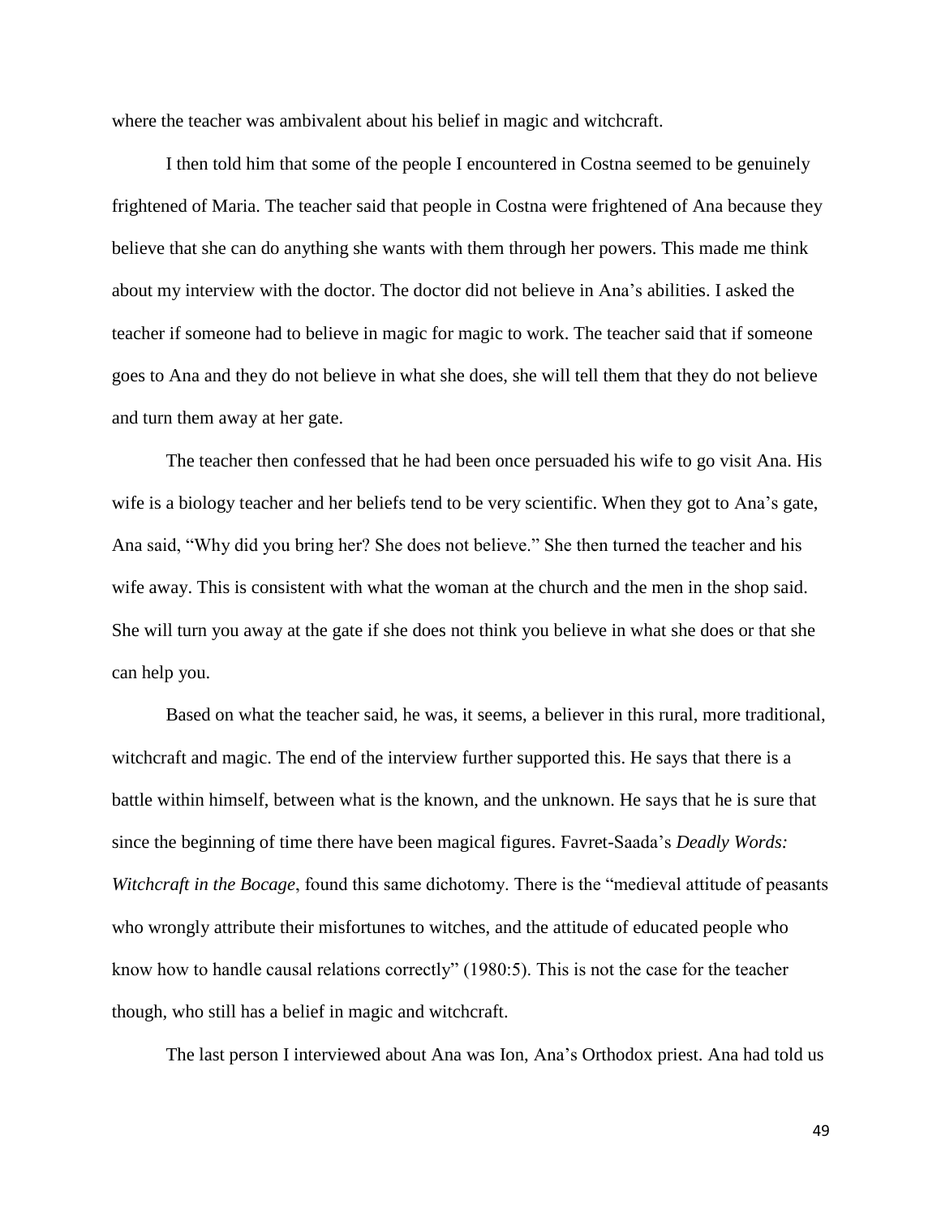where the teacher was ambivalent about his belief in magic and witchcraft.

I then told him that some of the people I encountered in Costna seemed to be genuinely frightened of Maria. The teacher said that people in Costna were frightened of Ana because they believe that she can do anything she wants with them through her powers. This made me think about my interview with the doctor. The doctor did not believe in Ana's abilities. I asked the teacher if someone had to believe in magic for magic to work. The teacher said that if someone goes to Ana and they do not believe in what she does, she will tell them that they do not believe and turn them away at her gate.

The teacher then confessed that he had been once persuaded his wife to go visit Ana. His wife is a biology teacher and her beliefs tend to be very scientific. When they got to Ana's gate, Ana said, "Why did you bring her? She does not believe." She then turned the teacher and his wife away. This is consistent with what the woman at the church and the men in the shop said. She will turn you away at the gate if she does not think you believe in what she does or that she can help you.

Based on what the teacher said, he was, it seems, a believer in this rural, more traditional, witchcraft and magic. The end of the interview further supported this. He says that there is a battle within himself, between what is the known, and the unknown. He says that he is sure that since the beginning of time there have been magical figures. Favret-Saada's *Deadly Words: Witchcraft in the Bocage*, found this same dichotomy. There is the "medieval attitude of peasants who wrongly attribute their misfortunes to witches, and the attitude of educated people who know how to handle causal relations correctly" (1980:5). This is not the case for the teacher though, who still has a belief in magic and witchcraft.

The last person I interviewed about Ana was Ion, Ana's Orthodox priest. Ana had told us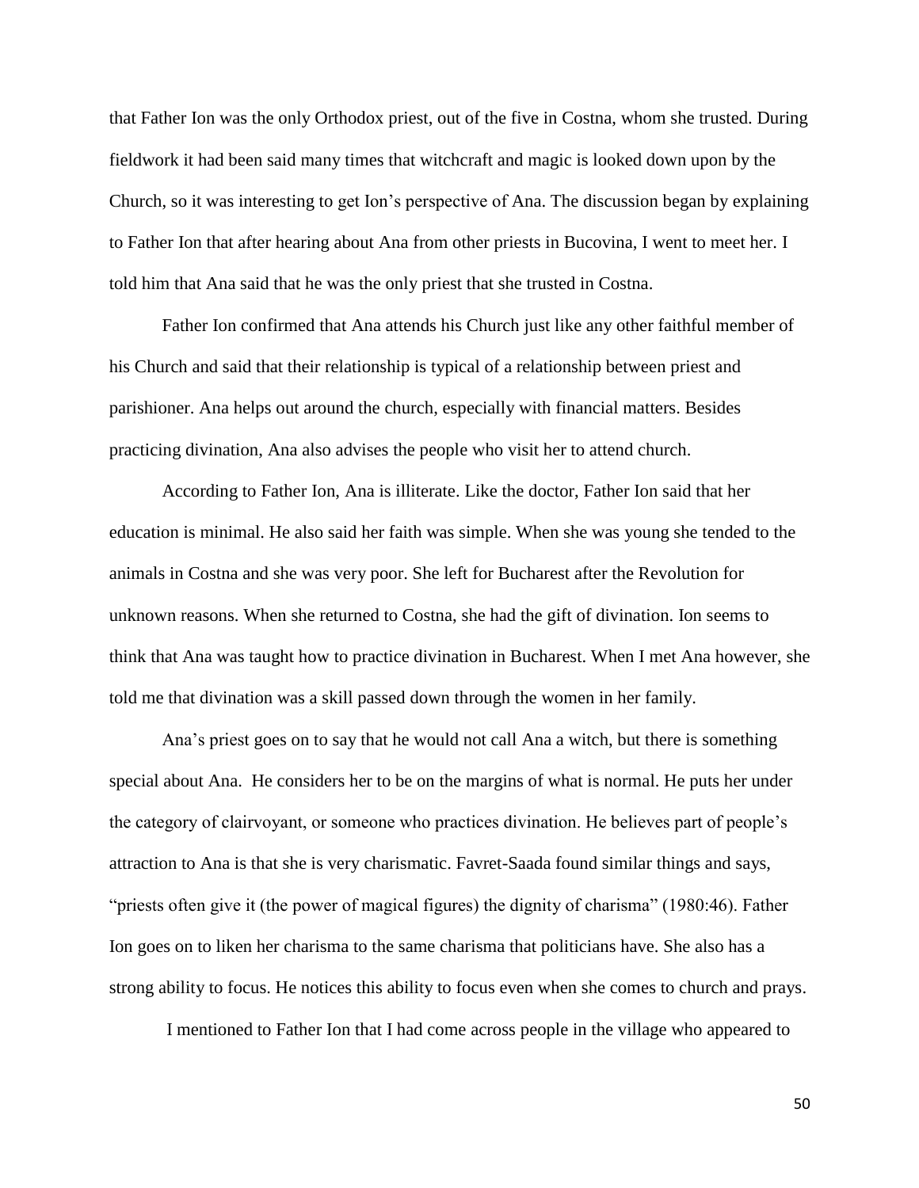that Father Ion was the only Orthodox priest, out of the five in Costna, whom she trusted. During fieldwork it had been said many times that witchcraft and magic is looked down upon by the Church, so it was interesting to get Ion's perspective of Ana. The discussion began by explaining to Father Ion that after hearing about Ana from other priests in Bucovina, I went to meet her. I told him that Ana said that he was the only priest that she trusted in Costna.

Father Ion confirmed that Ana attends his Church just like any other faithful member of his Church and said that their relationship is typical of a relationship between priest and parishioner. Ana helps out around the church, especially with financial matters. Besides practicing divination, Ana also advises the people who visit her to attend church.

According to Father Ion, Ana is illiterate. Like the doctor, Father Ion said that her education is minimal. He also said her faith was simple. When she was young she tended to the animals in Costna and she was very poor. She left for Bucharest after the Revolution for unknown reasons. When she returned to Costna, she had the gift of divination. Ion seems to think that Ana was taught how to practice divination in Bucharest. When I met Ana however, she told me that divination was a skill passed down through the women in her family.

Ana's priest goes on to say that he would not call Ana a witch, but there is something special about Ana. He considers her to be on the margins of what is normal. He puts her under the category of clairvoyant, or someone who practices divination. He believes part of people's attraction to Ana is that she is very charismatic. Favret-Saada found similar things and says, "priests often give it (the power of magical figures) the dignity of charisma" (1980:46). Father Ion goes on to liken her charisma to the same charisma that politicians have. She also has a strong ability to focus. He notices this ability to focus even when she comes to church and prays.

I mentioned to Father Ion that I had come across people in the village who appeared to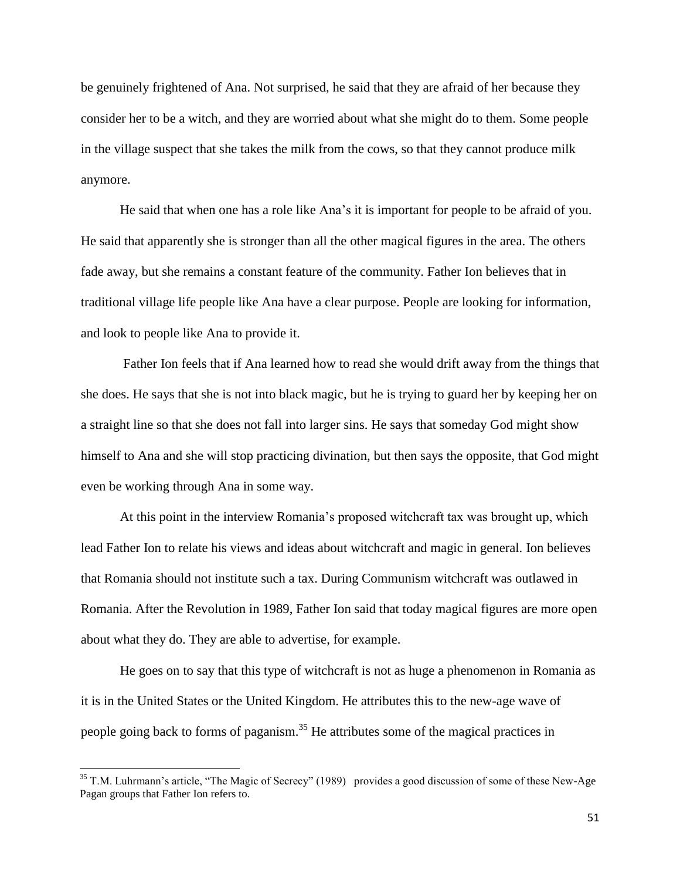be genuinely frightened of Ana. Not surprised, he said that they are afraid of her because they consider her to be a witch, and they are worried about what she might do to them. Some people in the village suspect that she takes the milk from the cows, so that they cannot produce milk anymore.

He said that when one has a role like Ana's it is important for people to be afraid of you. He said that apparently she is stronger than all the other magical figures in the area. The others fade away, but she remains a constant feature of the community. Father Ion believes that in traditional village life people like Ana have a clear purpose. People are looking for information, and look to people like Ana to provide it.

Father Ion feels that if Ana learned how to read she would drift away from the things that she does. He says that she is not into black magic, but he is trying to guard her by keeping her on a straight line so that she does not fall into larger sins. He says that someday God might show himself to Ana and she will stop practicing divination, but then says the opposite, that God might even be working through Ana in some way.

At this point in the interview Romania's proposed witchcraft tax was brought up, which lead Father Ion to relate his views and ideas about witchcraft and magic in general. Ion believes that Romania should not institute such a tax. During Communism witchcraft was outlawed in Romania. After the Revolution in 1989, Father Ion said that today magical figures are more open about what they do. They are able to advertise, for example.

He goes on to say that this type of witchcraft is not as huge a phenomenon in Romania as it is in the United States or the United Kingdom. He attributes this to the new-age wave of people going back to forms of paganism.[35] He attributes some of the magical practices in

---

[35] T.M. Luhrmann's article, "The Magic of Secrecy" (1989) provides a good discussion of some of these New-Age Pagan groups that Father Ion refers to.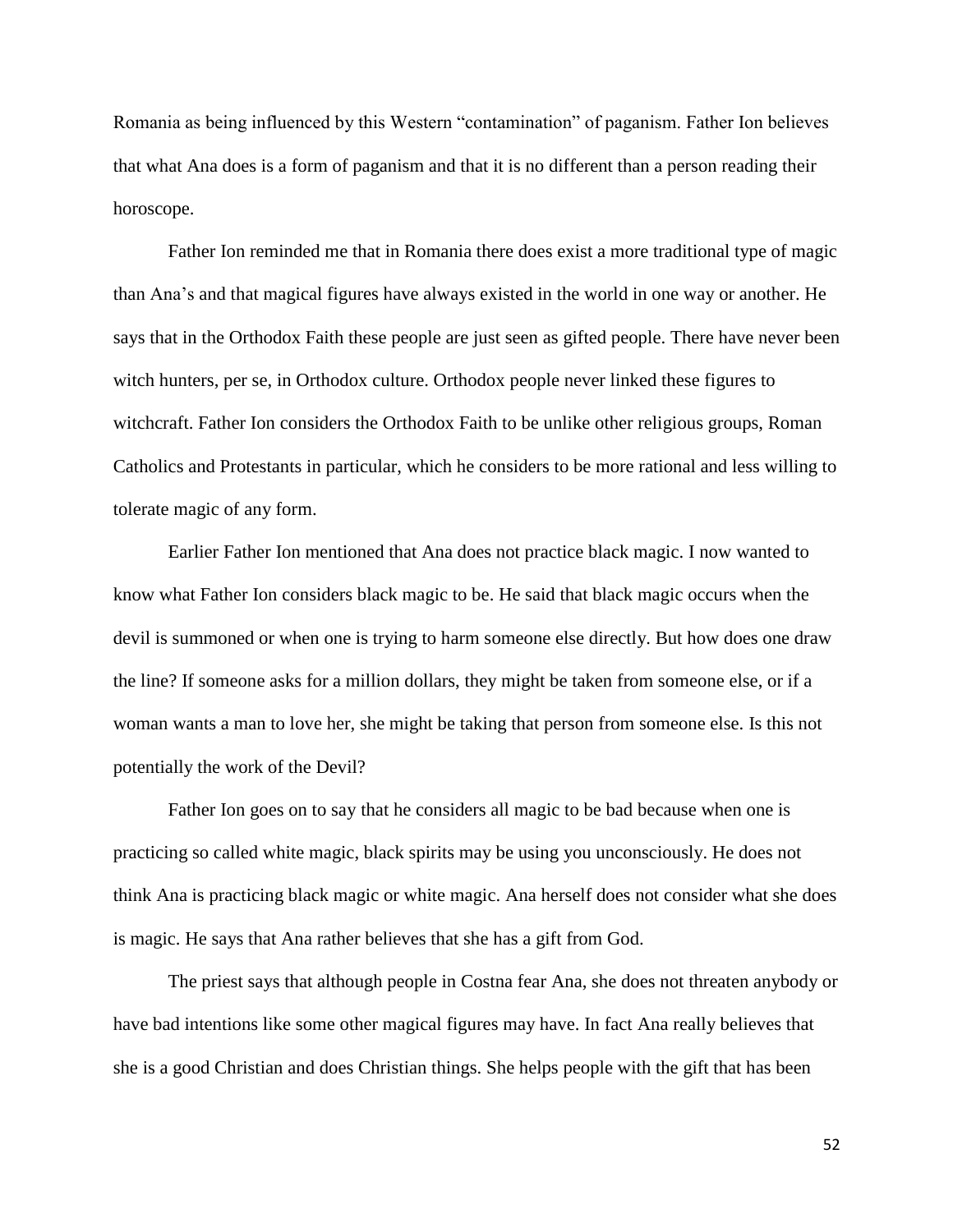Romania as being influenced by this Western "contamination" of paganism. Father Ion believes that what Ana does is a form of paganism and that it is no different than a person reading their horoscope.

Father Ion reminded me that in Romania there does exist a more traditional type of magic than Ana's and that magical figures have always existed in the world in one way or another. He says that in the Orthodox Faith these people are just seen as gifted people. There have never been witch hunters, per se, in Orthodox culture. Orthodox people never linked these figures to witchcraft. Father Ion considers the Orthodox Faith to be unlike other religious groups, Roman Catholics and Protestants in particular, which he considers to be more rational and less willing to tolerate magic of any form.

Earlier Father Ion mentioned that Ana does not practice black magic. I now wanted to know what Father Ion considers black magic to be. He said that black magic occurs when the devil is summoned or when one is trying to harm someone else directly. But how does one draw the line? If someone asks for a million dollars, they might be taken from someone else, or if a woman wants a man to love her, she might be taking that person from someone else. Is this not potentially the work of the Devil?

Father Ion goes on to say that he considers all magic to be bad because when one is practicing so called white magic, black spirits may be using you unconsciously. He does not think Ana is practicing black magic or white magic. Ana herself does not consider what she does is magic. He says that Ana rather believes that she has a gift from God.

The priest says that although people in Costna fear Ana, she does not threaten anybody or have bad intentions like some other magical figures may have. In fact Ana really believes that she is a good Christian and does Christian things. She helps people with the gift that has been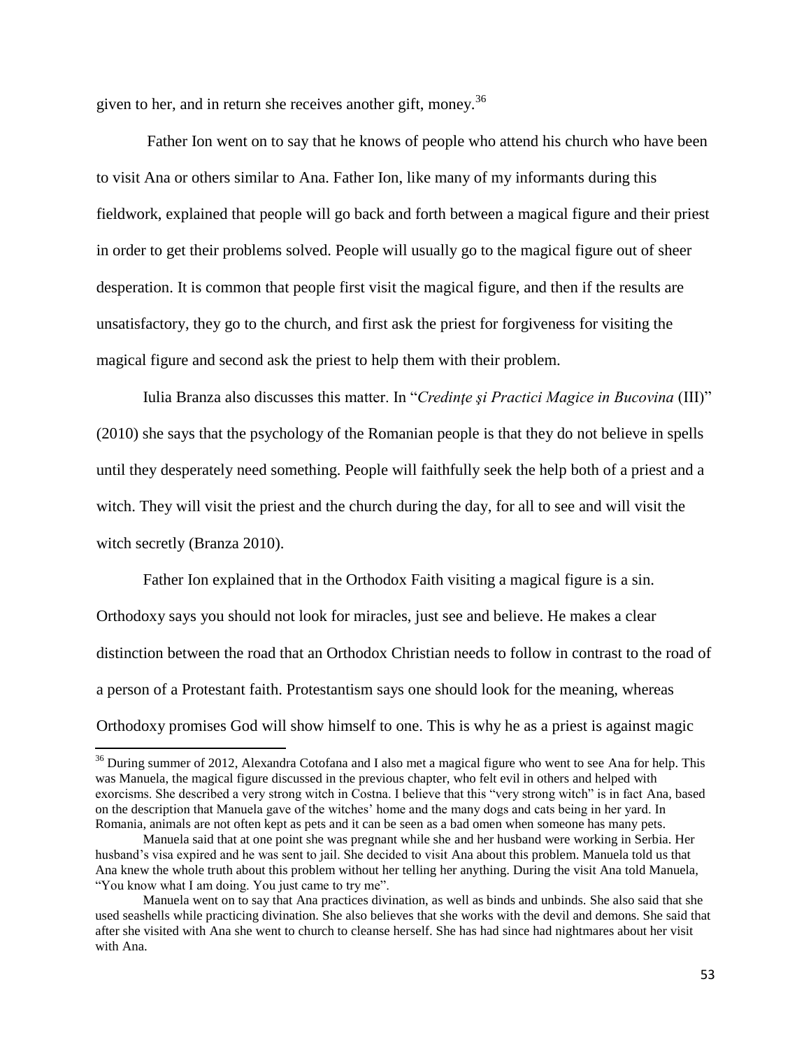given to her, and in return she receives another gift, money.[36]

Father Ion went on to say that he knows of people who attend his church who have been to visit Ana or others similar to Ana. Father Ion, like many of my informants during this fieldwork, explained that people will go back and forth between a magical figure and their priest in order to get their problems solved. People will usually go to the magical figure out of sheer desperation. It is common that people first visit the magical figure, and then if the results are unsatisfactory, they go to the church, and first ask the priest for forgiveness for visiting the magical figure and second ask the priest to help them with their problem.

Iulia Branza also discusses this matter. In "*Credinţe şi Practici Magice in Bucovina* (III)" (2010) she says that the psychology of the Romanian people is that they do not believe in spells until they desperately need something. People will faithfully seek the help both of a priest and a witch. They will visit the priest and the church during the day, for all to see and will visit the witch secretly (Branza 2010).

Father Ion explained that in the Orthodox Faith visiting a magical figure is a sin. Orthodoxy says you should not look for miracles, just see and believe. He makes a clear distinction between the road that an Orthodox Christian needs to follow in contrast to the road of a person of a Protestant faith. Protestantism says one should look for the meaning, whereas Orthodoxy promises God will show himself to one. This is why he as a priest is against magic

---

[36] During summer of 2012, Alexandra Cotofana and I also met a magical figure who went to see Ana for help. This was Manuela, the magical figure discussed in the previous chapter, who felt evil in others and helped with exorcisms. She described a very strong witch in Costna. I believe that this "very strong witch" is in fact Ana, based on the description that Manuela gave of the witches' home and the many dogs and cats being in her yard. In Romania, animals are not often kept as pets and it can be seen as a bad omen when someone has many pets.

Manuela said that at one point she was pregnant while she and her husband were working in Serbia. Her husband's visa expired and he was sent to jail. She decided to visit Ana about this problem. Manuela told us that Ana knew the whole truth about this problem without her telling her anything. During the visit Ana told Manuela, "You know what I am doing. You just came to try me".

Manuela went on to say that Ana practices divination, as well as binds and unbinds. She also said that she used seashells while practicing divination. She also believes that she works with the devil and demons. She said that after she visited with Ana she went to church to cleanse herself. She has had since had nightmares about her visit with Ana.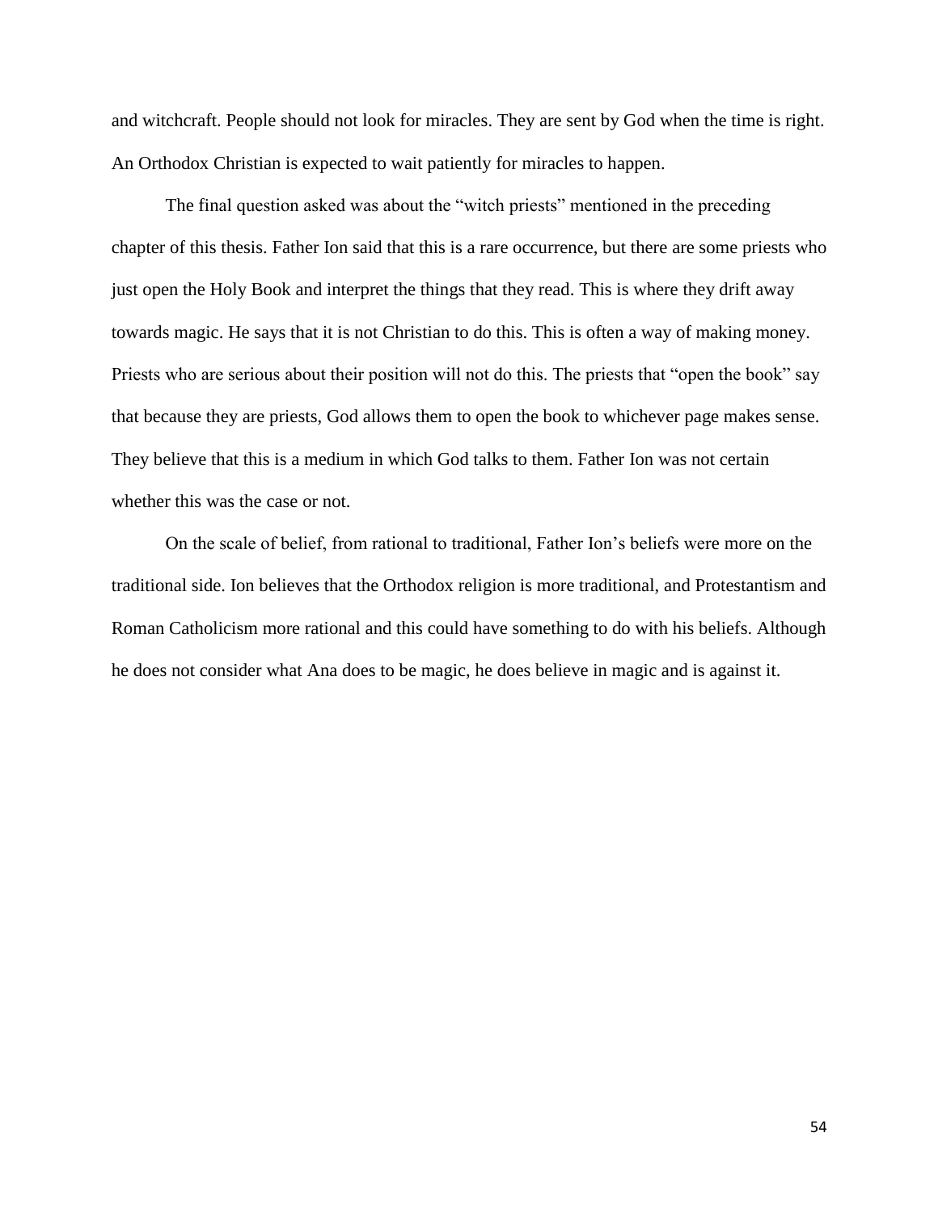and witchcraft. People should not look for miracles. They are sent by God when the time is right. An Orthodox Christian is expected to wait patiently for miracles to happen.

The final question asked was about the "witch priests" mentioned in the preceding chapter of this thesis. Father Ion said that this is a rare occurrence, but there are some priests who just open the Holy Book and interpret the things that they read. This is where they drift away towards magic. He says that it is not Christian to do this. This is often a way of making money. Priests who are serious about their position will not do this. The priests that "open the book" say that because they are priests, God allows them to open the book to whichever page makes sense. They believe that this is a medium in which God talks to them. Father Ion was not certain whether this was the case or not.

On the scale of belief, from rational to traditional, Father Ion's beliefs were more on the traditional side. Ion believes that the Orthodox religion is more traditional, and Protestantism and Roman Catholicism more rational and this could have something to do with his beliefs. Although he does not consider what Ana does to be magic, he does believe in magic and is against it.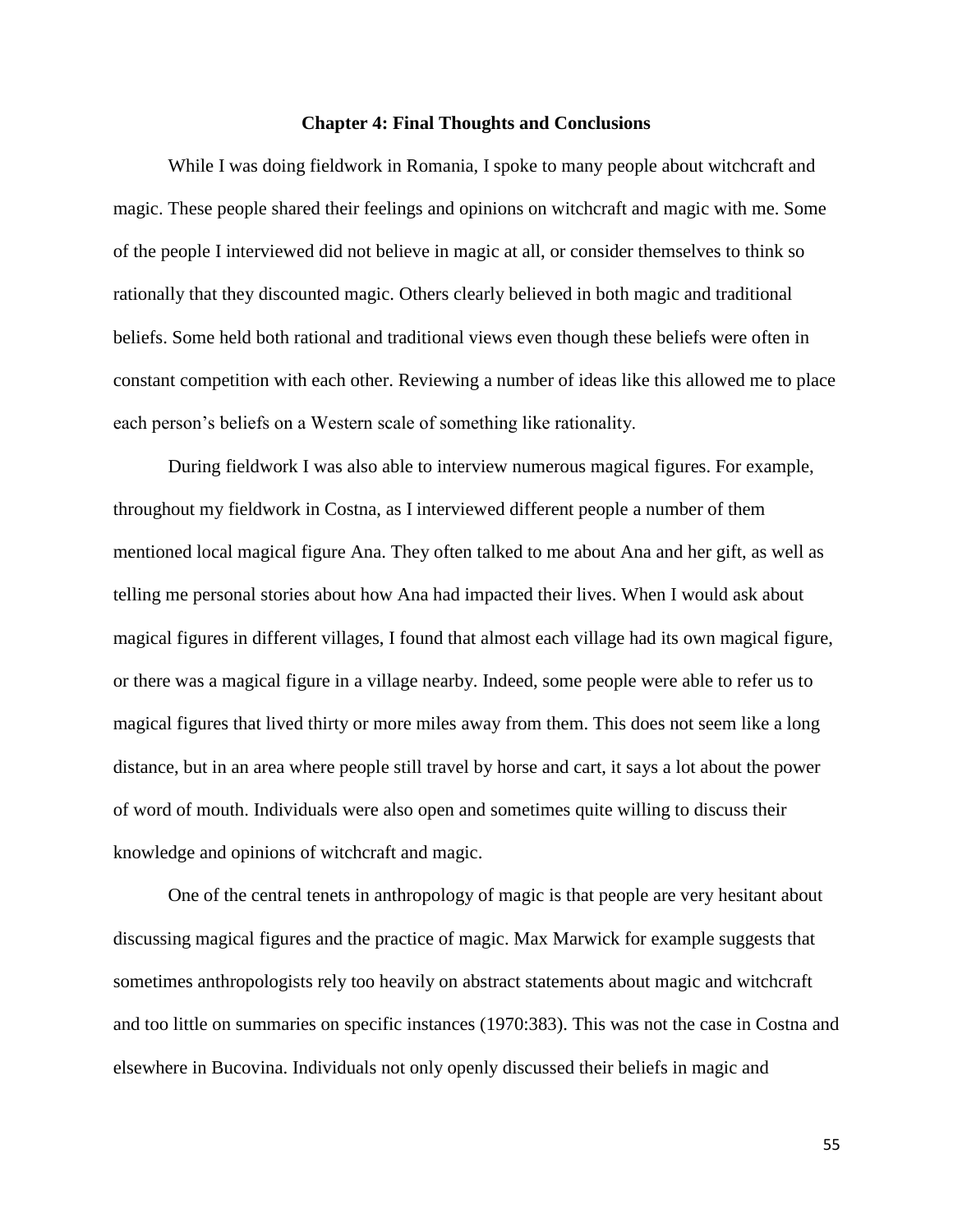## Chapter 4: Final Thoughts and Conclusions

While I was doing fieldwork in Romania, I spoke to many people about witchcraft and magic. These people shared their feelings and opinions on witchcraft and magic with me. Some of the people I interviewed did not believe in magic at all, or consider themselves to think so rationally that they discounted magic. Others clearly believed in both magic and traditional beliefs. Some held both rational and traditional views even though these beliefs were often in constant competition with each other. Reviewing a number of ideas like this allowed me to place each person's beliefs on a Western scale of something like rationality.

During fieldwork I was also able to interview numerous magical figures. For example, throughout my fieldwork in Costna, as I interviewed different people a number of them mentioned local magical figure Ana. They often talked to me about Ana and her gift, as well as telling me personal stories about how Ana had impacted their lives. When I would ask about magical figures in different villages, I found that almost each village had its own magical figure, or there was a magical figure in a village nearby. Indeed, some people were able to refer us to magical figures that lived thirty or more miles away from them. This does not seem like a long distance, but in an area where people still travel by horse and cart, it says a lot about the power of word of mouth. Individuals were also open and sometimes quite willing to discuss their knowledge and opinions of witchcraft and magic.

One of the central tenets in anthropology of magic is that people are very hesitant about discussing magical figures and the practice of magic. Max Marwick for example suggests that sometimes anthropologists rely too heavily on abstract statements about magic and witchcraft and too little on summaries on specific instances (1970:383). This was not the case in Costna and elsewhere in Bucovina. Individuals not only openly discussed their beliefs in magic and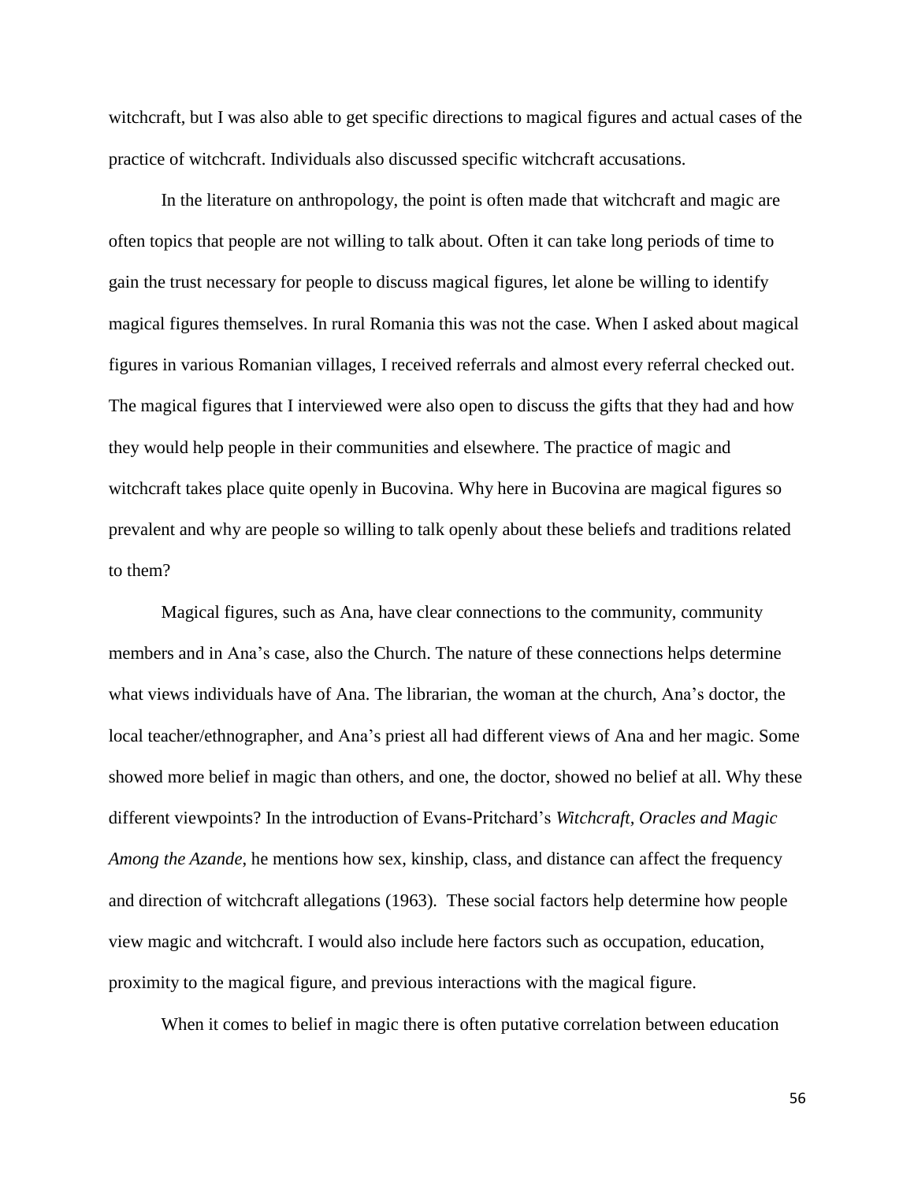witchcraft, but I was also able to get specific directions to magical figures and actual cases of the practice of witchcraft. Individuals also discussed specific witchcraft accusations.

In the literature on anthropology, the point is often made that witchcraft and magic are often topics that people are not willing to talk about. Often it can take long periods of time to gain the trust necessary for people to discuss magical figures, let alone be willing to identify magical figures themselves. In rural Romania this was not the case. When I asked about magical figures in various Romanian villages, I received referrals and almost every referral checked out. The magical figures that I interviewed were also open to discuss the gifts that they had and how they would help people in their communities and elsewhere. The practice of magic and witchcraft takes place quite openly in Bucovina. Why here in Bucovina are magical figures so prevalent and why are people so willing to talk openly about these beliefs and traditions related to them?

Magical figures, such as Ana, have clear connections to the community, community members and in Ana's case, also the Church. The nature of these connections helps determine what views individuals have of Ana. The librarian, the woman at the church, Ana's doctor, the local teacher/ethnographer, and Ana's priest all had different views of Ana and her magic. Some showed more belief in magic than others, and one, the doctor, showed no belief at all. Why these different viewpoints? In the introduction of Evans-Pritchard's *Witchcraft, Oracles and Magic Among the Azande*, he mentions how sex, kinship, class, and distance can affect the frequency and direction of witchcraft allegations (1963). These social factors help determine how people view magic and witchcraft. I would also include here factors such as occupation, education, proximity to the magical figure, and previous interactions with the magical figure.

When it comes to belief in magic there is often putative correlation between education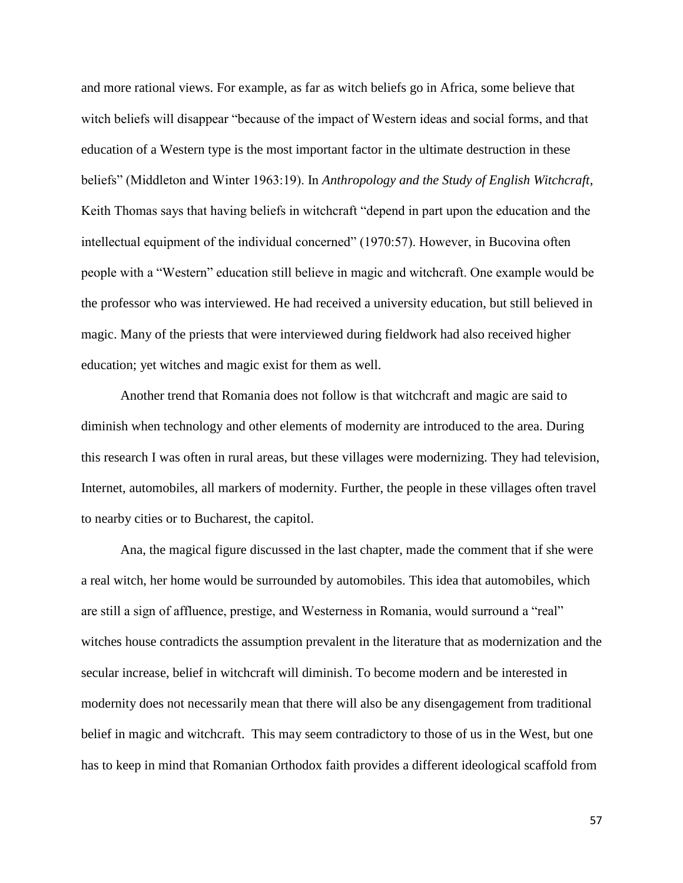and more rational views. For example, as far as witch beliefs go in Africa, some believe that witch beliefs will disappear "because of the impact of Western ideas and social forms, and that education of a Western type is the most important factor in the ultimate destruction in these beliefs" (Middleton and Winter 1963:19). In *Anthropology and the Study of English Witchcraft*, Keith Thomas says that having beliefs in witchcraft "depend in part upon the education and the intellectual equipment of the individual concerned" (1970:57). However, in Bucovina often people with a "Western" education still believe in magic and witchcraft. One example would be the professor who was interviewed. He had received a university education, but still believed in magic. Many of the priests that were interviewed during fieldwork had also received higher education; yet witches and magic exist for them as well.

Another trend that Romania does not follow is that witchcraft and magic are said to diminish when technology and other elements of modernity are introduced to the area. During this research I was often in rural areas, but these villages were modernizing. They had television, Internet, automobiles, all markers of modernity. Further, the people in these villages often travel to nearby cities or to Bucharest, the capitol.

Ana, the magical figure discussed in the last chapter, made the comment that if she were a real witch, her home would be surrounded by automobiles. This idea that automobiles, which are still a sign of affluence, prestige, and Westerness in Romania, would surround a "real" witches house contradicts the assumption prevalent in the literature that as modernization and the secular increase, belief in witchcraft will diminish. To become modern and be interested in modernity does not necessarily mean that there will also be any disengagement from traditional belief in magic and witchcraft. This may seem contradictory to those of us in the West, but one has to keep in mind that Romanian Orthodox faith provides a different ideological scaffold from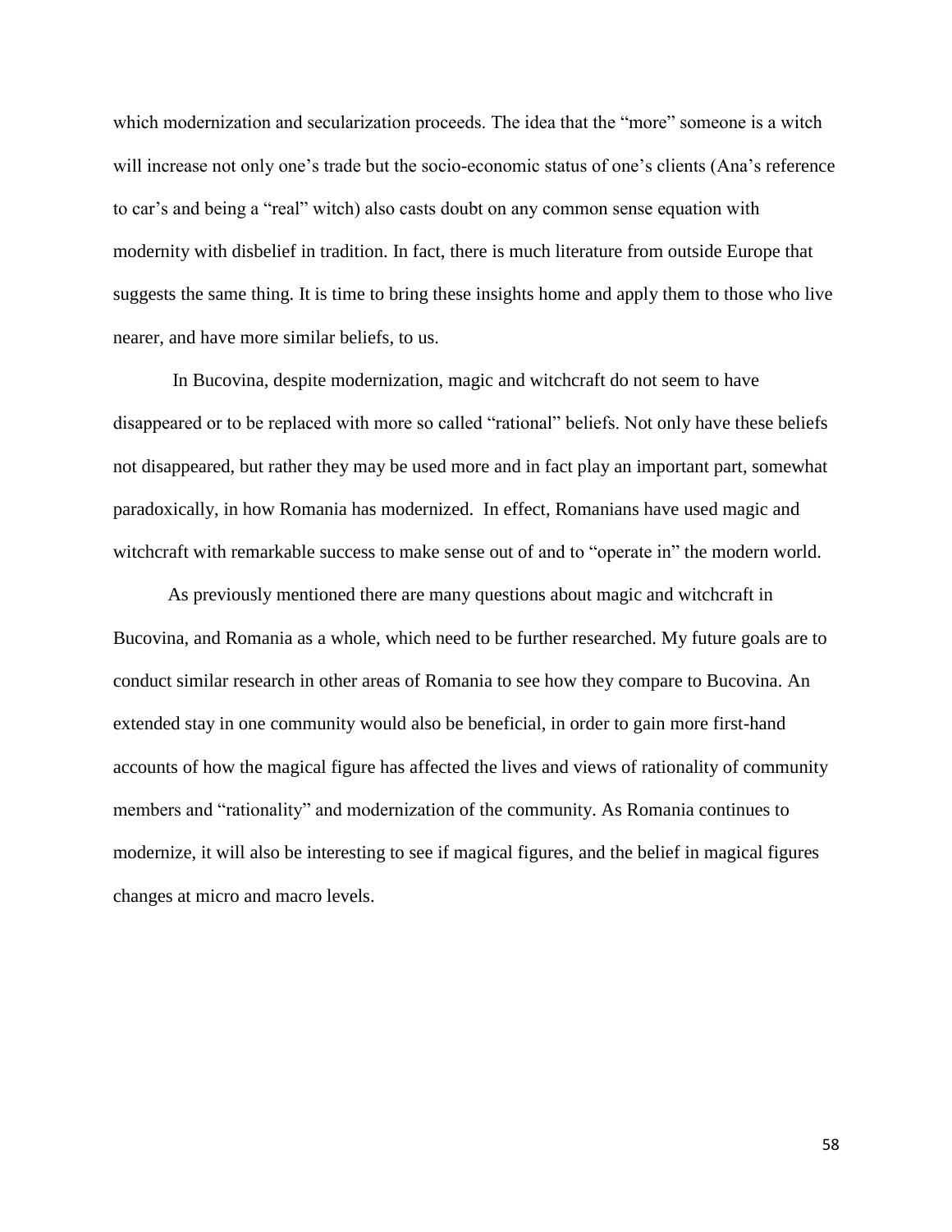which modernization and secularization proceeds. The idea that the "more" someone is a witch will increase not only one's trade but the socio-economic status of one's clients (Ana's reference to car's and being a "real" witch) also casts doubt on any common sense equation with modernity with disbelief in tradition. In fact, there is much literature from outside Europe that suggests the same thing. It is time to bring these insights home and apply them to those who live nearer, and have more similar beliefs, to us.

In Bucovina, despite modernization, magic and witchcraft do not seem to have disappeared or to be replaced with more so called "rational" beliefs. Not only have these beliefs not disappeared, but rather they may be used more and in fact play an important part, somewhat paradoxically, in how Romania has modernized. In effect, Romanians have used magic and witchcraft with remarkable success to make sense out of and to "operate in" the modern world.

As previously mentioned there are many questions about magic and witchcraft in Bucovina, and Romania as a whole, which need to be further researched. My future goals are to conduct similar research in other areas of Romania to see how they compare to Bucovina. An extended stay in one community would also be beneficial, in order to gain more first-hand accounts of how the magical figure has affected the lives and views of rationality of community members and "rationality" and modernization of the community. As Romania continues to modernize, it will also be interesting to see if magical figures, and the belief in magical figures changes at micro and macro levels.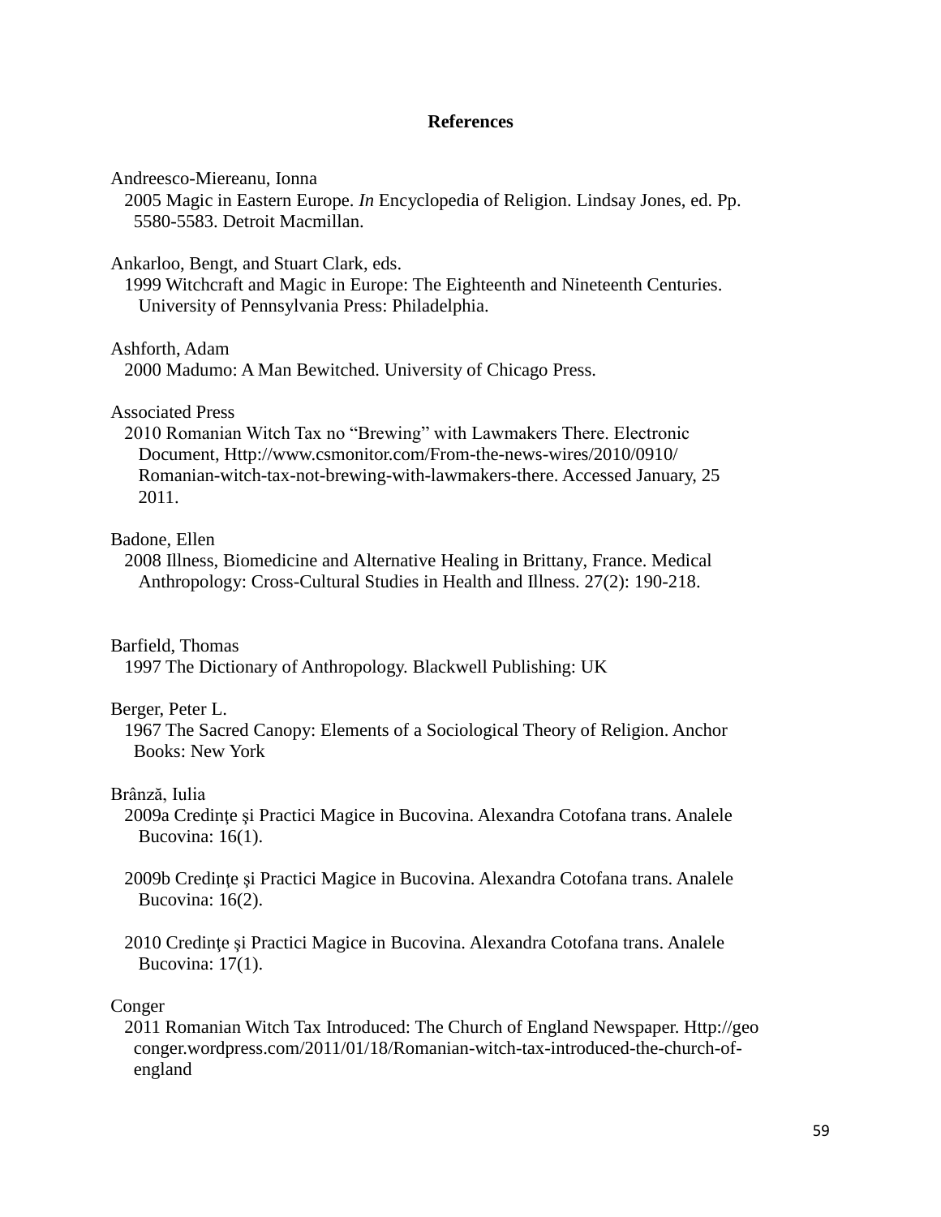## References

Andreesco-Miereanu, Ionna
2005 Magic in Eastern Europe. *In* Encyclopedia of Religion. Lindsay Jones, ed. Pp. 5580-5583. Detroit Macmillan.

Ankarloo, Bengt, and Stuart Clark, eds.
1999 Witchcraft and Magic in Europe: The Eighteenth and Nineteenth Centuries. University of Pennsylvania Press: Philadelphia.

Ashforth, Adam
2000 Madumo: A Man Bewitched. University of Chicago Press.

Associated Press
2010 Romanian Witch Tax no "Brewing" with Lawmakers There. Electronic Document, Http://www.csmonitor.com/From-the-news-wires/2010/0910/Romanian-witch-tax-not-brewing-with-lawmakers-there. Accessed January, 25 2011.

Badone, Ellen
2008 Illness, Biomedicine and Alternative Healing in Brittany, France. Medical Anthropology: Cross-Cultural Studies in Health and Illness. 27(2): 190-218.

Barfield, Thomas
1997 The Dictionary of Anthropology. Blackwell Publishing: UK

Berger, Peter L.
1967 The Sacred Canopy: Elements of a Sociological Theory of Religion. Anchor Books: New York

Brânză, Iulia
2009a Credinţe şi Practici Magice in Bucovina. Alexandra Cotofana trans. Analele Bucovina: 16(1).

2009b Credinţe şi Practici Magice in Bucovina. Alexandra Cotofana trans. Analele Bucovina: 16(2).

2010 Credinţe şi Practici Magice in Bucovina. Alexandra Cotofana trans. Analele Bucovina: 17(1).

Conger
2011 Romanian Witch Tax Introduced: The Church of England Newspaper. Http://geoconger.wordpress.com/2011/01/18/Romanian-witch-tax-introduced-the-church-of-england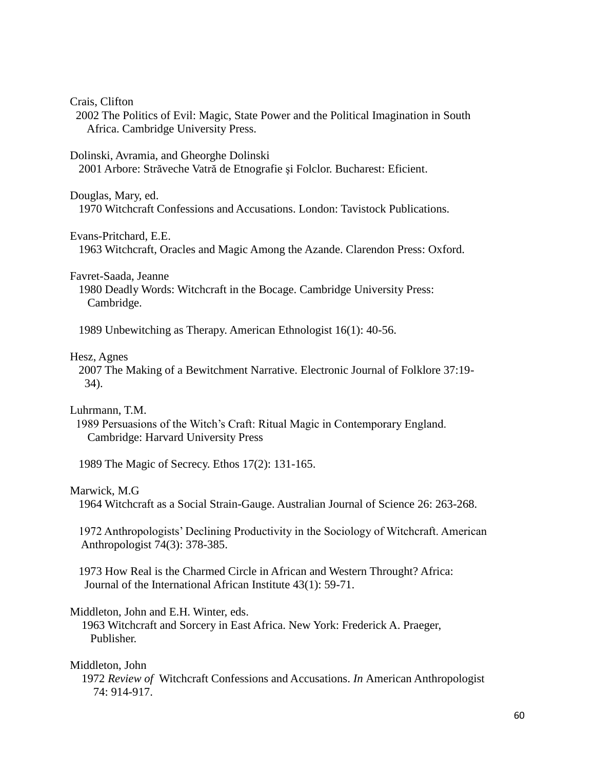Crais, Clifton
2002 The Politics of Evil: Magic, State Power and the Political Imagination in South Africa. Cambridge University Press.

Dolinski, Avramia, and Gheorghe Dolinski
2001 Arbore: Străveche Vatră de Etnografie şi Folclor. Bucharest: Eficient.

Douglas, Mary, ed.
1970 Witchcraft Confessions and Accusations. London: Tavistock Publications.

Evans-Pritchard, E.E.
1963 Witchcraft, Oracles and Magic Among the Azande. Clarendon Press: Oxford.

Favret-Saada, Jeanne
1980 Deadly Words: Witchcraft in the Bocage. Cambridge University Press: Cambridge.

1989 Unbewitching as Therapy. American Ethnologist 16(1): 40-56.

Hesz, Agnes
2007 The Making of a Bewitchment Narrative. Electronic Journal of Folklore 37:19-34).

Luhrmann, T.M.
1989 Persuasions of the Witch's Craft: Ritual Magic in Contemporary England. Cambridge: Harvard University Press

1989 The Magic of Secrecy. Ethos 17(2): 131-165.

Marwick, M.G
1964 Witchcraft as a Social Strain-Gauge. Australian Journal of Science 26: 263-268.

1972 Anthropologists' Declining Productivity in the Sociology of Witchcraft. American Anthropologist 74(3): 378-385.

1973 How Real is the Charmed Circle in African and Western Throught? Africa: Journal of the International African Institute 43(1): 59-71.

Middleton, John and E.H. Winter, eds.
1963 Witchcraft and Sorcery in East Africa. New York: Frederick A. Praeger, Publisher.

Middleton, John
1972 *Review of* Witchcraft Confessions and Accusations. *In* American Anthropologist 74: 914-917.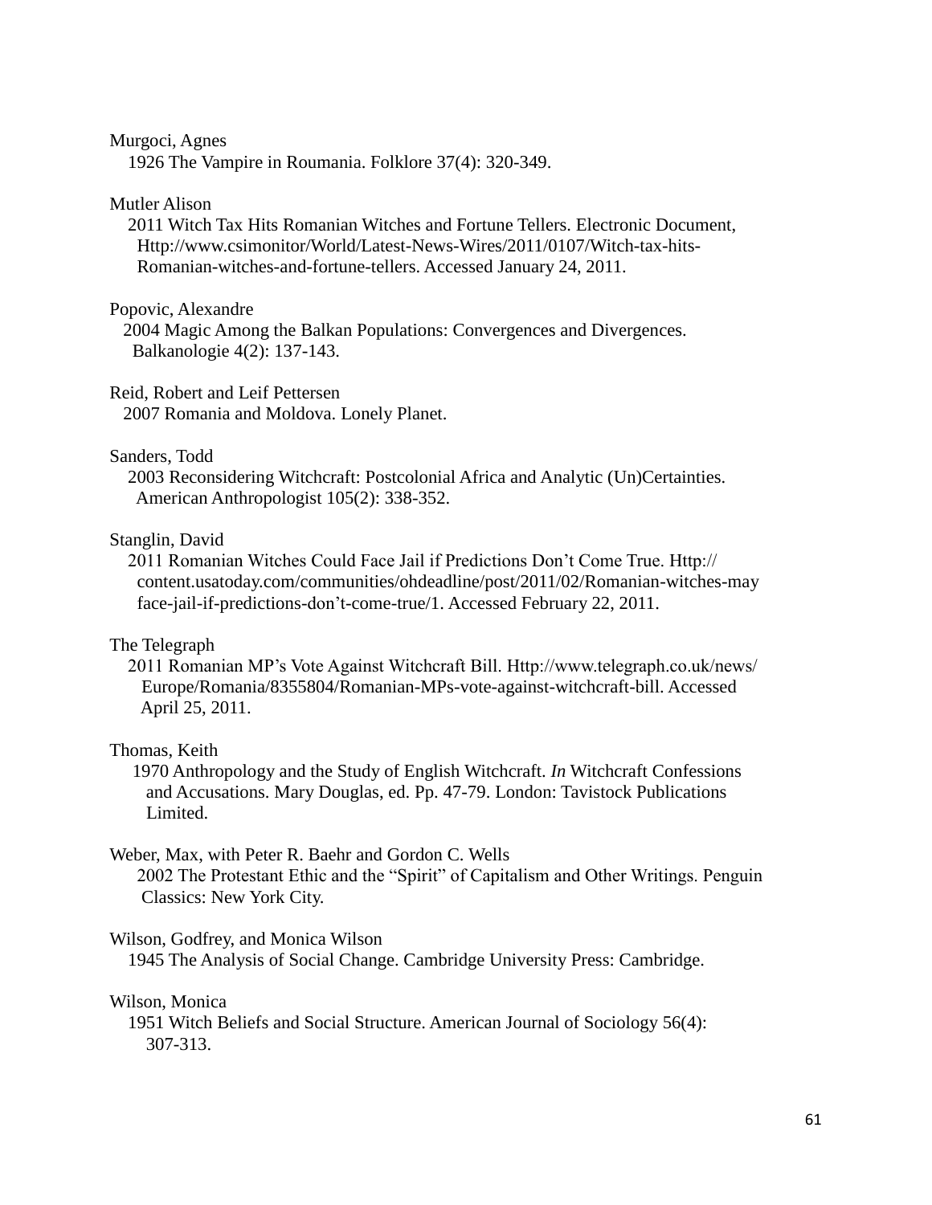Murgoci, Agnes
1926 The Vampire in Roumania. Folklore 37(4): 320-349.

Mutler Alison
2011 Witch Tax Hits Romanian Witches and Fortune Tellers. Electronic Document, Http://www.csimonitor/World/Latest-News-Wires/2011/0107/Witch-tax-hits-Romanian-witches-and-fortune-tellers. Accessed January 24, 2011.

Popovic, Alexandre
2004 Magic Among the Balkan Populations: Convergences and Divergences. Balkanologie 4(2): 137-143.

Reid, Robert and Leif Pettersen
2007 Romania and Moldova. Lonely Planet.

Sanders, Todd
2003 Reconsidering Witchcraft: Postcolonial Africa and Analytic (Un)Certainties. American Anthropologist 105(2): 338-352.

Stanglin, David
2011 Romanian Witches Could Face Jail if Predictions Don't Come True. Http://content.usatoday.com/communities/ohdeadline/post/2011/02/Romanian-witches-may face-jail-if-predictions-don't-come-true/1. Accessed February 22, 2011.

The Telegraph
2011 Romanian MP's Vote Against Witchcraft Bill. Http://www.telegraph.co.uk/news/Europe/Romania/8355804/Romanian-MPs-vote-against-witchcraft-bill. Accessed April 25, 2011.

Thomas, Keith
1970 Anthropology and the Study of English Witchcraft. *In* Witchcraft Confessions and Accusations. Mary Douglas, ed. Pp. 47-79. London: Tavistock Publications Limited.

Weber, Max, with Peter R. Baehr and Gordon C. Wells
2002 The Protestant Ethic and the "Spirit" of Capitalism and Other Writings. Penguin Classics: New York City.

Wilson, Godfrey, and Monica Wilson
1945 The Analysis of Social Change. Cambridge University Press: Cambridge.

Wilson, Monica
1951 Witch Beliefs and Social Structure. American Journal of Sociology 56(4): 307-313.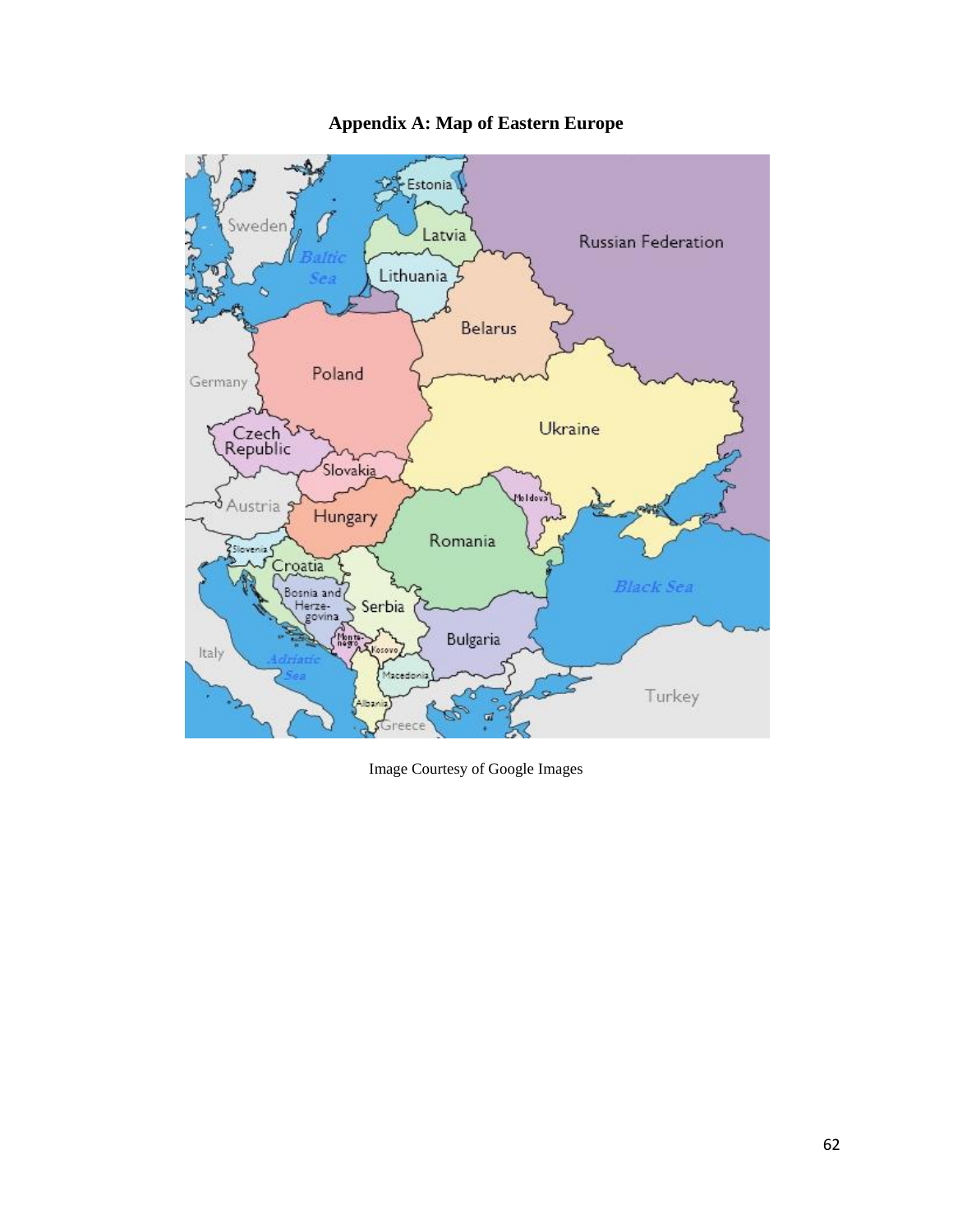# Appendix A: Map of Eastern Europe

Image Courtesy of Google Images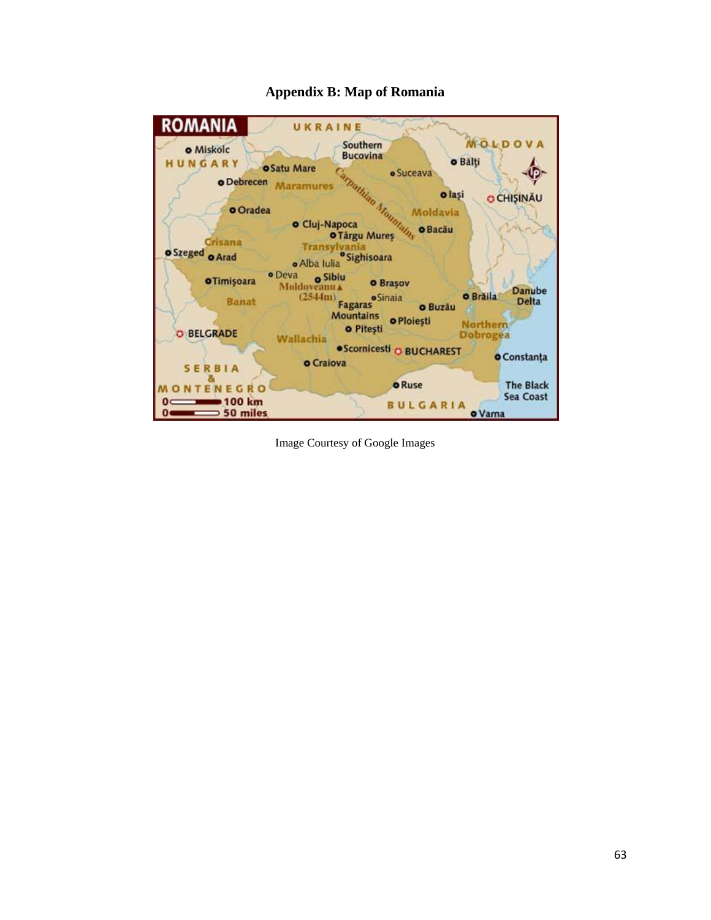## Appendix B: Map of Romania

Image Courtesy of Google Images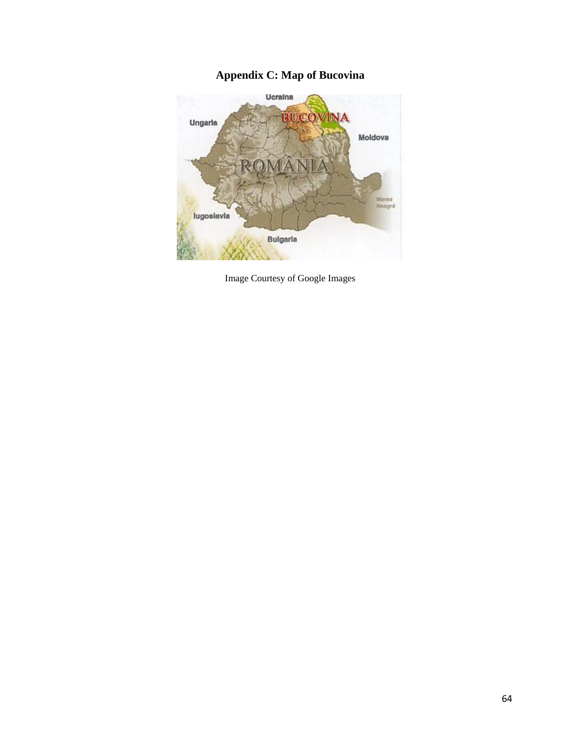## Appendix C: Map of Bucovina

Ucraina

Ungaria

BUCOVINA

Moldova

ROMÂNIA

Marea Neagră

Iugoslavia

Bulgaria

Image Courtesy of Google Images